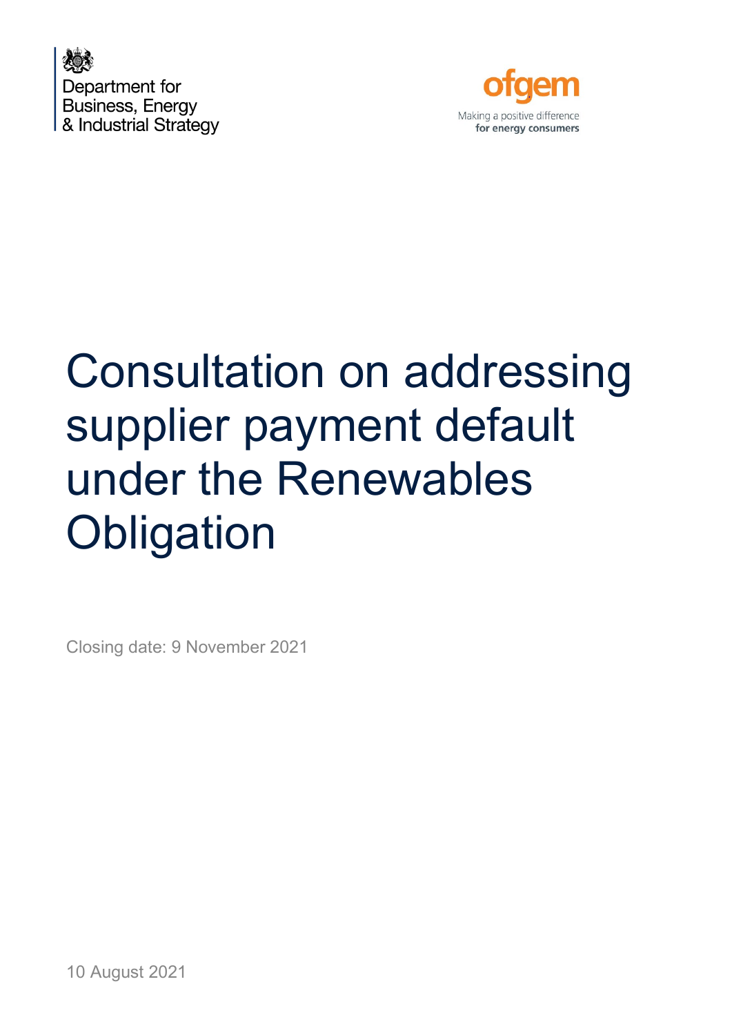Department for
Business, Energy
& Industrial Strategy

ofgem

Making a positive difference
for energy consumers

# Consultation on addressing supplier payment default under the Renewables Obligation

Closing date: 9 November 2021

10 August 2021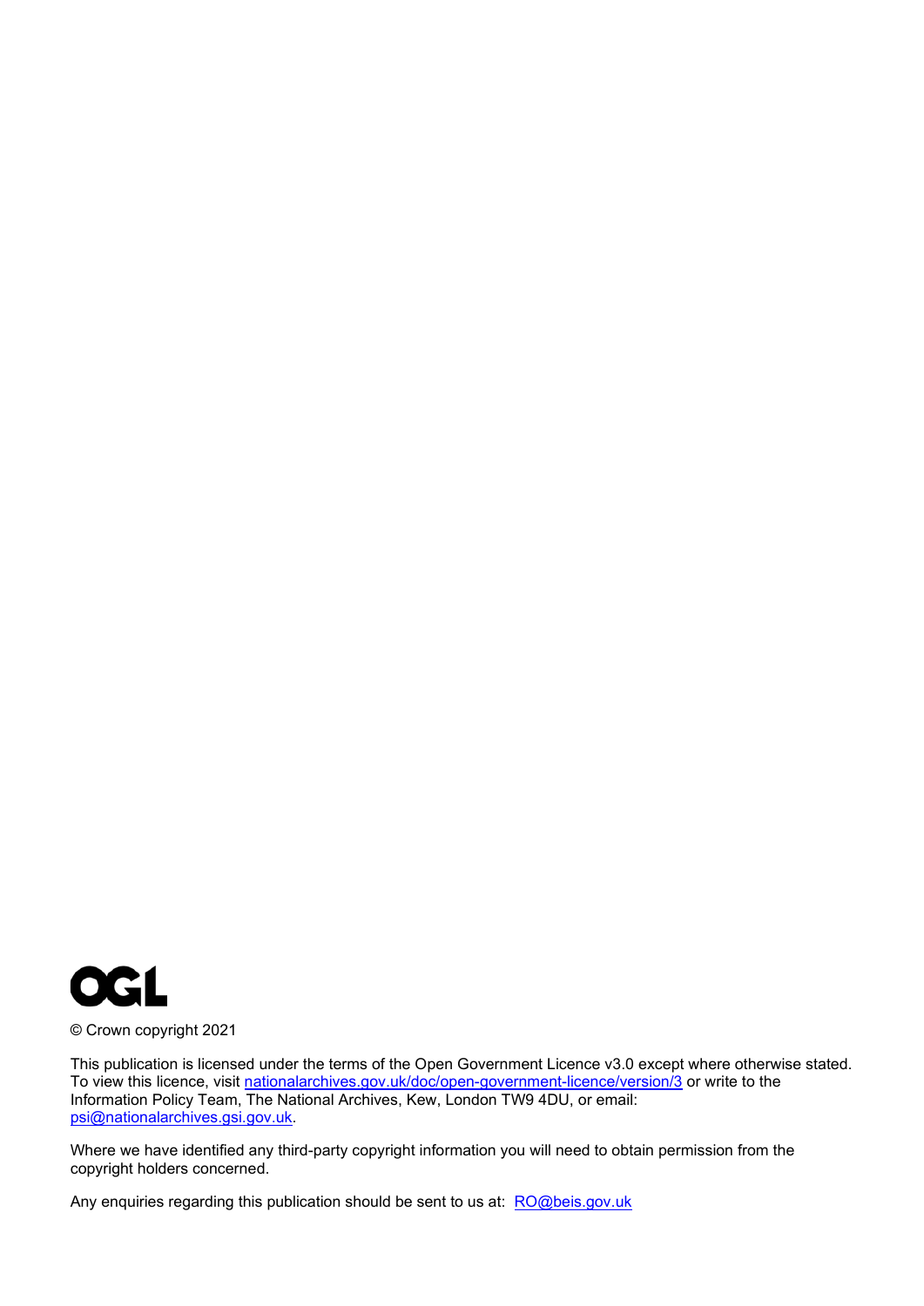OGL

© Crown copyright 2021

This publication is licensed under the terms of the Open Government Licence v3.0 except where otherwise stated. To view this licence, visit nationalarchives.gov.uk/doc/open-government-licence/version/3 or write to the Information Policy Team, The National Archives, Kew, London TW9 4DU, or email: psi@nationalarchives.gsi.gov.uk.

Where we have identified any third-party copyright information you will need to obtain permission from the copyright holders concerned.

Any enquiries regarding this publication should be sent to us at: RO@beis.gov.uk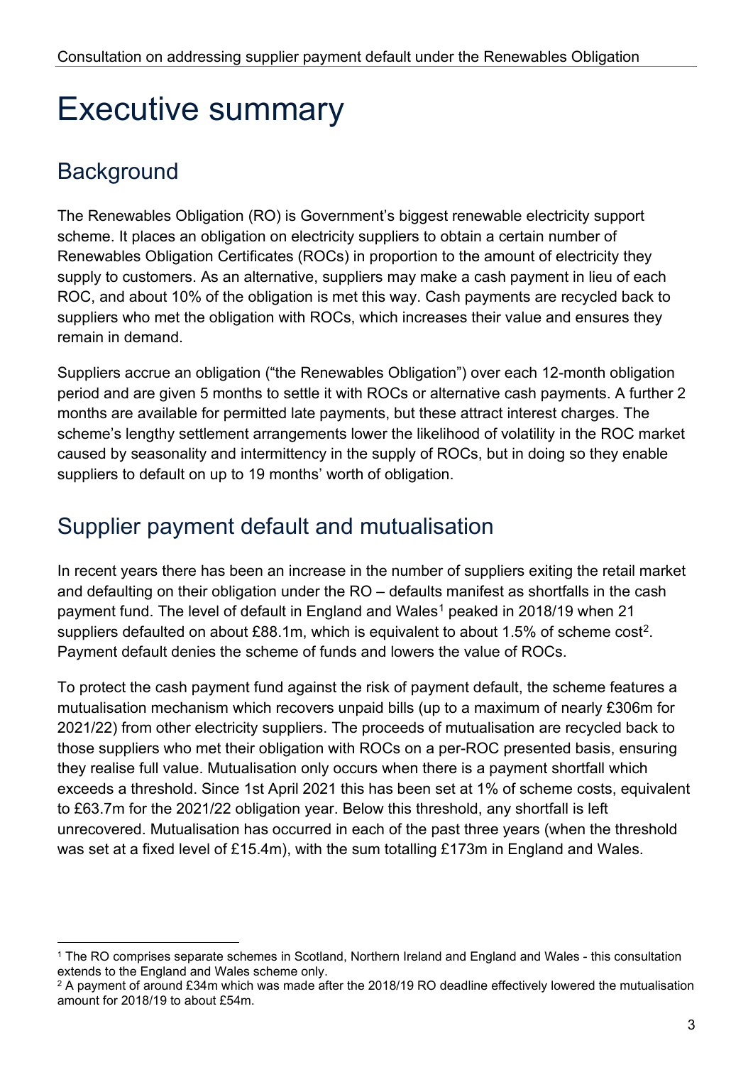# Executive summary

## Background

The Renewables Obligation (RO) is Government's biggest renewable electricity support scheme. It places an obligation on electricity suppliers to obtain a certain number of Renewables Obligation Certificates (ROCs) in proportion to the amount of electricity they supply to customers. As an alternative, suppliers may make a cash payment in lieu of each ROC, and about 10% of the obligation is met this way. Cash payments are recycled back to suppliers who met the obligation with ROCs, which increases their value and ensures they remain in demand.

Suppliers accrue an obligation ("the Renewables Obligation") over each 12-month obligation period and are given 5 months to settle it with ROCs or alternative cash payments. A further 2 months are available for permitted late payments, but these attract interest charges. The scheme's lengthy settlement arrangements lower the likelihood of volatility in the ROC market caused by seasonality and intermittency in the supply of ROCs, but in doing so they enable suppliers to default on up to 19 months' worth of obligation.

## Supplier payment default and mutualisation

In recent years there has been an increase in the number of suppliers exiting the retail market and defaulting on their obligation under the RO – defaults manifest as shortfalls in the cash payment fund. The level of default in England and Wales[1] peaked in 2018/19 when 21 suppliers defaulted on about £88.1m, which is equivalent to about 1.5% of scheme cost[2]. Payment default denies the scheme of funds and lowers the value of ROCs.

To protect the cash payment fund against the risk of payment default, the scheme features a mutualisation mechanism which recovers unpaid bills (up to a maximum of nearly £306m for 2021/22) from other electricity suppliers. The proceeds of mutualisation are recycled back to those suppliers who met their obligation with ROCs on a per-ROC presented basis, ensuring they realise full value. Mutualisation only occurs when there is a payment shortfall which exceeds a threshold. Since 1st April 2021 this has been set at 1% of scheme costs, equivalent to £63.7m for the 2021/22 obligation year. Below this threshold, any shortfall is left unrecovered. Mutualisation has occurred in each of the past three years (when the threshold was set at a fixed level of £15.4m), with the sum totalling £173m in England and Wales.

[1] The RO comprises separate schemes in Scotland, Northern Ireland and England and Wales - this consultation extends to the England and Wales scheme only.

[2] A payment of around £34m which was made after the 2018/19 RO deadline effectively lowered the mutualisation amount for 2018/19 to about £54m.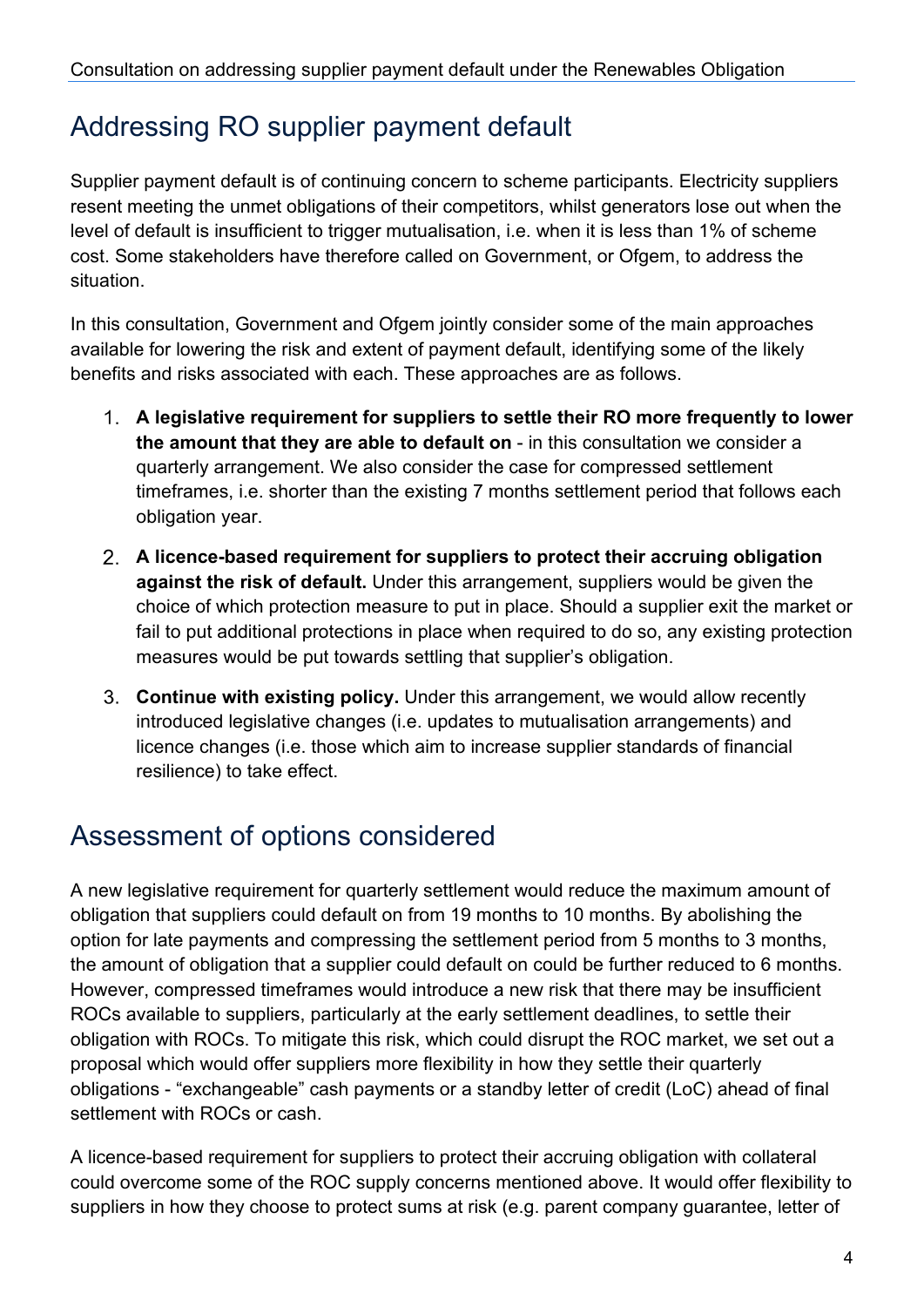## Addressing RO supplier payment default

Supplier payment default is of continuing concern to scheme participants. Electricity suppliers resent meeting the unmet obligations of their competitors, whilst generators lose out when the level of default is insufficient to trigger mutualisation, i.e. when it is less than 1% of scheme cost. Some stakeholders have therefore called on Government, or Ofgem, to address the situation.

In this consultation, Government and Ofgem jointly consider some of the main approaches available for lowering the risk and extent of payment default, identifying some of the likely benefits and risks associated with each. These approaches are as follows.

1. **A legislative requirement for suppliers to settle their RO more frequently to lower the amount that they are able to default on** - in this consultation we consider a quarterly arrangement. We also consider the case for compressed settlement timeframes, i.e. shorter than the existing 7 months settlement period that follows each obligation year.
2. **A licence-based requirement for suppliers to protect their accruing obligation against the risk of default.** Under this arrangement, suppliers would be given the choice of which protection measure to put in place. Should a supplier exit the market or fail to put additional protections in place when required to do so, any existing protection measures would be put towards settling that supplier's obligation.
3. **Continue with existing policy.** Under this arrangement, we would allow recently introduced legislative changes (i.e. updates to mutualisation arrangements) and licence changes (i.e. those which aim to increase supplier standards of financial resilience) to take effect.

## Assessment of options considered

A new legislative requirement for quarterly settlement would reduce the maximum amount of obligation that suppliers could default on from 19 months to 10 months. By abolishing the option for late payments and compressing the settlement period from 5 months to 3 months, the amount of obligation that a supplier could default on could be further reduced to 6 months. However, compressed timeframes would introduce a new risk that there may be insufficient ROCs available to suppliers, particularly at the early settlement deadlines, to settle their obligation with ROCs. To mitigate this risk, which could disrupt the ROC market, we set out a proposal which would offer suppliers more flexibility in how they settle their quarterly obligations - "exchangeable" cash payments or a standby letter of credit (LoC) ahead of final settlement with ROCs or cash.

A licence-based requirement for suppliers to protect their accruing obligation with collateral could overcome some of the ROC supply concerns mentioned above. It would offer flexibility to suppliers in how they choose to protect sums at risk (e.g. parent company guarantee, letter of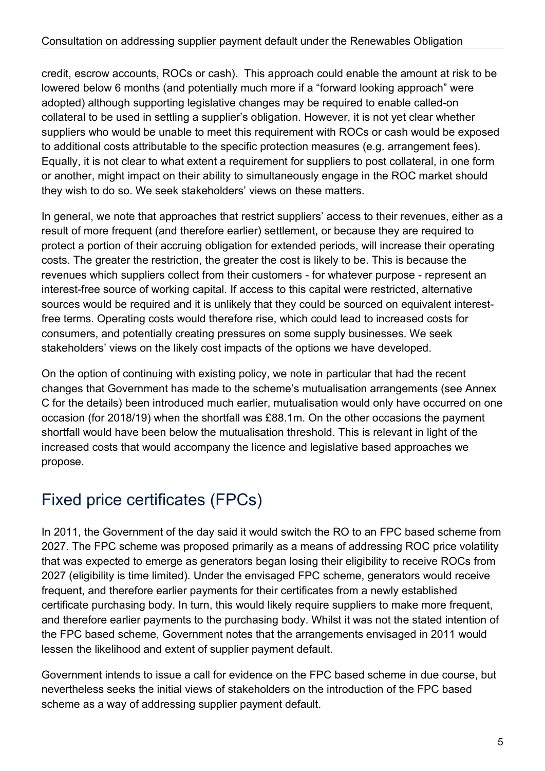credit, escrow accounts, ROCs or cash). This approach could enable the amount at risk to be lowered below 6 months (and potentially much more if a "forward looking approach" were adopted) although supporting legislative changes may be required to enable called-on collateral to be used in settling a supplier's obligation. However, it is not yet clear whether suppliers who would be unable to meet this requirement with ROCs or cash would be exposed to additional costs attributable to the specific protection measures (e.g. arrangement fees). Equally, it is not clear to what extent a requirement for suppliers to post collateral, in one form or another, might impact on their ability to simultaneously engage in the ROC market should they wish to do so. We seek stakeholders' views on these matters.

In general, we note that approaches that restrict suppliers' access to their revenues, either as a result of more frequent (and therefore earlier) settlement, or because they are required to protect a portion of their accruing obligation for extended periods, will increase their operating costs. The greater the restriction, the greater the cost is likely to be. This is because the revenues which suppliers collect from their customers - for whatever purpose - represent an interest-free source of working capital. If access to this capital were restricted, alternative sources would be required and it is unlikely that they could be sourced on equivalent interest-free terms. Operating costs would therefore rise, which could lead to increased costs for consumers, and potentially creating pressures on some supply businesses. We seek stakeholders' views on the likely cost impacts of the options we have developed.

On the option of continuing with existing policy, we note in particular that had the recent changes that Government has made to the scheme's mutualisation arrangements (see Annex C for the details) been introduced much earlier, mutualisation would only have occurred on one occasion (for 2018/19) when the shortfall was £88.1m. On the other occasions the payment shortfall would have been below the mutualisation threshold. This is relevant in light of the increased costs that would accompany the licence and legislative based approaches we propose.

## Fixed price certificates (FPCs)

In 2011, the Government of the day said it would switch the RO to an FPC based scheme from 2027. The FPC scheme was proposed primarily as a means of addressing ROC price volatility that was expected to emerge as generators began losing their eligibility to receive ROCs from 2027 (eligibility is time limited). Under the envisaged FPC scheme, generators would receive frequent, and therefore earlier payments for their certificates from a newly established certificate purchasing body. In turn, this would likely require suppliers to make more frequent, and therefore earlier payments to the purchasing body. Whilst it was not the stated intention of the FPC based scheme, Government notes that the arrangements envisaged in 2011 would lessen the likelihood and extent of supplier payment default.

Government intends to issue a call for evidence on the FPC based scheme in due course, but nevertheless seeks the initial views of stakeholders on the introduction of the FPC based scheme as a way of addressing supplier payment default.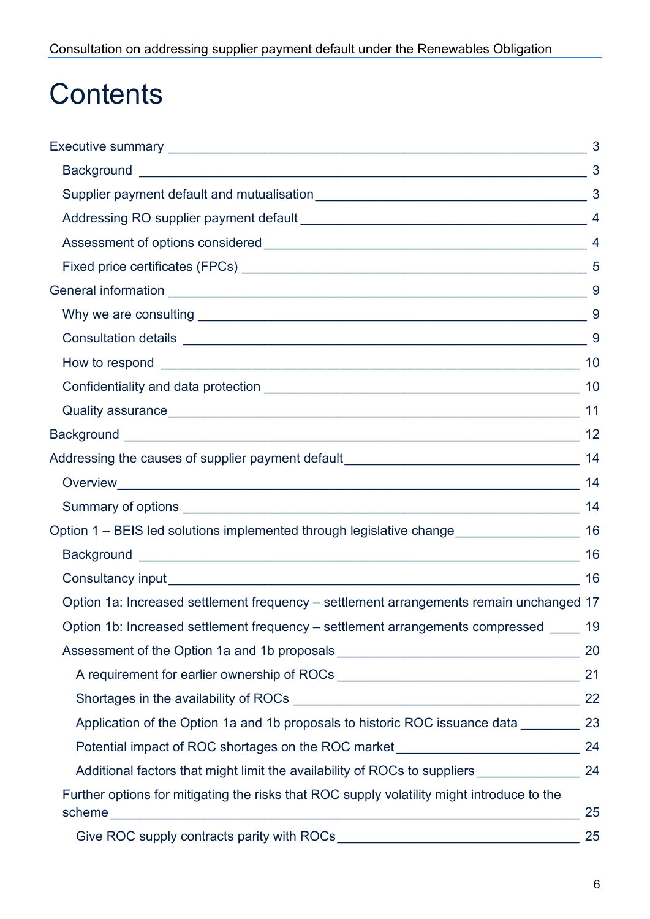# Contents

Executive summary ___ 3

- Background ___ 3
- Supplier payment default and mutualisation ___ 3
- Addressing RO supplier payment default ___ 4
- Assessment of options considered ___ 4
- Fixed price certificates (FPCs) ___ 5

General information ___ 9

- Why we are consulting ___ 9
- Consultation details ___ 9
- How to respond ___ 10
- Confidentiality and data protection ___ 10
- Quality assurance ___ 11

Background ___ 12

Addressing the causes of supplier payment default ___ 14

- Overview ___ 14
- Summary of options ___ 14

Option 1 – BEIS led solutions implemented through legislative change ___ 16

- Background ___ 16
- Consultancy input ___ 16
- Option 1a: Increased settlement frequency – settlement arrangements remain unchanged 17
- Option 1b: Increased settlement frequency – settlement arrangements compressed ___ 19
- Assessment of the Option 1a and 1b proposals ___ 20
  - A requirement for earlier ownership of ROCs ___ 21
  - Shortages in the availability of ROCs ___ 22
  - Application of the Option 1a and 1b proposals to historic ROC issuance data ___ 23
  - Potential impact of ROC shortages on the ROC market ___ 24
  - Additional factors that might limit the availability of ROCs to suppliers ___ 24
- Further options for mitigating the risks that ROC supply volatility might introduce to the scheme ___ 25
  - Give ROC supply contracts parity with ROCs ___ 25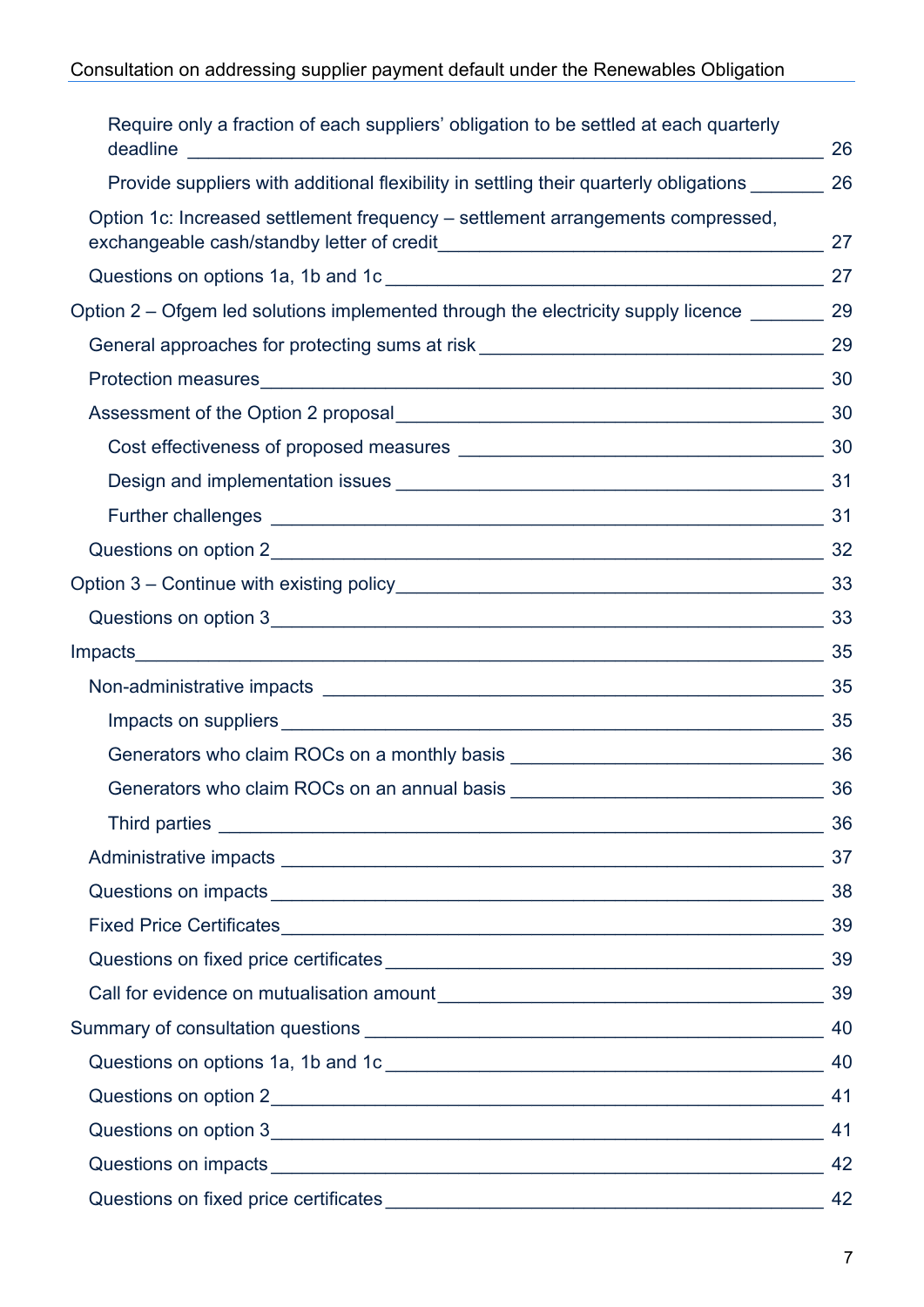Require only a fraction of each suppliers' obligation to be settled at each quarterly deadline ____ 26

Provide suppliers with additional flexibility in settling their quarterly obligations ____ 26

Option 1c: Increased settlement frequency – settlement arrangements compressed, exchangeable cash/standby letter of credit ____ 27

Questions on options 1a, 1b and 1c ____ 27

Option 2 – Ofgem led solutions implemented through the electricity supply licence ____ 29

General approaches for protecting sums at risk ____ 29

Protection measures ____ 30

Assessment of the Option 2 proposal ____ 30

Cost effectiveness of proposed measures ____ 30

Design and implementation issues ____ 31

Further challenges ____ 31

Questions on option 2 ____ 32

Option 3 – Continue with existing policy ____ 33

Questions on option 3 ____ 33

Impacts ____ 35

Non-administrative impacts ____ 35

Impacts on suppliers ____ 35

Generators who claim ROCs on a monthly basis ____ 36

Generators who claim ROCs on an annual basis ____ 36

Third parties ____ 36

Administrative impacts ____ 37

Questions on impacts ____ 38

Fixed Price Certificates ____ 39

Questions on fixed price certificates ____ 39

Call for evidence on mutualisation amount ____ 39

Summary of consultation questions ____ 40

Questions on options 1a, 1b and 1c ____ 40

Questions on option 2 ____ 41

Questions on option 3 ____ 41

Questions on impacts ____ 42

Questions on fixed price certificates ____ 42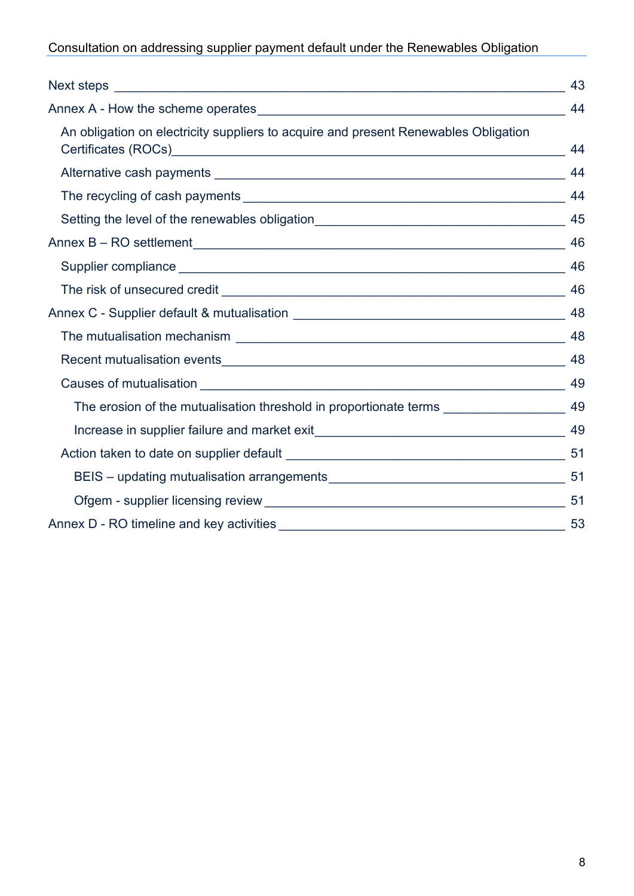Next steps \_\_\_ 43

Annex A - How the scheme operates \_\_\_ 44

- An obligation on electricity suppliers to acquire and present Renewables Obligation Certificates (ROCs) \_\_\_ 44
- Alternative cash payments \_\_\_ 44
- The recycling of cash payments \_\_\_ 44
- Setting the level of the renewables obligation \_\_\_ 45

Annex B – RO settlement \_\_\_ 46

- Supplier compliance \_\_\_ 46
- The risk of unsecured credit \_\_\_ 46

Annex C - Supplier default & mutualisation \_\_\_ 48

- The mutualisation mechanism \_\_\_ 48
- Recent mutualisation events \_\_\_ 48
- Causes of mutualisation \_\_\_ 49
  - The erosion of the mutualisation threshold in proportionate terms \_\_\_ 49
  - Increase in supplier failure and market exit \_\_\_ 49
- Action taken to date on supplier default \_\_\_ 51
  - BEIS – updating mutualisation arrangements \_\_\_ 51
  - Ofgem - supplier licensing review \_\_\_ 51

Annex D - RO timeline and key activities \_\_\_ 53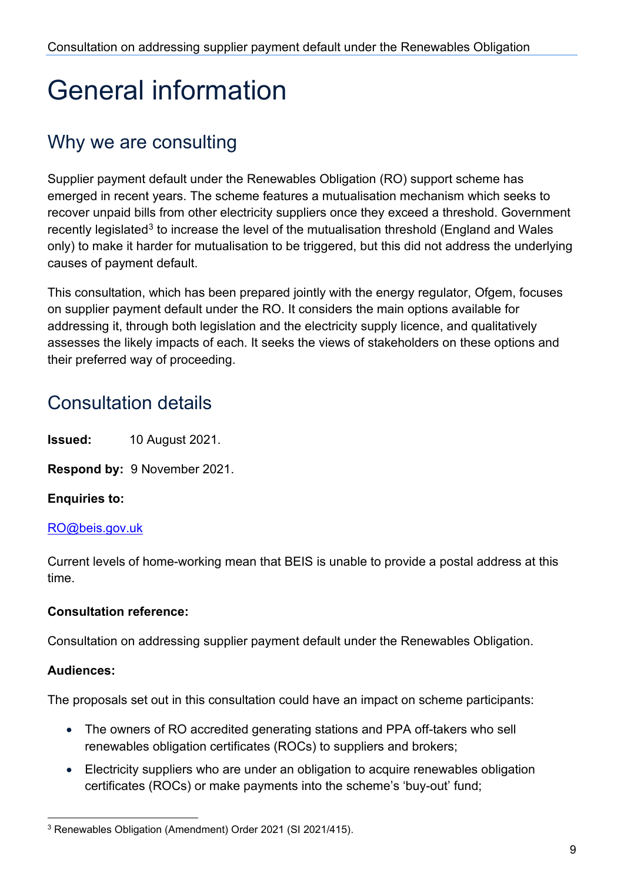# General information

## Why we are consulting

Supplier payment default under the Renewables Obligation (RO) support scheme has emerged in recent years. The scheme features a mutualisation mechanism which seeks to recover unpaid bills from other electricity suppliers once they exceed a threshold. Government recently legislated[3] to increase the level of the mutualisation threshold (England and Wales only) to make it harder for mutualisation to be triggered, but this did not address the underlying causes of payment default.

This consultation, which has been prepared jointly with the energy regulator, Ofgem, focuses on supplier payment default under the RO. It considers the main options available for addressing it, through both legislation and the electricity supply licence, and qualitatively assesses the likely impacts of each. It seeks the views of stakeholders on these options and their preferred way of proceeding.

## Consultation details

**Issued:** 10 August 2021.

**Respond by:** 9 November 2021.

**Enquiries to:**

RO@beis.gov.uk

Current levels of home-working mean that BEIS is unable to provide a postal address at this time.

**Consultation reference:**

Consultation on addressing supplier payment default under the Renewables Obligation.

**Audiences:**

The proposals set out in this consultation could have an impact on scheme participants:

- The owners of RO accredited generating stations and PPA off-takers who sell renewables obligation certificates (ROCs) to suppliers and brokers;
- Electricity suppliers who are under an obligation to acquire renewables obligation certificates (ROCs) or make payments into the scheme's 'buy-out' fund;

[3] Renewables Obligation (Amendment) Order 2021 (SI 2021/415).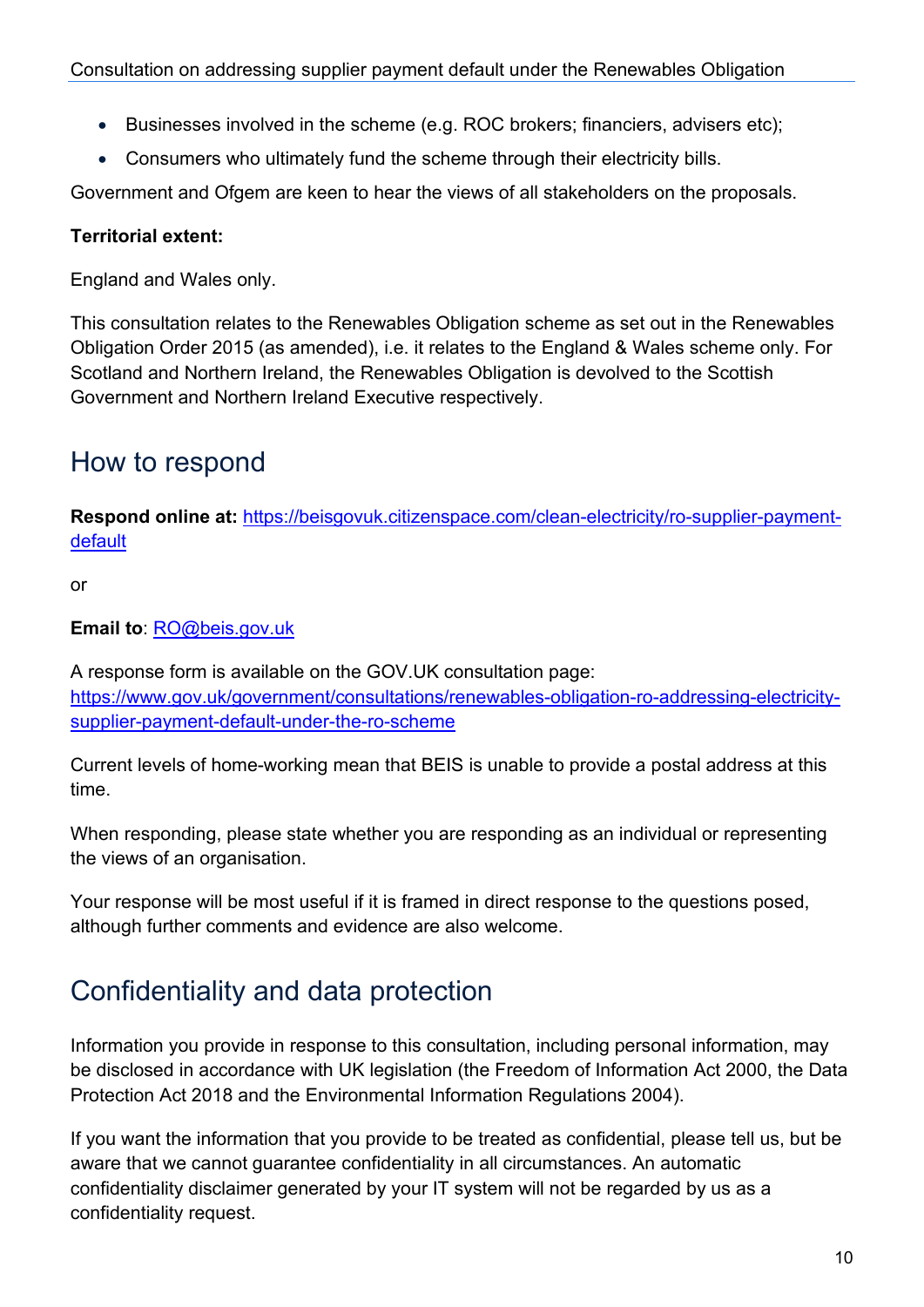- Businesses involved in the scheme (e.g. ROC brokers; financiers, advisers etc);
- Consumers who ultimately fund the scheme through their electricity bills.

Government and Ofgem are keen to hear the views of all stakeholders on the proposals.

**Territorial extent:**

England and Wales only.

This consultation relates to the Renewables Obligation scheme as set out in the Renewables Obligation Order 2015 (as amended), i.e. it relates to the England & Wales scheme only. For Scotland and Northern Ireland, the Renewables Obligation is devolved to the Scottish Government and Northern Ireland Executive respectively.

## How to respond

**Respond online at:** [https://beisgovuk.citizenspace.com/clean-electricity/ro-supplier-payment-default](https://beisgovuk.citizenspace.com/clean-electricity/ro-supplier-payment-default)

or

**Email to**: [RO@beis.gov.uk](mailto:RO@beis.gov.uk)

A response form is available on the GOV.UK consultation page: [https://www.gov.uk/government/consultations/renewables-obligation-ro-addressing-electricity-supplier-payment-default-under-the-ro-scheme](https://www.gov.uk/government/consultations/renewables-obligation-ro-addressing-electricity-supplier-payment-default-under-the-ro-scheme)

Current levels of home-working mean that BEIS is unable to provide a postal address at this time.

When responding, please state whether you are responding as an individual or representing the views of an organisation.

Your response will be most useful if it is framed in direct response to the questions posed, although further comments and evidence are also welcome.

## Confidentiality and data protection

Information you provide in response to this consultation, including personal information, may be disclosed in accordance with UK legislation (the Freedom of Information Act 2000, the Data Protection Act 2018 and the Environmental Information Regulations 2004).

If you want the information that you provide to be treated as confidential, please tell us, but be aware that we cannot guarantee confidentiality in all circumstances. An automatic confidentiality disclaimer generated by your IT system will not be regarded by us as a confidentiality request.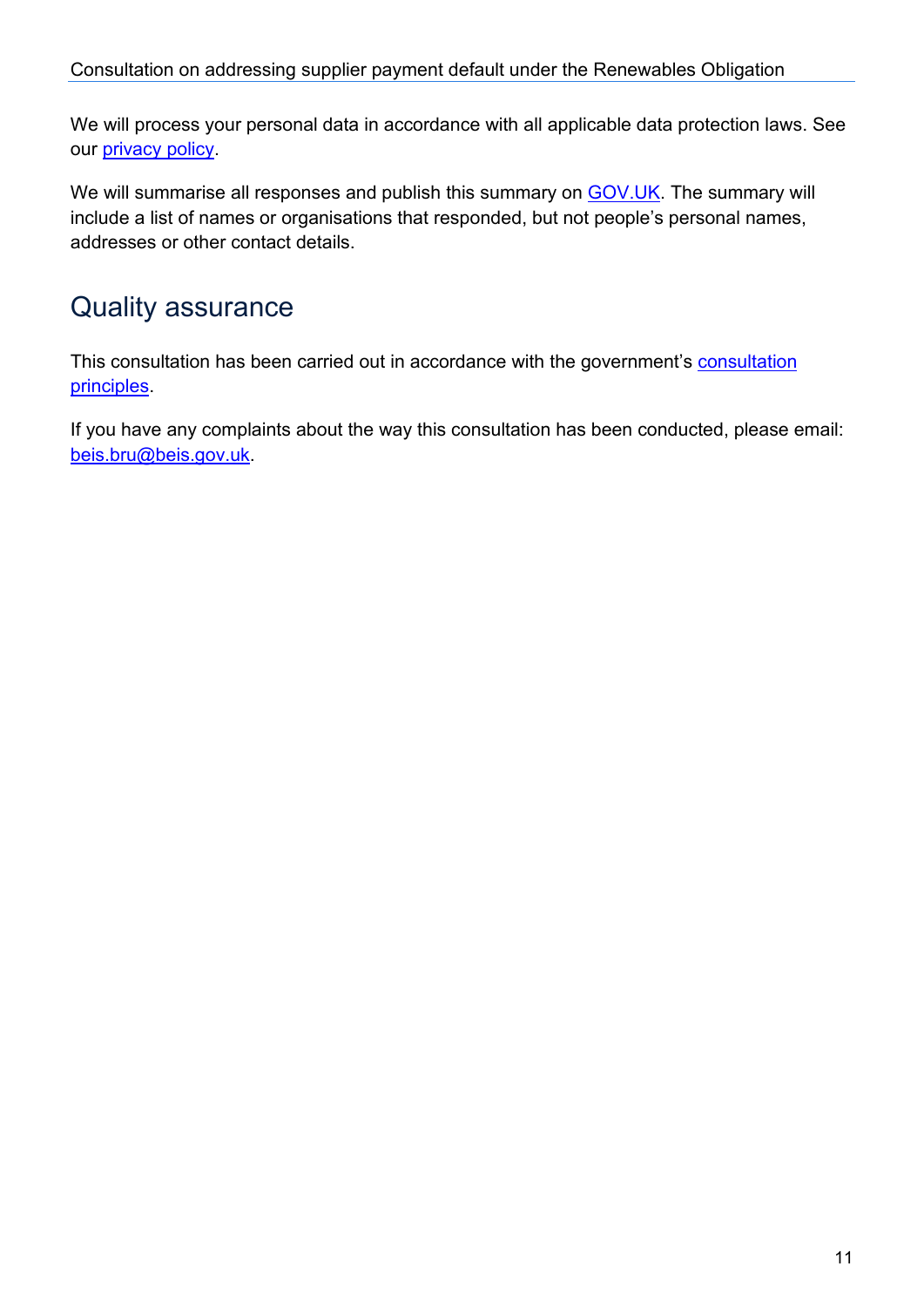We will process your personal data in accordance with all applicable data protection laws. See our privacy policy.

We will summarise all responses and publish this summary on GOV.UK. The summary will include a list of names or organisations that responded, but not people's personal names, addresses or other contact details.

## Quality assurance

This consultation has been carried out in accordance with the government's consultation principles.

If you have any complaints about the way this consultation has been conducted, please email: beis.bru@beis.gov.uk.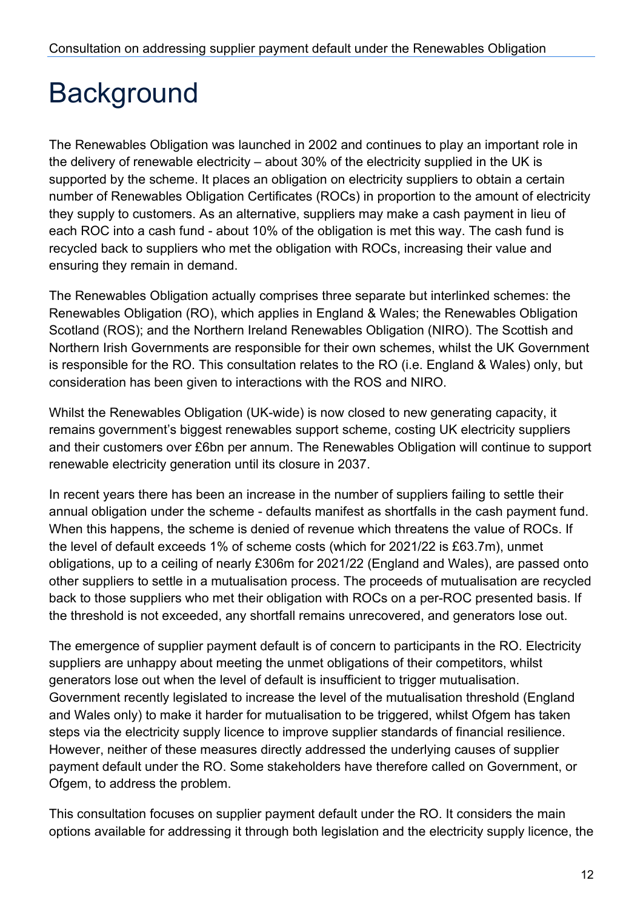# Background

The Renewables Obligation was launched in 2002 and continues to play an important role in the delivery of renewable electricity – about 30% of the electricity supplied in the UK is supported by the scheme. It places an obligation on electricity suppliers to obtain a certain number of Renewables Obligation Certificates (ROCs) in proportion to the amount of electricity they supply to customers. As an alternative, suppliers may make a cash payment in lieu of each ROC into a cash fund - about 10% of the obligation is met this way. The cash fund is recycled back to suppliers who met the obligation with ROCs, increasing their value and ensuring they remain in demand.

The Renewables Obligation actually comprises three separate but interlinked schemes: the Renewables Obligation (RO), which applies in England & Wales; the Renewables Obligation Scotland (ROS); and the Northern Ireland Renewables Obligation (NIRO). The Scottish and Northern Irish Governments are responsible for their own schemes, whilst the UK Government is responsible for the RO. This consultation relates to the RO (i.e. England & Wales) only, but consideration has been given to interactions with the ROS and NIRO.

Whilst the Renewables Obligation (UK-wide) is now closed to new generating capacity, it remains government's biggest renewables support scheme, costing UK electricity suppliers and their customers over £6bn per annum. The Renewables Obligation will continue to support renewable electricity generation until its closure in 2037.

In recent years there has been an increase in the number of suppliers failing to settle their annual obligation under the scheme - defaults manifest as shortfalls in the cash payment fund. When this happens, the scheme is denied of revenue which threatens the value of ROCs. If the level of default exceeds 1% of scheme costs (which for 2021/22 is £63.7m), unmet obligations, up to a ceiling of nearly £306m for 2021/22 (England and Wales), are passed onto other suppliers to settle in a mutualisation process. The proceeds of mutualisation are recycled back to those suppliers who met their obligation with ROCs on a per-ROC presented basis. If the threshold is not exceeded, any shortfall remains unrecovered, and generators lose out.

The emergence of supplier payment default is of concern to participants in the RO. Electricity suppliers are unhappy about meeting the unmet obligations of their competitors, whilst generators lose out when the level of default is insufficient to trigger mutualisation. Government recently legislated to increase the level of the mutualisation threshold (England and Wales only) to make it harder for mutualisation to be triggered, whilst Ofgem has taken steps via the electricity supply licence to improve supplier standards of financial resilience. However, neither of these measures directly addressed the underlying causes of supplier payment default under the RO. Some stakeholders have therefore called on Government, or Ofgem, to address the problem.

This consultation focuses on supplier payment default under the RO. It considers the main options available for addressing it through both legislation and the electricity supply licence, the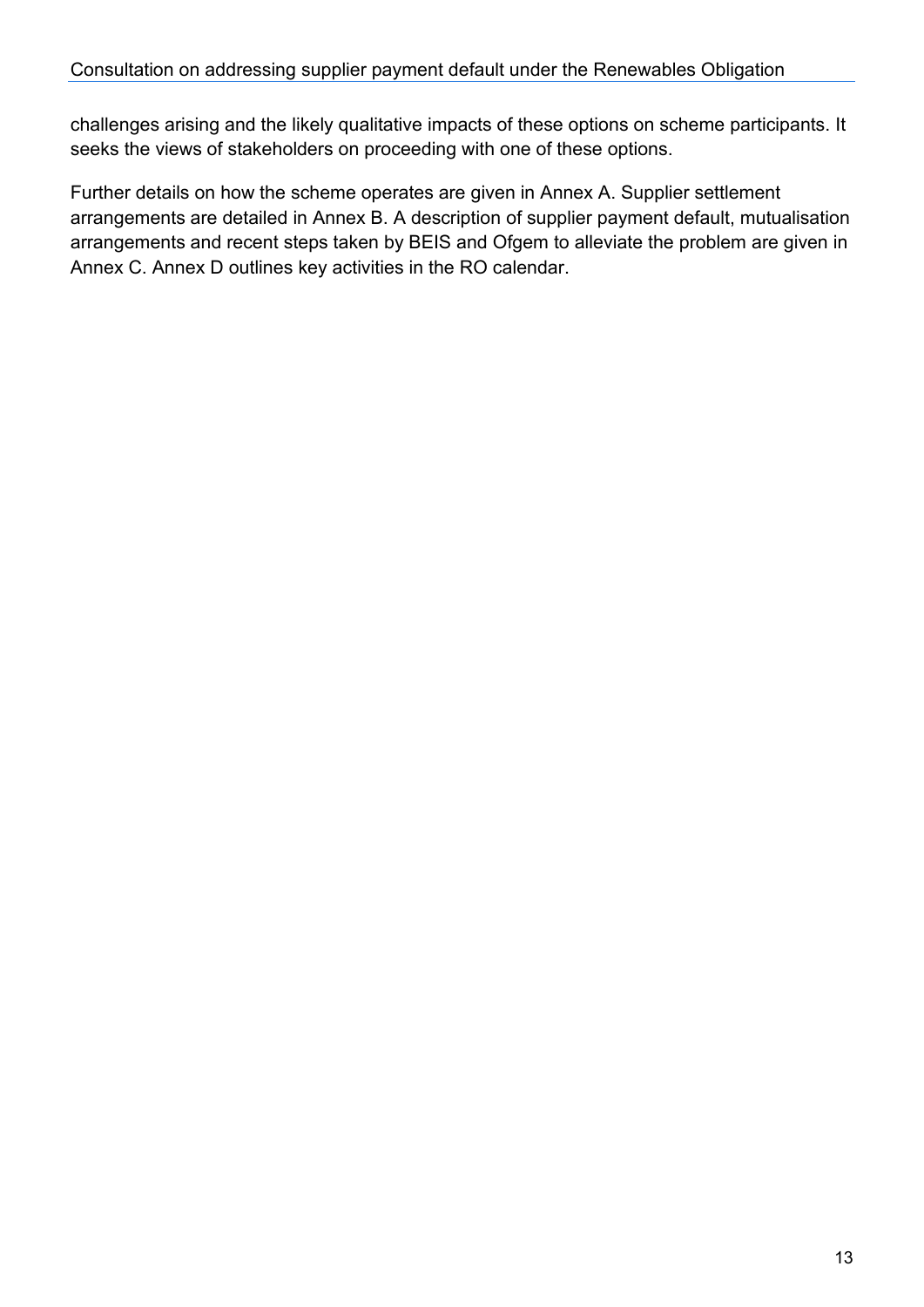challenges arising and the likely qualitative impacts of these options on scheme participants. It seeks the views of stakeholders on proceeding with one of these options.

Further details on how the scheme operates are given in Annex A. Supplier settlement arrangements are detailed in Annex B. A description of supplier payment default, mutualisation arrangements and recent steps taken by BEIS and Ofgem to alleviate the problem are given in Annex C. Annex D outlines key activities in the RO calendar.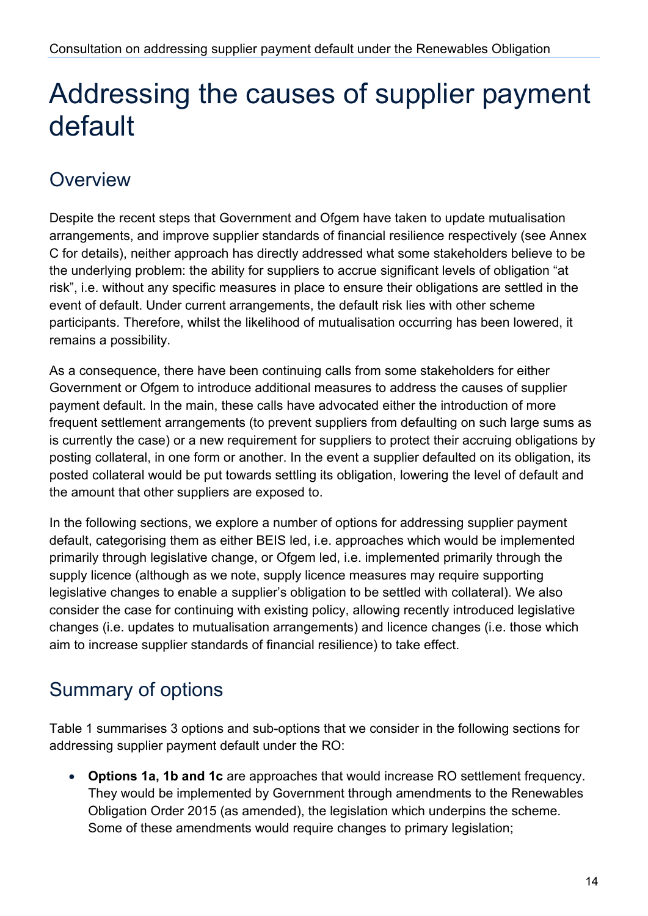# Addressing the causes of supplier payment default

## Overview

Despite the recent steps that Government and Ofgem have taken to update mutualisation arrangements, and improve supplier standards of financial resilience respectively (see Annex C for details), neither approach has directly addressed what some stakeholders believe to be the underlying problem: the ability for suppliers to accrue significant levels of obligation "at risk", i.e. without any specific measures in place to ensure their obligations are settled in the event of default. Under current arrangements, the default risk lies with other scheme participants. Therefore, whilst the likelihood of mutualisation occurring has been lowered, it remains a possibility.

As a consequence, there have been continuing calls from some stakeholders for either Government or Ofgem to introduce additional measures to address the causes of supplier payment default. In the main, these calls have advocated either the introduction of more frequent settlement arrangements (to prevent suppliers from defaulting on such large sums as is currently the case) or a new requirement for suppliers to protect their accruing obligations by posting collateral, in one form or another. In the event a supplier defaulted on its obligation, its posted collateral would be put towards settling its obligation, lowering the level of default and the amount that other suppliers are exposed to.

In the following sections, we explore a number of options for addressing supplier payment default, categorising them as either BEIS led, i.e. approaches which would be implemented primarily through legislative change, or Ofgem led, i.e. implemented primarily through the supply licence (although as we note, supply licence measures may require supporting legislative changes to enable a supplier's obligation to be settled with collateral). We also consider the case for continuing with existing policy, allowing recently introduced legislative changes (i.e. updates to mutualisation arrangements) and licence changes (i.e. those which aim to increase supplier standards of financial resilience) to take effect.

## Summary of options

Table 1 summarises 3 options and sub-options that we consider in the following sections for addressing supplier payment default under the RO:

- **Options 1a, 1b and 1c** are approaches that would increase RO settlement frequency. They would be implemented by Government through amendments to the Renewables Obligation Order 2015 (as amended), the legislation which underpins the scheme. Some of these amendments would require changes to primary legislation;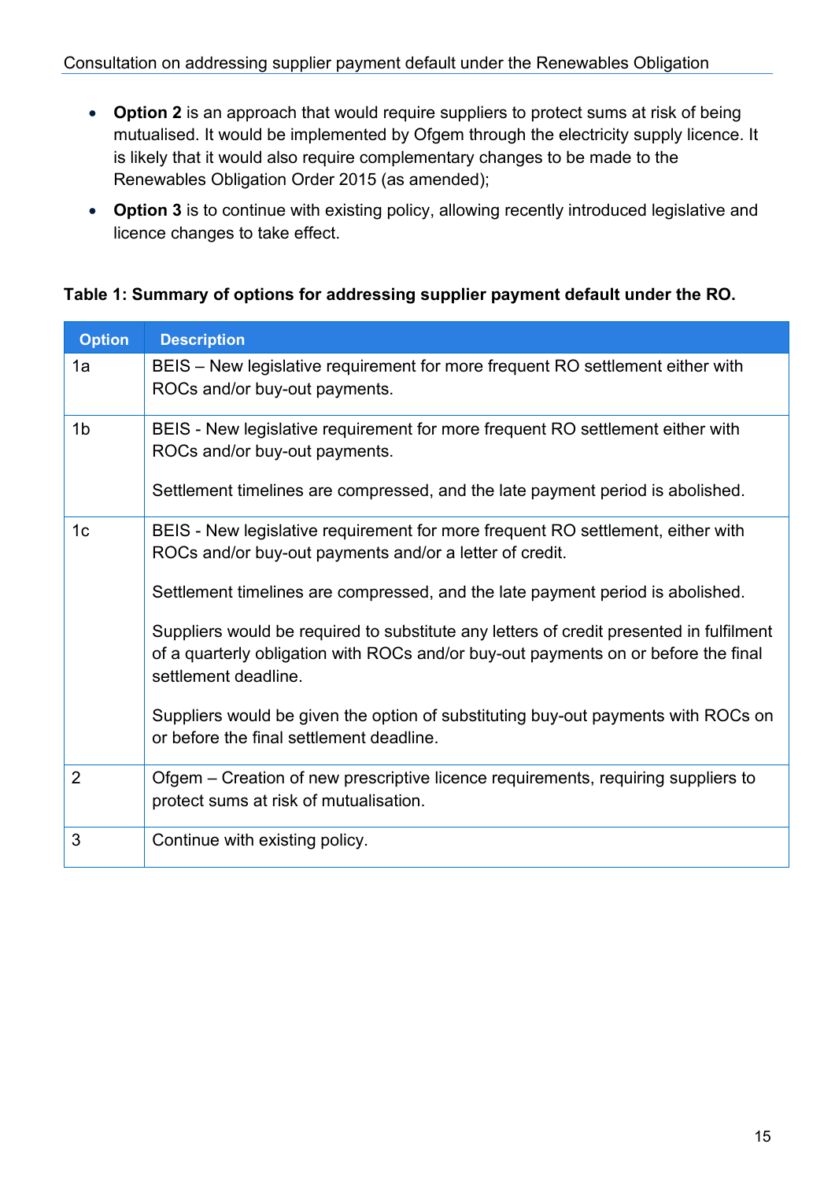- **Option 2** is an approach that would require suppliers to protect sums at risk of being mutualised. It would be implemented by Ofgem through the electricity supply licence. It is likely that it would also require complementary changes to be made to the Renewables Obligation Order 2015 (as amended);
- **Option 3** is to continue with existing policy, allowing recently introduced legislative and licence changes to take effect.

**Table 1: Summary of options for addressing supplier payment default under the RO.**

| Option | Description |
|---|---|
| 1a | BEIS – New legislative requirement for more frequent RO settlement either with ROCs and/or buy-out payments. |
| 1b | BEIS - New legislative requirement for more frequent RO settlement either with ROCs and/or buy-out payments.<br><br>Settlement timelines are compressed, and the late payment period is abolished. |
| 1c | BEIS - New legislative requirement for more frequent RO settlement, either with ROCs and/or buy-out payments and/or a letter of credit.<br><br>Settlement timelines are compressed, and the late payment period is abolished.<br><br>Suppliers would be required to substitute any letters of credit presented in fulfilment of a quarterly obligation with ROCs and/or buy-out payments on or before the final settlement deadline.<br><br>Suppliers would be given the option of substituting buy-out payments with ROCs on or before the final settlement deadline. |
| 2 | Ofgem – Creation of new prescriptive licence requirements, requiring suppliers to protect sums at risk of mutualisation. |
| 3 | Continue with existing policy. |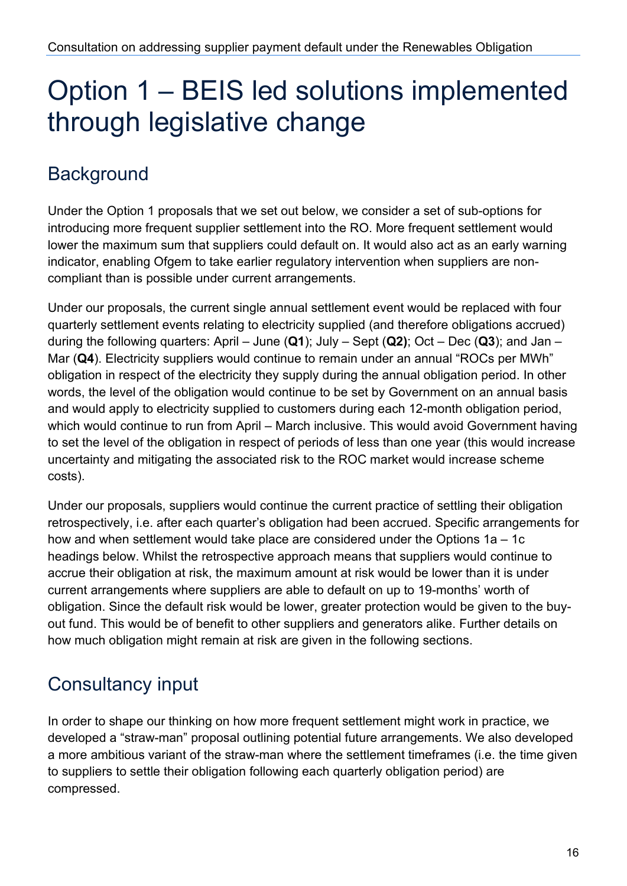# Option 1 – BEIS led solutions implemented through legislative change

## Background

Under the Option 1 proposals that we set out below, we consider a set of sub-options for introducing more frequent supplier settlement into the RO. More frequent settlement would lower the maximum sum that suppliers could default on. It would also act as an early warning indicator, enabling Ofgem to take earlier regulatory intervention when suppliers are non-compliant than is possible under current arrangements.

Under our proposals, the current single annual settlement event would be replaced with four quarterly settlement events relating to electricity supplied (and therefore obligations accrued) during the following quarters: April – June (**Q1**); July – Sept (**Q2)**; Oct – Dec (**Q3**); and Jan – Mar (**Q4**). Electricity suppliers would continue to remain under an annual "ROCs per MWh" obligation in respect of the electricity they supply during the annual obligation period. In other words, the level of the obligation would continue to be set by Government on an annual basis and would apply to electricity supplied to customers during each 12-month obligation period, which would continue to run from April – March inclusive. This would avoid Government having to set the level of the obligation in respect of periods of less than one year (this would increase uncertainty and mitigating the associated risk to the ROC market would increase scheme costs).

Under our proposals, suppliers would continue the current practice of settling their obligation retrospectively, i.e. after each quarter's obligation had been accrued. Specific arrangements for how and when settlement would take place are considered under the Options 1a – 1c headings below. Whilst the retrospective approach means that suppliers would continue to accrue their obligation at risk, the maximum amount at risk would be lower than it is under current arrangements where suppliers are able to default on up to 19-months' worth of obligation. Since the default risk would be lower, greater protection would be given to the buy-out fund. This would be of benefit to other suppliers and generators alike. Further details on how much obligation might remain at risk are given in the following sections.

## Consultancy input

In order to shape our thinking on how more frequent settlement might work in practice, we developed a "straw-man" proposal outlining potential future arrangements. We also developed a more ambitious variant of the straw-man where the settlement timeframes (i.e. the time given to suppliers to settle their obligation following each quarterly obligation period) are compressed.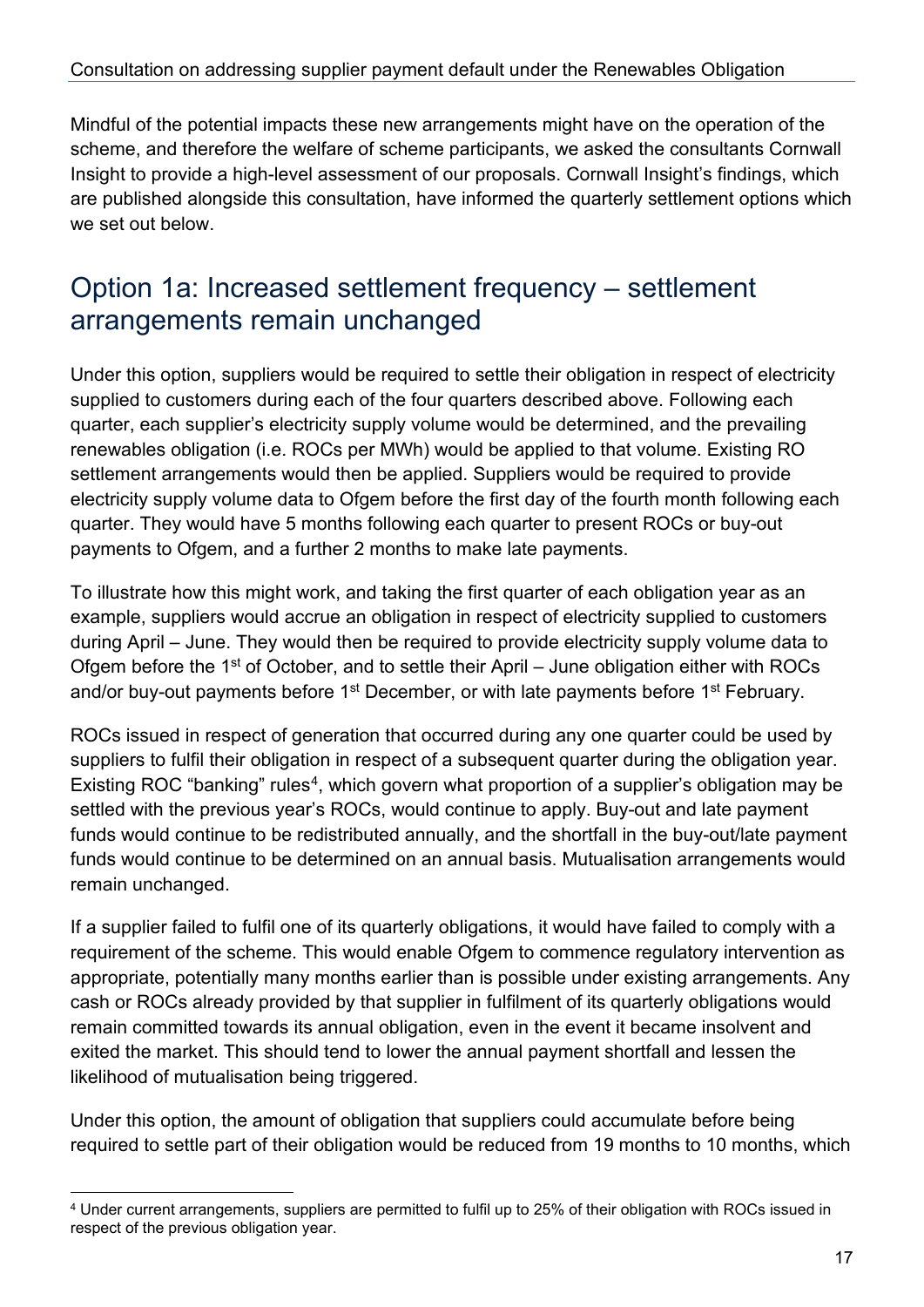Mindful of the potential impacts these new arrangements might have on the operation of the scheme, and therefore the welfare of scheme participants, we asked the consultants Cornwall Insight to provide a high-level assessment of our proposals. Cornwall Insight's findings, which are published alongside this consultation, have informed the quarterly settlement options which we set out below.

## Option 1a: Increased settlement frequency – settlement arrangements remain unchanged

Under this option, suppliers would be required to settle their obligation in respect of electricity supplied to customers during each of the four quarters described above. Following each quarter, each supplier's electricity supply volume would be determined, and the prevailing renewables obligation (i.e. ROCs per MWh) would be applied to that volume. Existing RO settlement arrangements would then be applied. Suppliers would be required to provide electricity supply volume data to Ofgem before the first day of the fourth month following each quarter. They would have 5 months following each quarter to present ROCs or buy-out payments to Ofgem, and a further 2 months to make late payments.

To illustrate how this might work, and taking the first quarter of each obligation year as an example, suppliers would accrue an obligation in respect of electricity supplied to customers during April – June. They would then be required to provide electricity supply volume data to Ofgem before the 1st of October, and to settle their April – June obligation either with ROCs and/or buy-out payments before 1st December, or with late payments before 1st February.

ROCs issued in respect of generation that occurred during any one quarter could be used by suppliers to fulfil their obligation in respect of a subsequent quarter during the obligation year. Existing ROC "banking" rules[4], which govern what proportion of a supplier's obligation may be settled with the previous year's ROCs, would continue to apply. Buy-out and late payment funds would continue to be redistributed annually, and the shortfall in the buy-out/late payment funds would continue to be determined on an annual basis. Mutualisation arrangements would remain unchanged.

If a supplier failed to fulfil one of its quarterly obligations, it would have failed to comply with a requirement of the scheme. This would enable Ofgem to commence regulatory intervention as appropriate, potentially many months earlier than is possible under existing arrangements. Any cash or ROCs already provided by that supplier in fulfilment of its quarterly obligations would remain committed towards its annual obligation, even in the event it became insolvent and exited the market. This should tend to lower the annual payment shortfall and lessen the likelihood of mutualisation being triggered.

Under this option, the amount of obligation that suppliers could accumulate before being required to settle part of their obligation would be reduced from 19 months to 10 months, which

[4] Under current arrangements, suppliers are permitted to fulfil up to 25% of their obligation with ROCs issued in respect of the previous obligation year.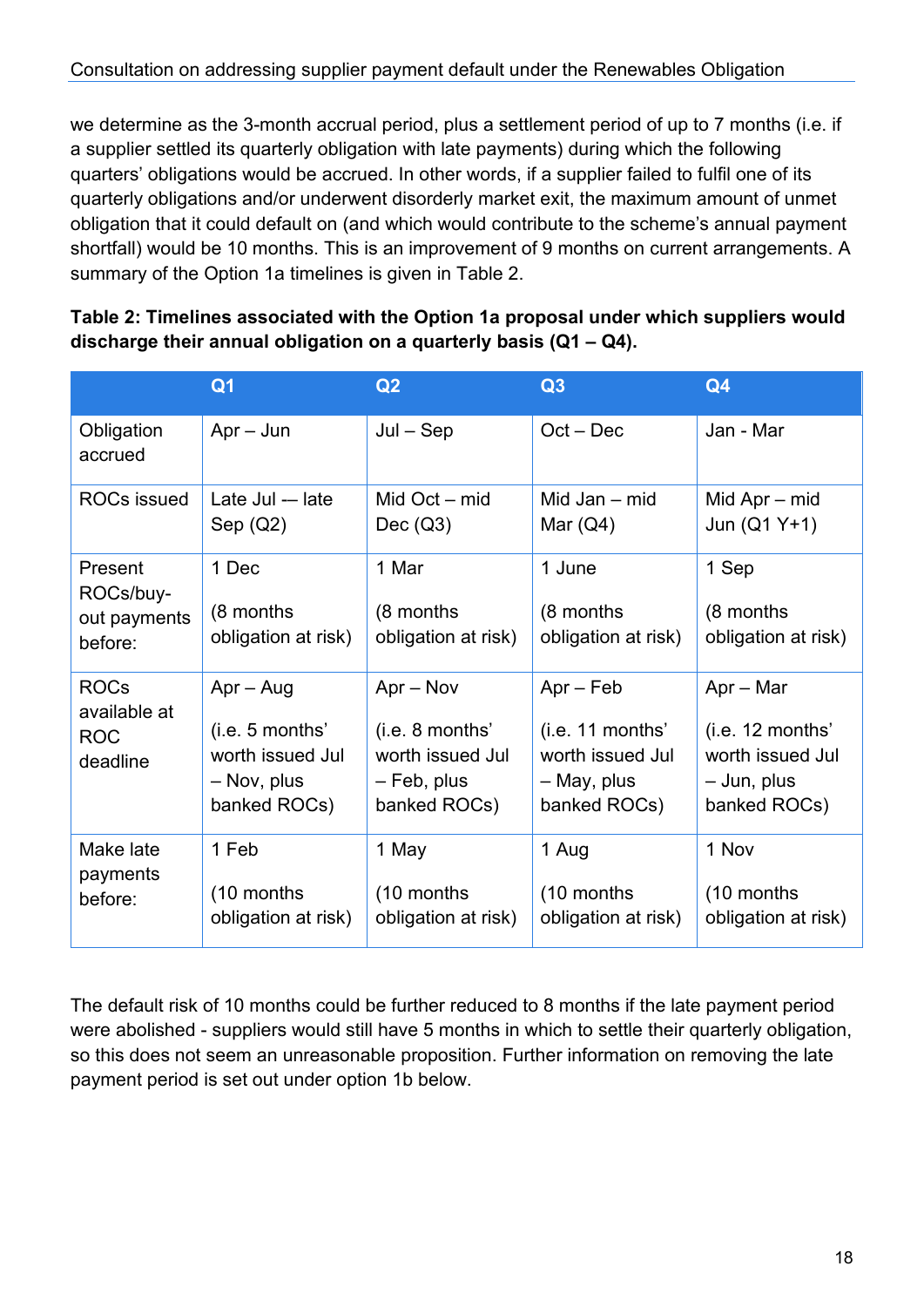we determine as the 3-month accrual period, plus a settlement period of up to 7 months (i.e. if a supplier settled its quarterly obligation with late payments) during which the following quarters' obligations would be accrued. In other words, if a supplier failed to fulfil one of its quarterly obligations and/or underwent disorderly market exit, the maximum amount of unmet obligation that it could default on (and which would contribute to the scheme's annual payment shortfall) would be 10 months. This is an improvement of 9 months on current arrangements. A summary of the Option 1a timelines is given in Table 2.

**Table 2: Timelines associated with the Option 1a proposal under which suppliers would discharge their annual obligation on a quarterly basis (Q1 – Q4).**

| | Q1 | Q2 | Q3 | Q4 |
|---|---|---|---|---|
| Obligation accrued | Apr – Jun | Jul – Sep | Oct – Dec | Jan - Mar |
| ROCs issued | Late Jul -– late Sep (Q2) | Mid Oct – mid Dec (Q3) | Mid Jan – mid Mar (Q4) | Mid Apr – mid Jun (Q1 Y+1) |
| Present ROCs/buy-out payments before: | 1 Dec<br><br>(8 months obligation at risk) | 1 Mar<br><br>(8 months obligation at risk) | 1 June<br><br>(8 months obligation at risk) | 1 Sep<br><br>(8 months obligation at risk) |
| ROCs available at ROC deadline | Apr – Aug<br><br>(i.e. 5 months' worth issued Jul – Nov, plus banked ROCs) | Apr – Nov<br><br>(i.e. 8 months' worth issued Jul – Feb, plus banked ROCs) | Apr – Feb<br><br>(i.e. 11 months' worth issued Jul – May, plus banked ROCs) | Apr – Mar<br><br>(i.e. 12 months' worth issued Jul – Jun, plus banked ROCs) |
| Make late payments before: | 1 Feb<br><br>(10 months obligation at risk) | 1 May<br><br>(10 months obligation at risk) | 1 Aug<br><br>(10 months obligation at risk) | 1 Nov<br><br>(10 months obligation at risk) |

The default risk of 10 months could be further reduced to 8 months if the late payment period were abolished - suppliers would still have 5 months in which to settle their quarterly obligation, so this does not seem an unreasonable proposition. Further information on removing the late payment period is set out under option 1b below.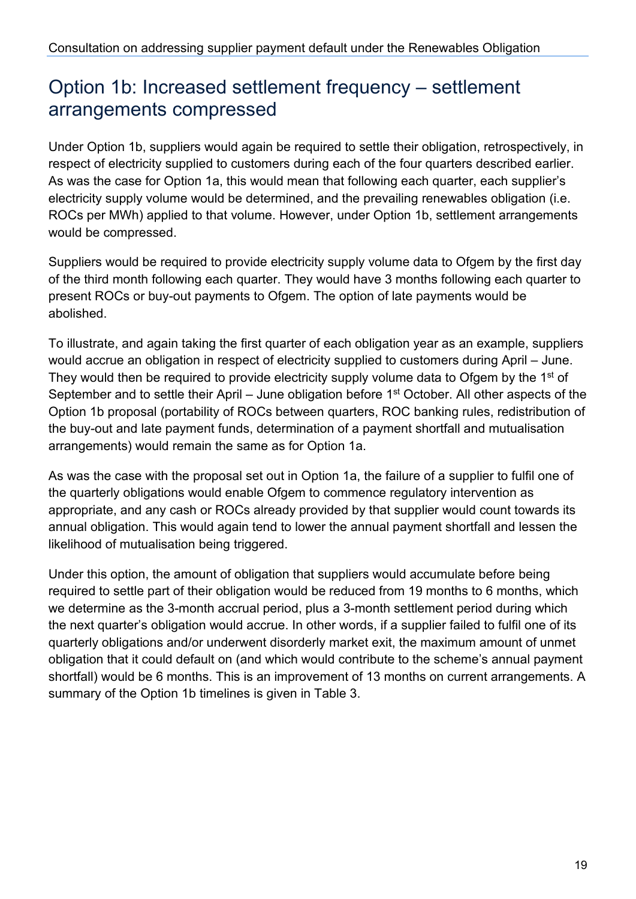## Option 1b: Increased settlement frequency – settlement arrangements compressed

Under Option 1b, suppliers would again be required to settle their obligation, retrospectively, in respect of electricity supplied to customers during each of the four quarters described earlier. As was the case for Option 1a, this would mean that following each quarter, each supplier's electricity supply volume would be determined, and the prevailing renewables obligation (i.e. ROCs per MWh) applied to that volume. However, under Option 1b, settlement arrangements would be compressed.

Suppliers would be required to provide electricity supply volume data to Ofgem by the first day of the third month following each quarter. They would have 3 months following each quarter to present ROCs or buy-out payments to Ofgem. The option of late payments would be abolished.

To illustrate, and again taking the first quarter of each obligation year as an example, suppliers would accrue an obligation in respect of electricity supplied to customers during April – June. They would then be required to provide electricity supply volume data to Ofgem by the 1st of September and to settle their April – June obligation before 1st October. All other aspects of the Option 1b proposal (portability of ROCs between quarters, ROC banking rules, redistribution of the buy-out and late payment funds, determination of a payment shortfall and mutualisation arrangements) would remain the same as for Option 1a.

As was the case with the proposal set out in Option 1a, the failure of a supplier to fulfil one of the quarterly obligations would enable Ofgem to commence regulatory intervention as appropriate, and any cash or ROCs already provided by that supplier would count towards its annual obligation. This would again tend to lower the annual payment shortfall and lessen the likelihood of mutualisation being triggered.

Under this option, the amount of obligation that suppliers would accumulate before being required to settle part of their obligation would be reduced from 19 months to 6 months, which we determine as the 3-month accrual period, plus a 3-month settlement period during which the next quarter's obligation would accrue. In other words, if a supplier failed to fulfil one of its quarterly obligations and/or underwent disorderly market exit, the maximum amount of unmet obligation that it could default on (and which would contribute to the scheme's annual payment shortfall) would be 6 months. This is an improvement of 13 months on current arrangements. A summary of the Option 1b timelines is given in Table 3.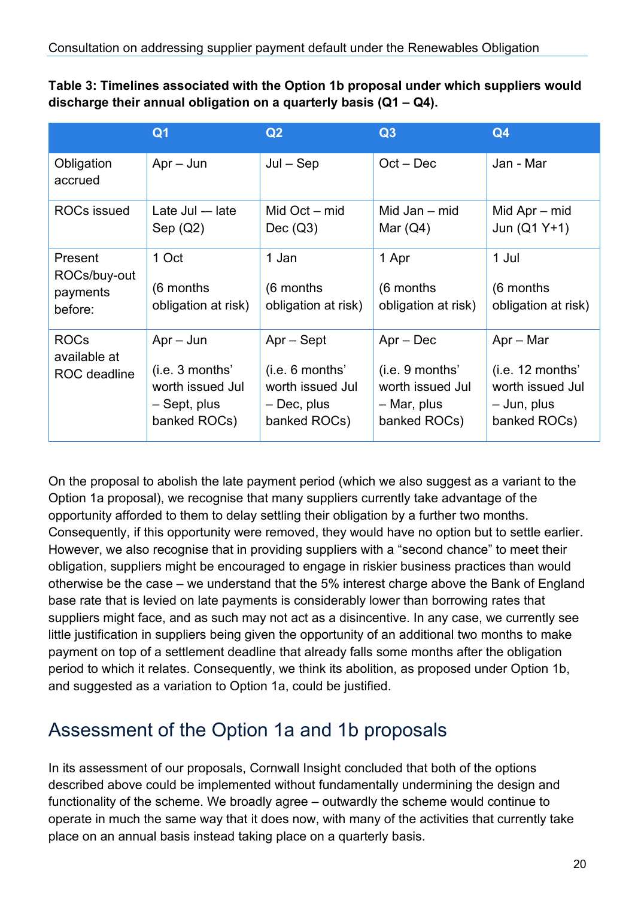**Table 3: Timelines associated with the Option 1b proposal under which suppliers would discharge their annual obligation on a quarterly basis (Q1 – Q4).**

| | Q1 | Q2 | Q3 | Q4 |
|---|---|---|---|---|
| Obligation accrued | Apr – Jun | Jul – Sep | Oct – Dec | Jan - Mar |
| ROCs issued | Late Jul -– late Sep (Q2) | Mid Oct – mid Dec (Q3) | Mid Jan – mid Mar (Q4) | Mid Apr – mid Jun (Q1 Y+1) |
| Present ROCs/buy-out payments before: | 1 Oct<br><br>(6 months obligation at risk) | 1 Jan<br><br>(6 months obligation at risk) | 1 Apr<br><br>(6 months obligation at risk) | 1 Jul<br><br>(6 months obligation at risk) |
| ROCs available at ROC deadline | Apr – Jun<br><br>(i.e. 3 months' worth issued Jul – Sept, plus banked ROCs) | Apr – Sept<br><br>(i.e. 6 months' worth issued Jul – Dec, plus banked ROCs) | Apr – Dec<br><br>(i.e. 9 months' worth issued Jul – Mar, plus banked ROCs) | Apr – Mar<br><br>(i.e. 12 months' worth issued Jul – Jun, plus banked ROCs) |

On the proposal to abolish the late payment period (which we also suggest as a variant to the Option 1a proposal), we recognise that many suppliers currently take advantage of the opportunity afforded to them to delay settling their obligation by a further two months. Consequently, if this opportunity were removed, they would have no option but to settle earlier. However, we also recognise that in providing suppliers with a "second chance" to meet their obligation, suppliers might be encouraged to engage in riskier business practices than would otherwise be the case – we understand that the 5% interest charge above the Bank of England base rate that is levied on late payments is considerably lower than borrowing rates that suppliers might face, and as such may not act as a disincentive. In any case, we currently see little justification in suppliers being given the opportunity of an additional two months to make payment on top of a settlement deadline that already falls some months after the obligation period to which it relates. Consequently, we think its abolition, as proposed under Option 1b, and suggested as a variation to Option 1a, could be justified.

## Assessment of the Option 1a and 1b proposals

In its assessment of our proposals, Cornwall Insight concluded that both of the options described above could be implemented without fundamentally undermining the design and functionality of the scheme. We broadly agree – outwardly the scheme would continue to operate in much the same way that it does now, with many of the activities that currently take place on an annual basis instead taking place on a quarterly basis.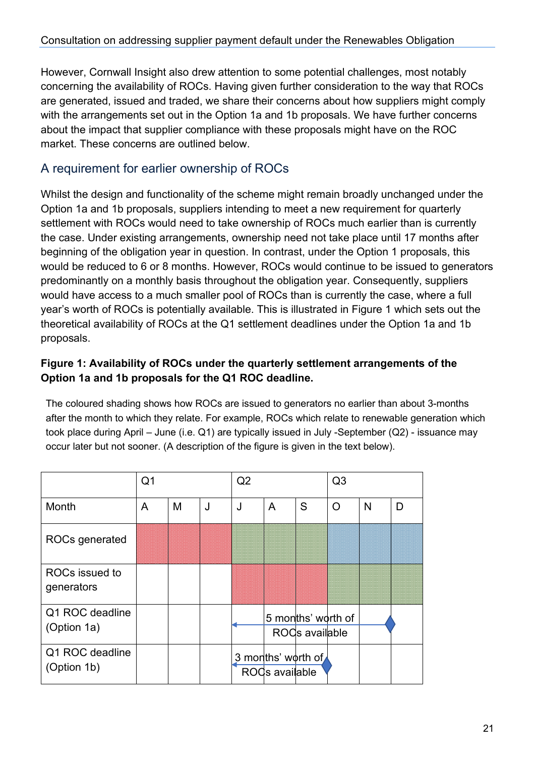However, Cornwall Insight also drew attention to some potential challenges, most notably concerning the availability of ROCs. Having given further consideration to the way that ROCs are generated, issued and traded, we share their concerns about how suppliers might comply with the arrangements set out in the Option 1a and 1b proposals. We have further concerns about the impact that supplier compliance with these proposals might have on the ROC market. These concerns are outlined below.

## A requirement for earlier ownership of ROCs

Whilst the design and functionality of the scheme might remain broadly unchanged under the Option 1a and 1b proposals, suppliers intending to meet a new requirement for quarterly settlement with ROCs would need to take ownership of ROCs much earlier than is currently the case. Under existing arrangements, ownership need not take place until 17 months after beginning of the obligation year in question. In contrast, under the Option 1 proposals, this would be reduced to 6 or 8 months. However, ROCs would continue to be issued to generators predominantly on a monthly basis throughout the obligation year. Consequently, suppliers would have access to a much smaller pool of ROCs than is currently the case, where a full year's worth of ROCs is potentially available. This is illustrated in Figure 1 which sets out the theoretical availability of ROCs at the Q1 settlement deadlines under the Option 1a and 1b proposals.

**Figure 1: Availability of ROCs under the quarterly settlement arrangements of the Option 1a and 1b proposals for the Q1 ROC deadline.**

The coloured shading shows how ROCs are issued to generators no earlier than about 3-months after the month to which they relate. For example, ROCs which relate to renewable generation which took place during April – June (i.e. Q1) are typically issued in July -September (Q2) - issuance may occur later but not sooner. (A description of the figure is given in the text below).

Q1 | Q2 | Q3

Month: A M J J A S O N D

ROCs generated

ROCs issued to generators

Q1 ROC deadline (Option 1a) — 5 months' worth of ROCs available

Q1 ROC deadline (Option 1b) — 3 months' worth of ROCs available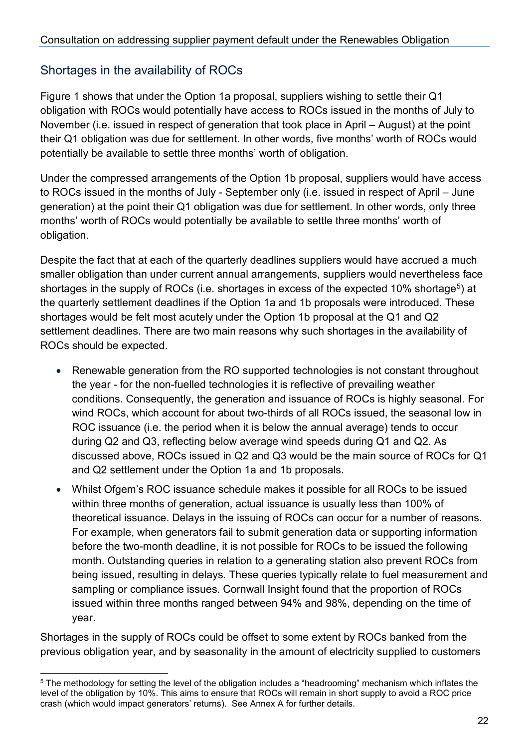## Shortages in the availability of ROCs

Figure 1 shows that under the Option 1a proposal, suppliers wishing to settle their Q1 obligation with ROCs would potentially have access to ROCs issued in the months of July to November (i.e. issued in respect of generation that took place in April – August) at the point their Q1 obligation was due for settlement. In other words, five months' worth of ROCs would potentially be available to settle three months' worth of obligation.

Under the compressed arrangements of the Option 1b proposal, suppliers would have access to ROCs issued in the months of July - September only (i.e. issued in respect of April – June generation) at the point their Q1 obligation was due for settlement. In other words, only three months' worth of ROCs would potentially be available to settle three months' worth of obligation.

Despite the fact that at each of the quarterly deadlines suppliers would have accrued a much smaller obligation than under current annual arrangements, suppliers would nevertheless face shortages in the supply of ROCs (i.e. shortages in excess of the expected 10% shortage[5]) at the quarterly settlement deadlines if the Option 1a and 1b proposals were introduced. These shortages would be felt most acutely under the Option 1b proposal at the Q1 and Q2 settlement deadlines. There are two main reasons why such shortages in the availability of ROCs should be expected.

- Renewable generation from the RO supported technologies is not constant throughout the year - for the non-fuelled technologies it is reflective of prevailing weather conditions. Consequently, the generation and issuance of ROCs is highly seasonal. For wind ROCs, which account for about two-thirds of all ROCs issued, the seasonal low in ROC issuance (i.e. the period when it is below the annual average) tends to occur during Q2 and Q3, reflecting below average wind speeds during Q1 and Q2. As discussed above, ROCs issued in Q2 and Q3 would be the main source of ROCs for Q1 and Q2 settlement under the Option 1a and 1b proposals.
- Whilst Ofgem's ROC issuance schedule makes it possible for all ROCs to be issued within three months of generation, actual issuance is usually less than 100% of theoretical issuance. Delays in the issuing of ROCs can occur for a number of reasons. For example, when generators fail to submit generation data or supporting information before the two-month deadline, it is not possible for ROCs to be issued the following month. Outstanding queries in relation to a generating station also prevent ROCs from being issued, resulting in delays. These queries typically relate to fuel measurement and sampling or compliance issues. Cornwall Insight found that the proportion of ROCs issued within three months ranged between 94% and 98%, depending on the time of year.

Shortages in the supply of ROCs could be offset to some extent by ROCs banked from the previous obligation year, and by seasonality in the amount of electricity supplied to customers

[5] The methodology for setting the level of the obligation includes a "headrooming" mechanism which inflates the level of the obligation by 10%. This aims to ensure that ROCs will remain in short supply to avoid a ROC price crash (which would impact generators' returns). See Annex A for further details.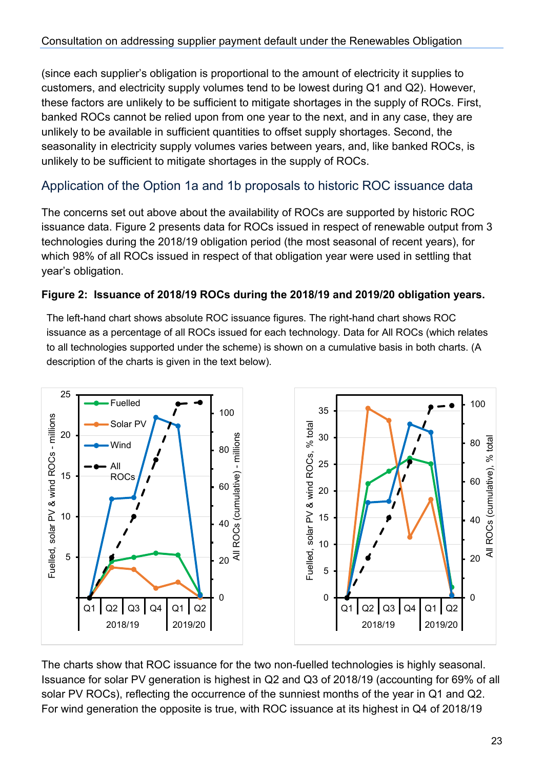(since each supplier's obligation is proportional to the amount of electricity it supplies to customers, and electricity supply volumes tend to be lowest during Q1 and Q2). However, these factors are unlikely to be sufficient to mitigate shortages in the supply of ROCs. First, banked ROCs cannot be relied upon from one year to the next, and in any case, they are unlikely to be available in sufficient quantities to offset supply shortages. Second, the seasonality in electricity supply volumes varies between years, and, like banked ROCs, is unlikely to be sufficient to mitigate shortages in the supply of ROCs.

## Application of the Option 1a and 1b proposals to historic ROC issuance data

The concerns set out above about the availability of ROCs are supported by historic ROC issuance data. Figure 2 presents data for ROCs issued in respect of renewable output from 3 technologies during the 2018/19 obligation period (the most seasonal of recent years), for which 98% of all ROCs issued in respect of that obligation year were used in settling that year's obligation.

**Figure 2: Issuance of 2018/19 ROCs during the 2018/19 and 2019/20 obligation years.**

The left-hand chart shows absolute ROC issuance figures. The right-hand chart shows ROC issuance as a percentage of all ROCs issued for each technology. Data for All ROCs (which relates to all technologies supported under the scheme) is shown on a cumulative basis in both charts. (A description of the charts is given in the text below).

Fuelled
Solar PV
Wind
All ROCs

Fuelled, solar PV & wind ROCs - millions
All ROCs (cumulative) - millions
25, 20, 15, 10, 5
100, 80, 60, 40, 20, 0
Q1 Q2 Q3 Q4 Q1 Q2
2018/19 2019/20

Fuelled, solar PV & wind ROCs, % total
All ROCs (cumulative), % total
35, 30, 25, 20, 15, 10, 5, 0
100, 80, 60, 40, 20, 0
Q1 Q2 Q3 Q4 Q1 Q2
2018/19 2019/20

The charts show that ROC issuance for the two non-fuelled technologies is highly seasonal. Issuance for solar PV generation is highest in Q2 and Q3 of 2018/19 (accounting for 69% of all solar PV ROCs), reflecting the occurrence of the sunniest months of the year in Q1 and Q2. For wind generation the opposite is true, with ROC issuance at its highest in Q4 of 2018/19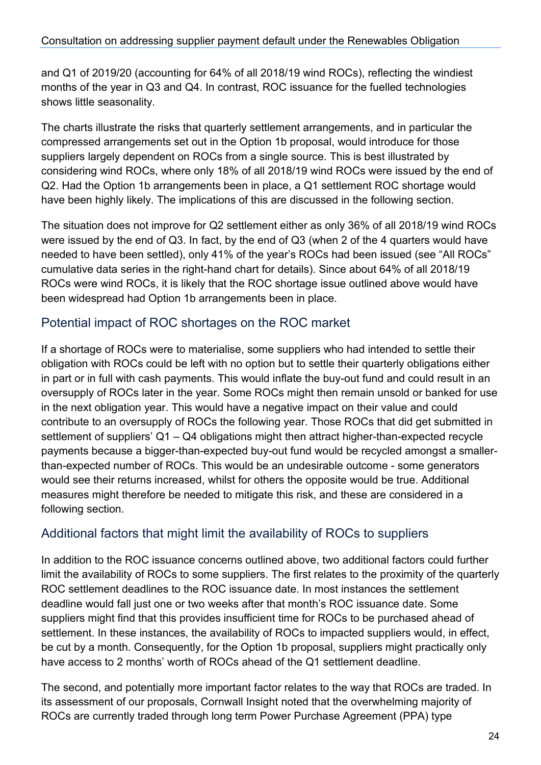and Q1 of 2019/20 (accounting for 64% of all 2018/19 wind ROCs), reflecting the windiest months of the year in Q3 and Q4. In contrast, ROC issuance for the fuelled technologies shows little seasonality.

The charts illustrate the risks that quarterly settlement arrangements, and in particular the compressed arrangements set out in the Option 1b proposal, would introduce for those suppliers largely dependent on ROCs from a single source. This is best illustrated by considering wind ROCs, where only 18% of all 2018/19 wind ROCs were issued by the end of Q2. Had the Option 1b arrangements been in place, a Q1 settlement ROC shortage would have been highly likely. The implications of this are discussed in the following section.

The situation does not improve for Q2 settlement either as only 36% of all 2018/19 wind ROCs were issued by the end of Q3. In fact, by the end of Q3 (when 2 of the 4 quarters would have needed to have been settled), only 41% of the year's ROCs had been issued (see "All ROCs" cumulative data series in the right-hand chart for details). Since about 64% of all 2018/19 ROCs were wind ROCs, it is likely that the ROC shortage issue outlined above would have been widespread had Option 1b arrangements been in place.

## Potential impact of ROC shortages on the ROC market

If a shortage of ROCs were to materialise, some suppliers who had intended to settle their obligation with ROCs could be left with no option but to settle their quarterly obligations either in part or in full with cash payments. This would inflate the buy-out fund and could result in an oversupply of ROCs later in the year. Some ROCs might then remain unsold or banked for use in the next obligation year. This would have a negative impact on their value and could contribute to an oversupply of ROCs the following year. Those ROCs that did get submitted in settlement of suppliers' Q1 – Q4 obligations might then attract higher-than-expected recycle payments because a bigger-than-expected buy-out fund would be recycled amongst a smaller-than-expected number of ROCs. This would be an undesirable outcome - some generators would see their returns increased, whilst for others the opposite would be true. Additional measures might therefore be needed to mitigate this risk, and these are considered in a following section.

## Additional factors that might limit the availability of ROCs to suppliers

In addition to the ROC issuance concerns outlined above, two additional factors could further limit the availability of ROCs to some suppliers. The first relates to the proximity of the quarterly ROC settlement deadlines to the ROC issuance date. In most instances the settlement deadline would fall just one or two weeks after that month's ROC issuance date. Some suppliers might find that this provides insufficient time for ROCs to be purchased ahead of settlement. In these instances, the availability of ROCs to impacted suppliers would, in effect, be cut by a month. Consequently, for the Option 1b proposal, suppliers might practically only have access to 2 months' worth of ROCs ahead of the Q1 settlement deadline.

The second, and potentially more important factor relates to the way that ROCs are traded. In its assessment of our proposals, Cornwall Insight noted that the overwhelming majority of ROCs are currently traded through long term Power Purchase Agreement (PPA) type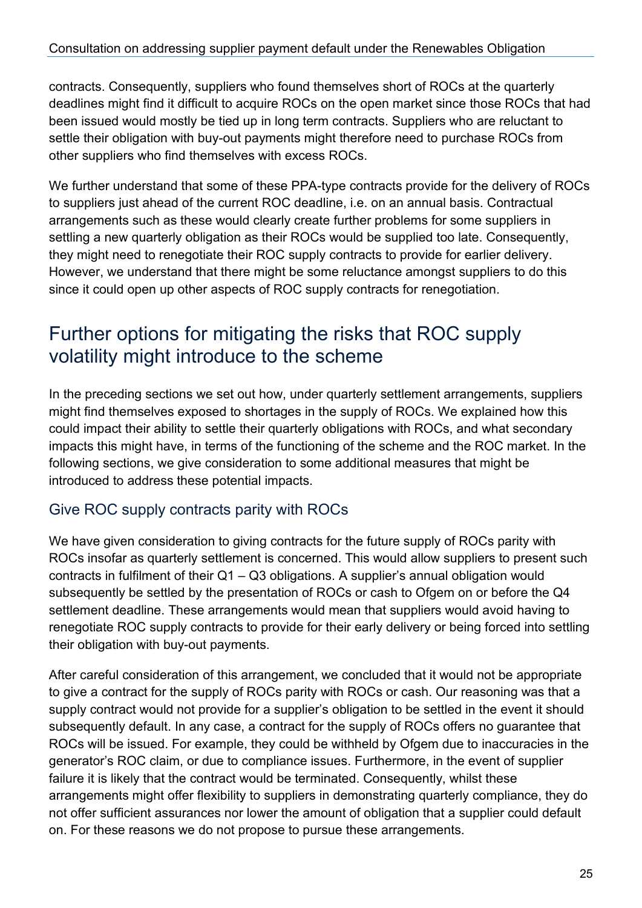contracts. Consequently, suppliers who found themselves short of ROCs at the quarterly deadlines might find it difficult to acquire ROCs on the open market since those ROCs that had been issued would mostly be tied up in long term contracts. Suppliers who are reluctant to settle their obligation with buy-out payments might therefore need to purchase ROCs from other suppliers who find themselves with excess ROCs.

We further understand that some of these PPA-type contracts provide for the delivery of ROCs to suppliers just ahead of the current ROC deadline, i.e. on an annual basis. Contractual arrangements such as these would clearly create further problems for some suppliers in settling a new quarterly obligation as their ROCs would be supplied too late. Consequently, they might need to renegotiate their ROC supply contracts to provide for earlier delivery. However, we understand that there might be some reluctance amongst suppliers to do this since it could open up other aspects of ROC supply contracts for renegotiation.

## Further options for mitigating the risks that ROC supply volatility might introduce to the scheme

In the preceding sections we set out how, under quarterly settlement arrangements, suppliers might find themselves exposed to shortages in the supply of ROCs. We explained how this could impact their ability to settle their quarterly obligations with ROCs, and what secondary impacts this might have, in terms of the functioning of the scheme and the ROC market. In the following sections, we give consideration to some additional measures that might be introduced to address these potential impacts.

### Give ROC supply contracts parity with ROCs

We have given consideration to giving contracts for the future supply of ROCs parity with ROCs insofar as quarterly settlement is concerned. This would allow suppliers to present such contracts in fulfilment of their Q1 – Q3 obligations. A supplier's annual obligation would subsequently be settled by the presentation of ROCs or cash to Ofgem on or before the Q4 settlement deadline. These arrangements would mean that suppliers would avoid having to renegotiate ROC supply contracts to provide for their early delivery or being forced into settling their obligation with buy-out payments.

After careful consideration of this arrangement, we concluded that it would not be appropriate to give a contract for the supply of ROCs parity with ROCs or cash. Our reasoning was that a supply contract would not provide for a supplier's obligation to be settled in the event it should subsequently default. In any case, a contract for the supply of ROCs offers no guarantee that ROCs will be issued. For example, they could be withheld by Ofgem due to inaccuracies in the generator's ROC claim, or due to compliance issues. Furthermore, in the event of supplier failure it is likely that the contract would be terminated. Consequently, whilst these arrangements might offer flexibility to suppliers in demonstrating quarterly compliance, they do not offer sufficient assurances nor lower the amount of obligation that a supplier could default on. For these reasons we do not propose to pursue these arrangements.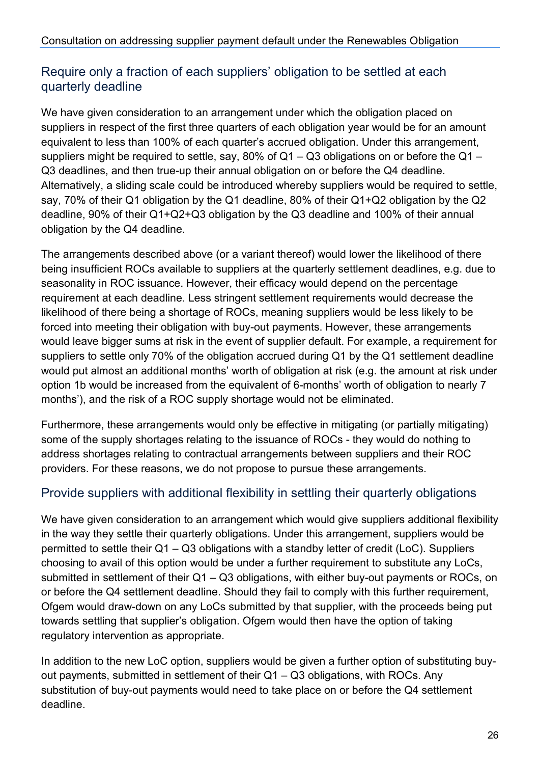## Require only a fraction of each suppliers' obligation to be settled at each quarterly deadline

We have given consideration to an arrangement under which the obligation placed on suppliers in respect of the first three quarters of each obligation year would be for an amount equivalent to less than 100% of each quarter's accrued obligation. Under this arrangement, suppliers might be required to settle, say, 80% of Q1 – Q3 obligations on or before the Q1 – Q3 deadlines, and then true-up their annual obligation on or before the Q4 deadline. Alternatively, a sliding scale could be introduced whereby suppliers would be required to settle, say, 70% of their Q1 obligation by the Q1 deadline, 80% of their Q1+Q2 obligation by the Q2 deadline, 90% of their Q1+Q2+Q3 obligation by the Q3 deadline and 100% of their annual obligation by the Q4 deadline.

The arrangements described above (or a variant thereof) would lower the likelihood of there being insufficient ROCs available to suppliers at the quarterly settlement deadlines, e.g. due to seasonality in ROC issuance. However, their efficacy would depend on the percentage requirement at each deadline. Less stringent settlement requirements would decrease the likelihood of there being a shortage of ROCs, meaning suppliers would be less likely to be forced into meeting their obligation with buy-out payments. However, these arrangements would leave bigger sums at risk in the event of supplier default. For example, a requirement for suppliers to settle only 70% of the obligation accrued during Q1 by the Q1 settlement deadline would put almost an additional months' worth of obligation at risk (e.g. the amount at risk under option 1b would be increased from the equivalent of 6-months' worth of obligation to nearly 7 months'), and the risk of a ROC supply shortage would not be eliminated.

Furthermore, these arrangements would only be effective in mitigating (or partially mitigating) some of the supply shortages relating to the issuance of ROCs - they would do nothing to address shortages relating to contractual arrangements between suppliers and their ROC providers. For these reasons, we do not propose to pursue these arrangements.

## Provide suppliers with additional flexibility in settling their quarterly obligations

We have given consideration to an arrangement which would give suppliers additional flexibility in the way they settle their quarterly obligations. Under this arrangement, suppliers would be permitted to settle their Q1 – Q3 obligations with a standby letter of credit (LoC). Suppliers choosing to avail of this option would be under a further requirement to substitute any LoCs, submitted in settlement of their Q1 – Q3 obligations, with either buy-out payments or ROCs, on or before the Q4 settlement deadline. Should they fail to comply with this further requirement, Ofgem would draw-down on any LoCs submitted by that supplier, with the proceeds being put towards settling that supplier's obligation. Ofgem would then have the option of taking regulatory intervention as appropriate.

In addition to the new LoC option, suppliers would be given a further option of substituting buy-out payments, submitted in settlement of their Q1 – Q3 obligations, with ROCs. Any substitution of buy-out payments would need to take place on or before the Q4 settlement deadline.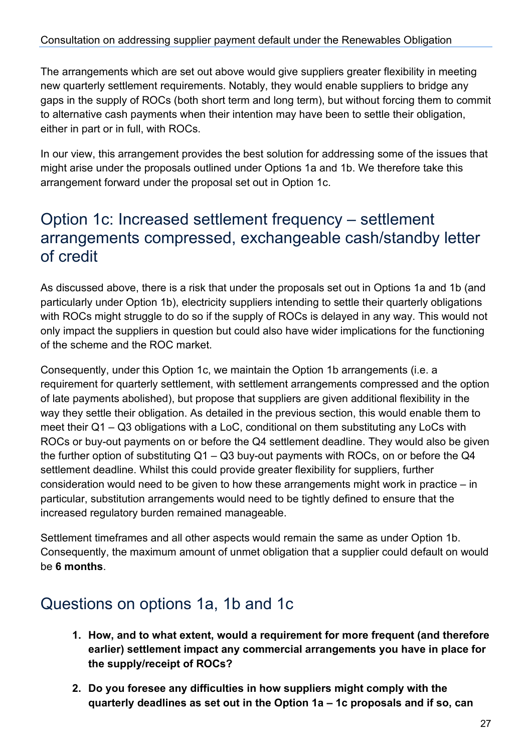The arrangements which are set out above would give suppliers greater flexibility in meeting new quarterly settlement requirements. Notably, they would enable suppliers to bridge any gaps in the supply of ROCs (both short term and long term), but without forcing them to commit to alternative cash payments when their intention may have been to settle their obligation, either in part or in full, with ROCs.

In our view, this arrangement provides the best solution for addressing some of the issues that might arise under the proposals outlined under Options 1a and 1b. We therefore take this arrangement forward under the proposal set out in Option 1c.

## Option 1c: Increased settlement frequency – settlement arrangements compressed, exchangeable cash/standby letter of credit

As discussed above, there is a risk that under the proposals set out in Options 1a and 1b (and particularly under Option 1b), electricity suppliers intending to settle their quarterly obligations with ROCs might struggle to do so if the supply of ROCs is delayed in any way. This would not only impact the suppliers in question but could also have wider implications for the functioning of the scheme and the ROC market.

Consequently, under this Option 1c, we maintain the Option 1b arrangements (i.e. a requirement for quarterly settlement, with settlement arrangements compressed and the option of late payments abolished), but propose that suppliers are given additional flexibility in the way they settle their obligation. As detailed in the previous section, this would enable them to meet their Q1 – Q3 obligations with a LoC, conditional on them substituting any LoCs with ROCs or buy-out payments on or before the Q4 settlement deadline. They would also be given the further option of substituting Q1 – Q3 buy-out payments with ROCs, on or before the Q4 settlement deadline. Whilst this could provide greater flexibility for suppliers, further consideration would need to be given to how these arrangements might work in practice – in particular, substitution arrangements would need to be tightly defined to ensure that the increased regulatory burden remained manageable.

Settlement timeframes and all other aspects would remain the same as under Option 1b. Consequently, the maximum amount of unmet obligation that a supplier could default on would be **6 months**.

## Questions on options 1a, 1b and 1c

1. **How, and to what extent, would a requirement for more frequent (and therefore earlier) settlement impact any commercial arrangements you have in place for the supply/receipt of ROCs?**

2. **Do you foresee any difficulties in how suppliers might comply with the quarterly deadlines as set out in the Option 1a – 1c proposals and if so, can**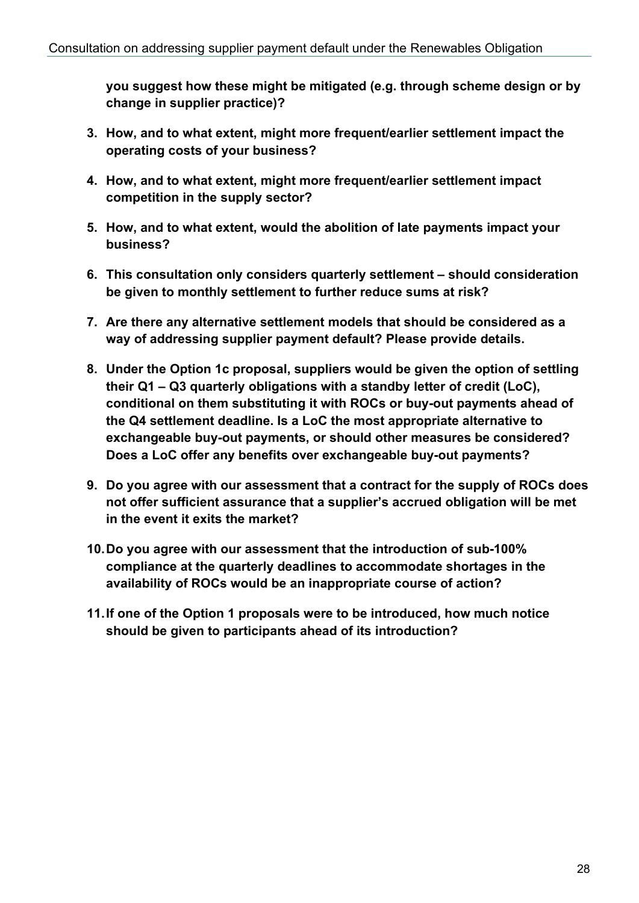**you suggest how these might be mitigated (e.g. through scheme design or by change in supplier practice)?**

3. **How, and to what extent, might more frequent/earlier settlement impact the operating costs of your business?**

4. **How, and to what extent, might more frequent/earlier settlement impact competition in the supply sector?**

5. **How, and to what extent, would the abolition of late payments impact your business?**

6. **This consultation only considers quarterly settlement – should consideration be given to monthly settlement to further reduce sums at risk?**

7. **Are there any alternative settlement models that should be considered as a way of addressing supplier payment default? Please provide details.**

8. **Under the Option 1c proposal, suppliers would be given the option of settling their Q1 – Q3 quarterly obligations with a standby letter of credit (LoC), conditional on them substituting it with ROCs or buy-out payments ahead of the Q4 settlement deadline. Is a LoC the most appropriate alternative to exchangeable buy-out payments, or should other measures be considered? Does a LoC offer any benefits over exchangeable buy-out payments?**

9. **Do you agree with our assessment that a contract for the supply of ROCs does not offer sufficient assurance that a supplier's accrued obligation will be met in the event it exits the market?**

10. **Do you agree with our assessment that the introduction of sub-100% compliance at the quarterly deadlines to accommodate shortages in the availability of ROCs would be an inappropriate course of action?**

11. **If one of the Option 1 proposals were to be introduced, how much notice should be given to participants ahead of its introduction?**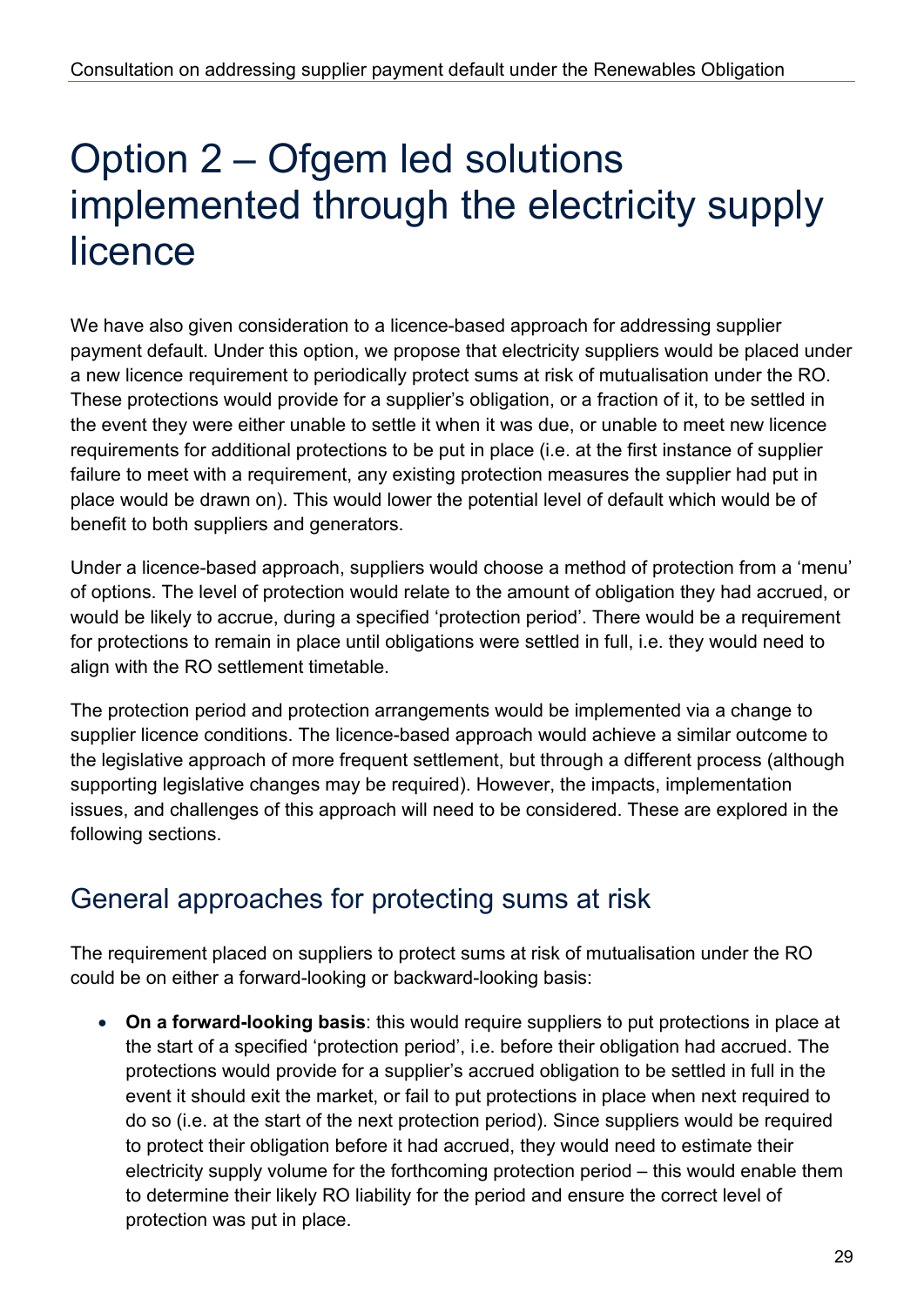# Option 2 – Ofgem led solutions implemented through the electricity supply licence

We have also given consideration to a licence-based approach for addressing supplier payment default. Under this option, we propose that electricity suppliers would be placed under a new licence requirement to periodically protect sums at risk of mutualisation under the RO. These protections would provide for a supplier's obligation, or a fraction of it, to be settled in the event they were either unable to settle it when it was due, or unable to meet new licence requirements for additional protections to be put in place (i.e. at the first instance of supplier failure to meet with a requirement, any existing protection measures the supplier had put in place would be drawn on). This would lower the potential level of default which would be of benefit to both suppliers and generators.

Under a licence-based approach, suppliers would choose a method of protection from a 'menu' of options. The level of protection would relate to the amount of obligation they had accrued, or would be likely to accrue, during a specified 'protection period'. There would be a requirement for protections to remain in place until obligations were settled in full, i.e. they would need to align with the RO settlement timetable.

The protection period and protection arrangements would be implemented via a change to supplier licence conditions. The licence-based approach would achieve a similar outcome to the legislative approach of more frequent settlement, but through a different process (although supporting legislative changes may be required). However, the impacts, implementation issues, and challenges of this approach will need to be considered. These are explored in the following sections.

## General approaches for protecting sums at risk

The requirement placed on suppliers to protect sums at risk of mutualisation under the RO could be on either a forward-looking or backward-looking basis:

- **On a forward-looking basis**: this would require suppliers to put protections in place at the start of a specified 'protection period', i.e. before their obligation had accrued. The protections would provide for a supplier's accrued obligation to be settled in full in the event it should exit the market, or fail to put protections in place when next required to do so (i.e. at the start of the next protection period). Since suppliers would be required to protect their obligation before it had accrued, they would need to estimate their electricity supply volume for the forthcoming protection period – this would enable them to determine their likely RO liability for the period and ensure the correct level of protection was put in place.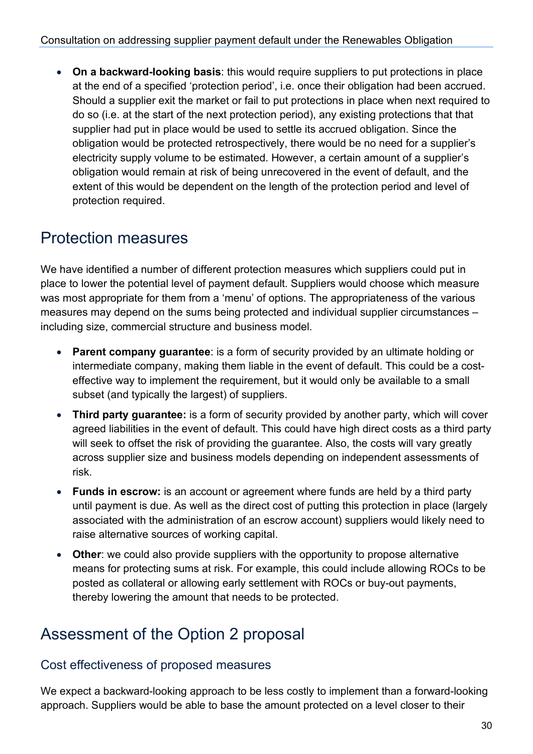- **On a backward-looking basis**: this would require suppliers to put protections in place at the end of a specified 'protection period', i.e. once their obligation had been accrued. Should a supplier exit the market or fail to put protections in place when next required to do so (i.e. at the start of the next protection period), any existing protections that that supplier had put in place would be used to settle its accrued obligation. Since the obligation would be protected retrospectively, there would be no need for a supplier's electricity supply volume to be estimated. However, a certain amount of a supplier's obligation would remain at risk of being unrecovered in the event of default, and the extent of this would be dependent on the length of the protection period and level of protection required.

## Protection measures

We have identified a number of different protection measures which suppliers could put in place to lower the potential level of payment default. Suppliers would choose which measure was most appropriate for them from a 'menu' of options. The appropriateness of the various measures may depend on the sums being protected and individual supplier circumstances – including size, commercial structure and business model.

- **Parent company guarantee**: is a form of security provided by an ultimate holding or intermediate company, making them liable in the event of default. This could be a cost-effective way to implement the requirement, but it would only be available to a small subset (and typically the largest) of suppliers.
- **Third party guarantee:** is a form of security provided by another party, which will cover agreed liabilities in the event of default. This could have high direct costs as a third party will seek to offset the risk of providing the guarantee. Also, the costs will vary greatly across supplier size and business models depending on independent assessments of risk.
- **Funds in escrow:** is an account or agreement where funds are held by a third party until payment is due. As well as the direct cost of putting this protection in place (largely associated with the administration of an escrow account) suppliers would likely need to raise alternative sources of working capital.
- **Other**: we could also provide suppliers with the opportunity to propose alternative means for protecting sums at risk. For example, this could include allowing ROCs to be posted as collateral or allowing early settlement with ROCs or buy-out payments, thereby lowering the amount that needs to be protected.

## Assessment of the Option 2 proposal

### Cost effectiveness of proposed measures

We expect a backward-looking approach to be less costly to implement than a forward-looking approach. Suppliers would be able to base the amount protected on a level closer to their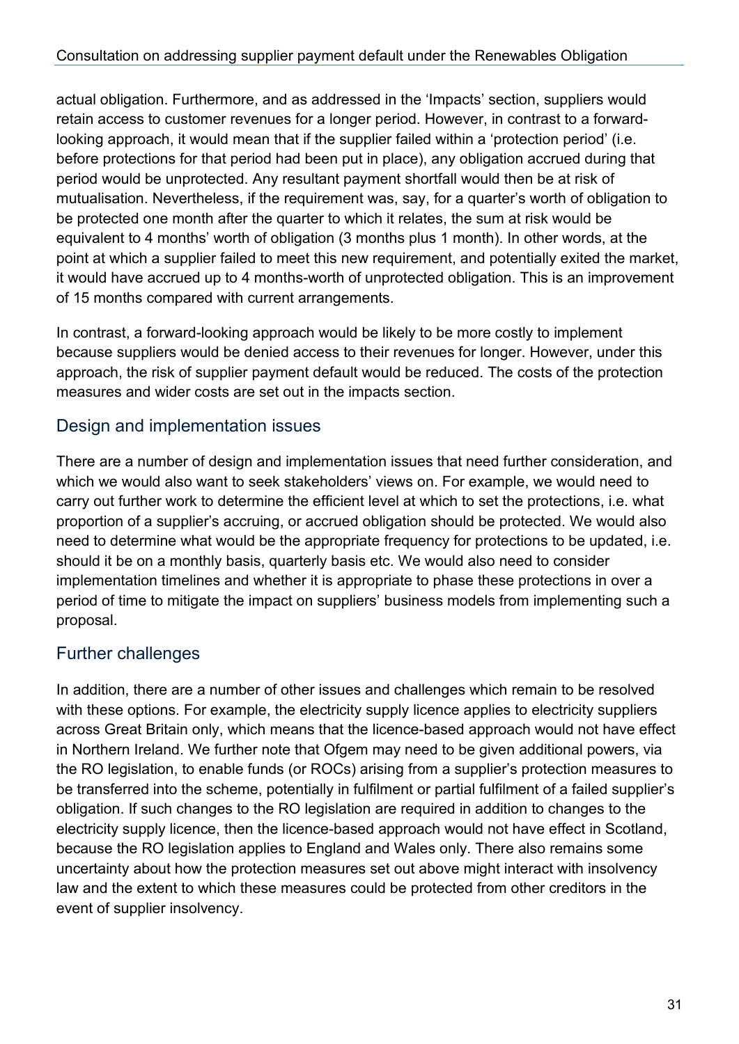actual obligation. Furthermore, and as addressed in the 'Impacts' section, suppliers would retain access to customer revenues for a longer period. However, in contrast to a forward-looking approach, it would mean that if the supplier failed within a 'protection period' (i.e. before protections for that period had been put in place), any obligation accrued during that period would be unprotected. Any resultant payment shortfall would then be at risk of mutualisation. Nevertheless, if the requirement was, say, for a quarter's worth of obligation to be protected one month after the quarter to which it relates, the sum at risk would be equivalent to 4 months' worth of obligation (3 months plus 1 month). In other words, at the point at which a supplier failed to meet this new requirement, and potentially exited the market, it would have accrued up to 4 months-worth of unprotected obligation. This is an improvement of 15 months compared with current arrangements.

In contrast, a forward-looking approach would be likely to be more costly to implement because suppliers would be denied access to their revenues for longer. However, under this approach, the risk of supplier payment default would be reduced. The costs of the protection measures and wider costs are set out in the impacts section.

## Design and implementation issues

There are a number of design and implementation issues that need further consideration, and which we would also want to seek stakeholders' views on. For example, we would need to carry out further work to determine the efficient level at which to set the protections, i.e. what proportion of a supplier's accruing, or accrued obligation should be protected. We would also need to determine what would be the appropriate frequency for protections to be updated, i.e. should it be on a monthly basis, quarterly basis etc. We would also need to consider implementation timelines and whether it is appropriate to phase these protections in over a period of time to mitigate the impact on suppliers' business models from implementing such a proposal.

## Further challenges

In addition, there are a number of other issues and challenges which remain to be resolved with these options. For example, the electricity supply licence applies to electricity suppliers across Great Britain only, which means that the licence-based approach would not have effect in Northern Ireland. We further note that Ofgem may need to be given additional powers, via the RO legislation, to enable funds (or ROCs) arising from a supplier's protection measures to be transferred into the scheme, potentially in fulfilment or partial fulfilment of a failed supplier's obligation. If such changes to the RO legislation are required in addition to changes to the electricity supply licence, then the licence-based approach would not have effect in Scotland, because the RO legislation applies to England and Wales only. There also remains some uncertainty about how the protection measures set out above might interact with insolvency law and the extent to which these measures could be protected from other creditors in the event of supplier insolvency.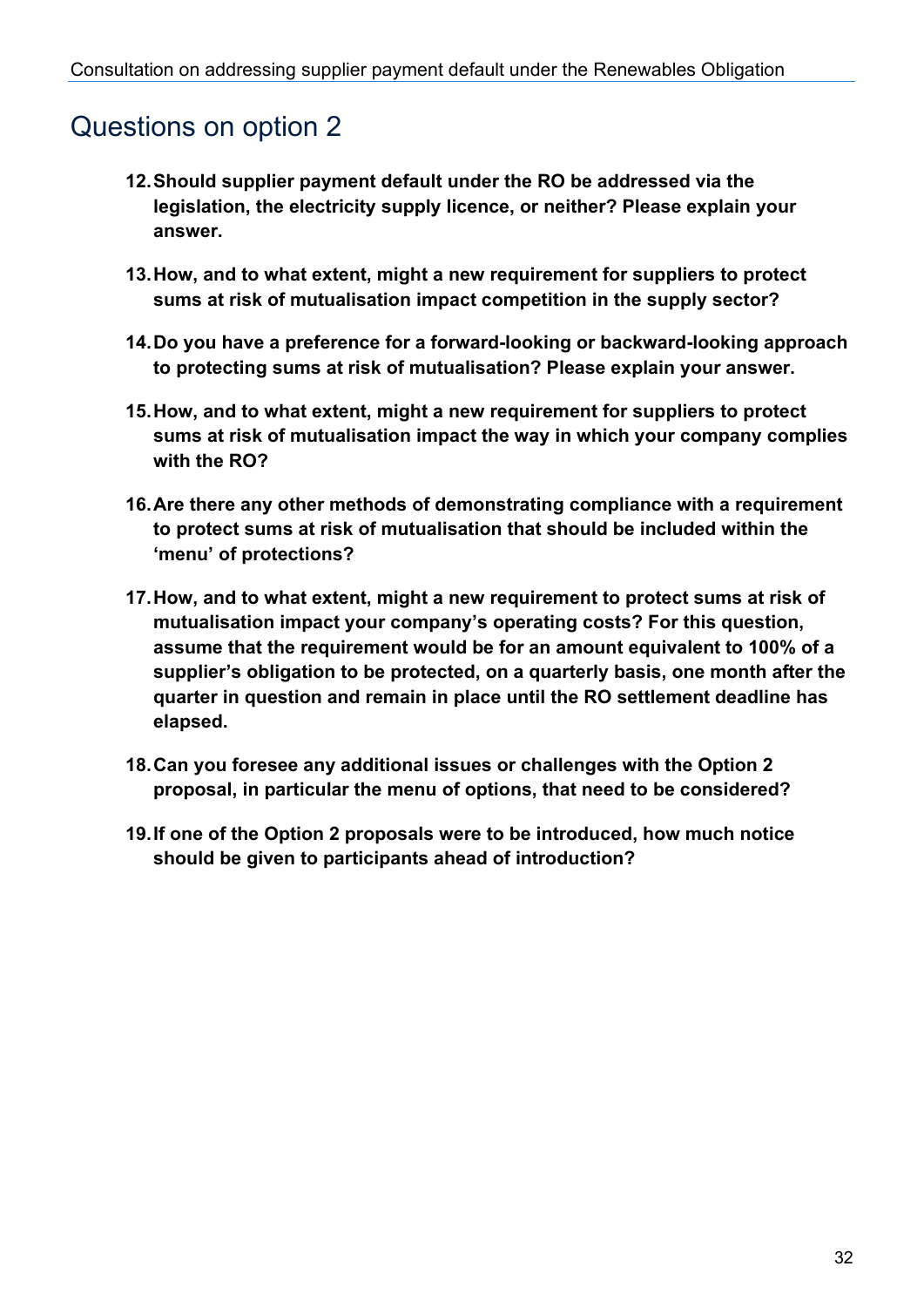## Questions on option 2

12. **Should supplier payment default under the RO be addressed via the legislation, the electricity supply licence, or neither? Please explain your answer.**

13. **How, and to what extent, might a new requirement for suppliers to protect sums at risk of mutualisation impact competition in the supply sector?**

14. **Do you have a preference for a forward-looking or backward-looking approach to protecting sums at risk of mutualisation? Please explain your answer.**

15. **How, and to what extent, might a new requirement for suppliers to protect sums at risk of mutualisation impact the way in which your company complies with the RO?**

16. **Are there any other methods of demonstrating compliance with a requirement to protect sums at risk of mutualisation that should be included within the 'menu' of protections?**

17. **How, and to what extent, might a new requirement to protect sums at risk of mutualisation impact your company's operating costs? For this question, assume that the requirement would be for an amount equivalent to 100% of a supplier's obligation to be protected, on a quarterly basis, one month after the quarter in question and remain in place until the RO settlement deadline has elapsed.**

18. **Can you foresee any additional issues or challenges with the Option 2 proposal, in particular the menu of options, that need to be considered?**

19. **If one of the Option 2 proposals were to be introduced, how much notice should be given to participants ahead of introduction?**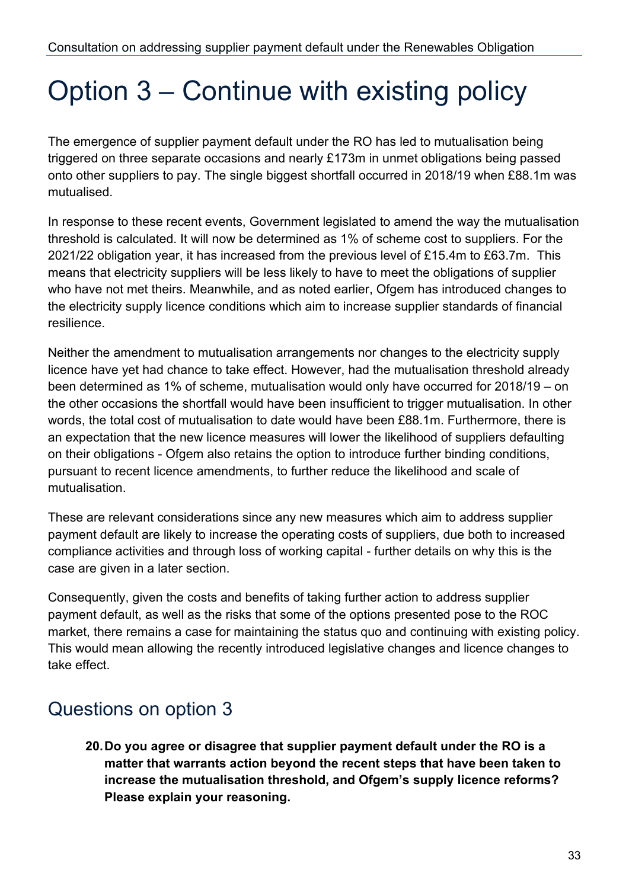# Option 3 – Continue with existing policy

The emergence of supplier payment default under the RO has led to mutualisation being triggered on three separate occasions and nearly £173m in unmet obligations being passed onto other suppliers to pay. The single biggest shortfall occurred in 2018/19 when £88.1m was mutualised.

In response to these recent events, Government legislated to amend the way the mutualisation threshold is calculated. It will now be determined as 1% of scheme cost to suppliers. For the 2021/22 obligation year, it has increased from the previous level of £15.4m to £63.7m. This means that electricity suppliers will be less likely to have to meet the obligations of supplier who have not met theirs. Meanwhile, and as noted earlier, Ofgem has introduced changes to the electricity supply licence conditions which aim to increase supplier standards of financial resilience.

Neither the amendment to mutualisation arrangements nor changes to the electricity supply licence have yet had chance to take effect. However, had the mutualisation threshold already been determined as 1% of scheme, mutualisation would only have occurred for 2018/19 – on the other occasions the shortfall would have been insufficient to trigger mutualisation. In other words, the total cost of mutualisation to date would have been £88.1m. Furthermore, there is an expectation that the new licence measures will lower the likelihood of suppliers defaulting on their obligations - Ofgem also retains the option to introduce further binding conditions, pursuant to recent licence amendments, to further reduce the likelihood and scale of mutualisation.

These are relevant considerations since any new measures which aim to address supplier payment default are likely to increase the operating costs of suppliers, due both to increased compliance activities and through loss of working capital - further details on why this is the case are given in a later section.

Consequently, given the costs and benefits of taking further action to address supplier payment default, as well as the risks that some of the options presented pose to the ROC market, there remains a case for maintaining the status quo and continuing with existing policy. This would mean allowing the recently introduced legislative changes and licence changes to take effect.

## Questions on option 3

20. **Do you agree or disagree that supplier payment default under the RO is a matter that warrants action beyond the recent steps that have been taken to increase the mutualisation threshold, and Ofgem's supply licence reforms? Please explain your reasoning.**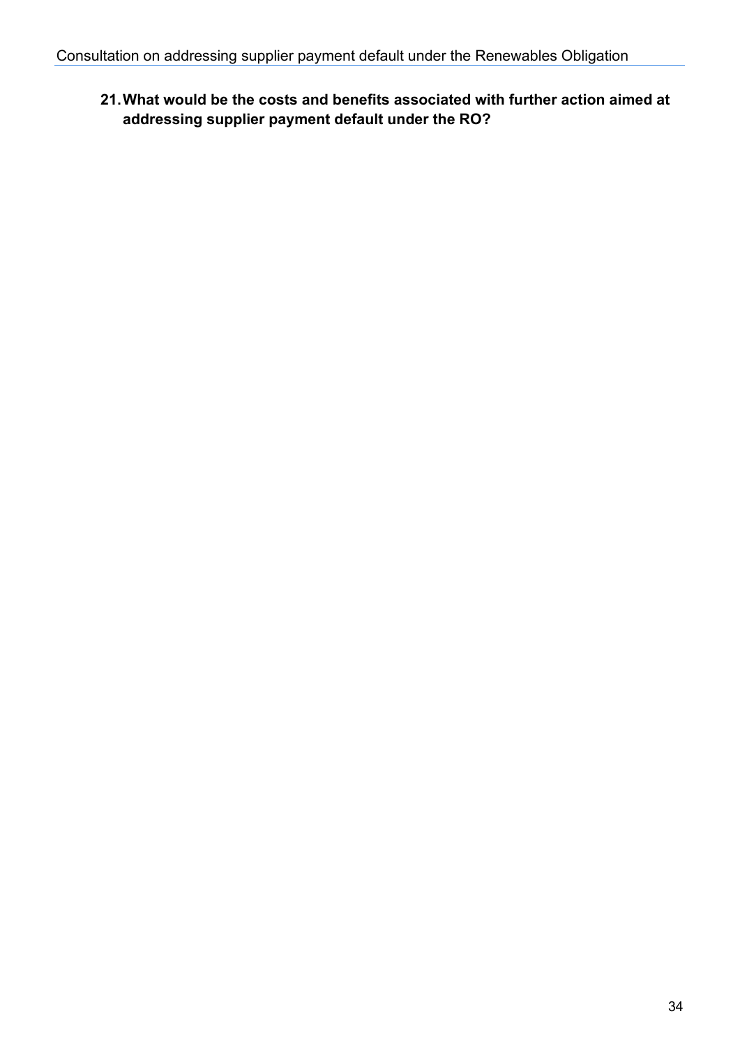21. **What would be the costs and benefits associated with further action aimed at addressing supplier payment default under the RO?**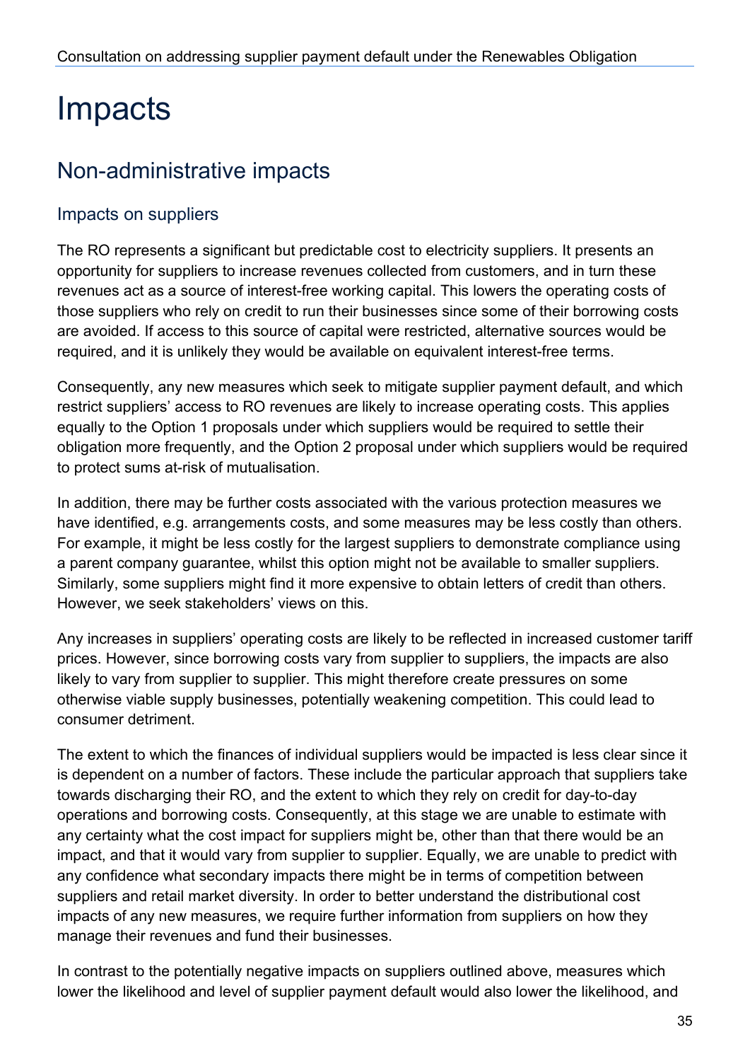# Impacts

## Non-administrative impacts

### Impacts on suppliers

The RO represents a significant but predictable cost to electricity suppliers. It presents an opportunity for suppliers to increase revenues collected from customers, and in turn these revenues act as a source of interest-free working capital. This lowers the operating costs of those suppliers who rely on credit to run their businesses since some of their borrowing costs are avoided. If access to this source of capital were restricted, alternative sources would be required, and it is unlikely they would be available on equivalent interest-free terms.

Consequently, any new measures which seek to mitigate supplier payment default, and which restrict suppliers' access to RO revenues are likely to increase operating costs. This applies equally to the Option 1 proposals under which suppliers would be required to settle their obligation more frequently, and the Option 2 proposal under which suppliers would be required to protect sums at-risk of mutualisation.

In addition, there may be further costs associated with the various protection measures we have identified, e.g. arrangements costs, and some measures may be less costly than others. For example, it might be less costly for the largest suppliers to demonstrate compliance using a parent company guarantee, whilst this option might not be available to smaller suppliers. Similarly, some suppliers might find it more expensive to obtain letters of credit than others. However, we seek stakeholders' views on this.

Any increases in suppliers' operating costs are likely to be reflected in increased customer tariff prices. However, since borrowing costs vary from supplier to suppliers, the impacts are also likely to vary from supplier to supplier. This might therefore create pressures on some otherwise viable supply businesses, potentially weakening competition. This could lead to consumer detriment.

The extent to which the finances of individual suppliers would be impacted is less clear since it is dependent on a number of factors. These include the particular approach that suppliers take towards discharging their RO, and the extent to which they rely on credit for day-to-day operations and borrowing costs. Consequently, at this stage we are unable to estimate with any certainty what the cost impact for suppliers might be, other than that there would be an impact, and that it would vary from supplier to supplier. Equally, we are unable to predict with any confidence what secondary impacts there might be in terms of competition between suppliers and retail market diversity. In order to better understand the distributional cost impacts of any new measures, we require further information from suppliers on how they manage their revenues and fund their businesses.

In contrast to the potentially negative impacts on suppliers outlined above, measures which lower the likelihood and level of supplier payment default would also lower the likelihood, and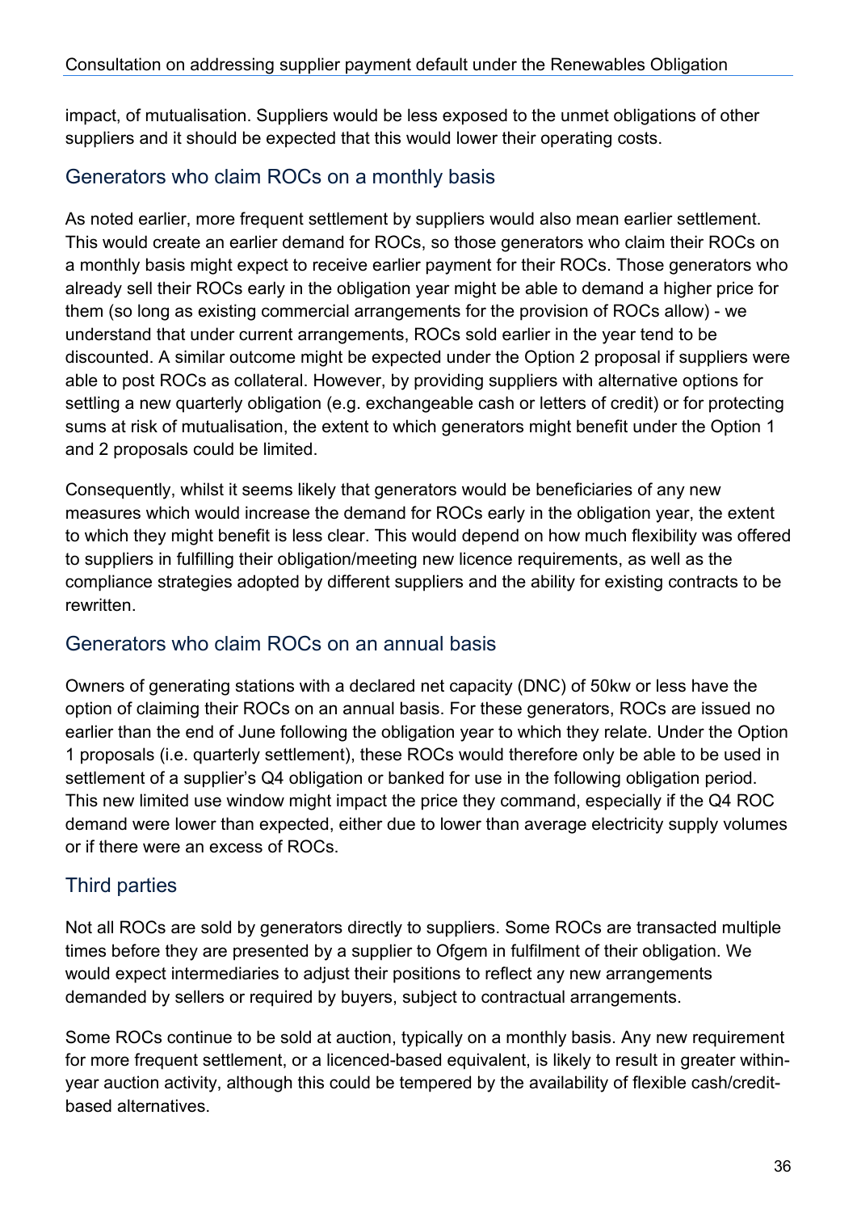impact, of mutualisation. Suppliers would be less exposed to the unmet obligations of other suppliers and it should be expected that this would lower their operating costs.

## Generators who claim ROCs on a monthly basis

As noted earlier, more frequent settlement by suppliers would also mean earlier settlement. This would create an earlier demand for ROCs, so those generators who claim their ROCs on a monthly basis might expect to receive earlier payment for their ROCs. Those generators who already sell their ROCs early in the obligation year might be able to demand a higher price for them (so long as existing commercial arrangements for the provision of ROCs allow) - we understand that under current arrangements, ROCs sold earlier in the year tend to be discounted. A similar outcome might be expected under the Option 2 proposal if suppliers were able to post ROCs as collateral. However, by providing suppliers with alternative options for settling a new quarterly obligation (e.g. exchangeable cash or letters of credit) or for protecting sums at risk of mutualisation, the extent to which generators might benefit under the Option 1 and 2 proposals could be limited.

Consequently, whilst it seems likely that generators would be beneficiaries of any new measures which would increase the demand for ROCs early in the obligation year, the extent to which they might benefit is less clear. This would depend on how much flexibility was offered to suppliers in fulfilling their obligation/meeting new licence requirements, as well as the compliance strategies adopted by different suppliers and the ability for existing contracts to be rewritten.

## Generators who claim ROCs on an annual basis

Owners of generating stations with a declared net capacity (DNC) of 50kw or less have the option of claiming their ROCs on an annual basis. For these generators, ROCs are issued no earlier than the end of June following the obligation year to which they relate. Under the Option 1 proposals (i.e. quarterly settlement), these ROCs would therefore only be able to be used in settlement of a supplier's Q4 obligation or banked for use in the following obligation period. This new limited use window might impact the price they command, especially if the Q4 ROC demand were lower than expected, either due to lower than average electricity supply volumes or if there were an excess of ROCs.

## Third parties

Not all ROCs are sold by generators directly to suppliers. Some ROCs are transacted multiple times before they are presented by a supplier to Ofgem in fulfilment of their obligation. We would expect intermediaries to adjust their positions to reflect any new arrangements demanded by sellers or required by buyers, subject to contractual arrangements.

Some ROCs continue to be sold at auction, typically on a monthly basis. Any new requirement for more frequent settlement, or a licenced-based equivalent, is likely to result in greater within-year auction activity, although this could be tempered by the availability of flexible cash/credit-based alternatives.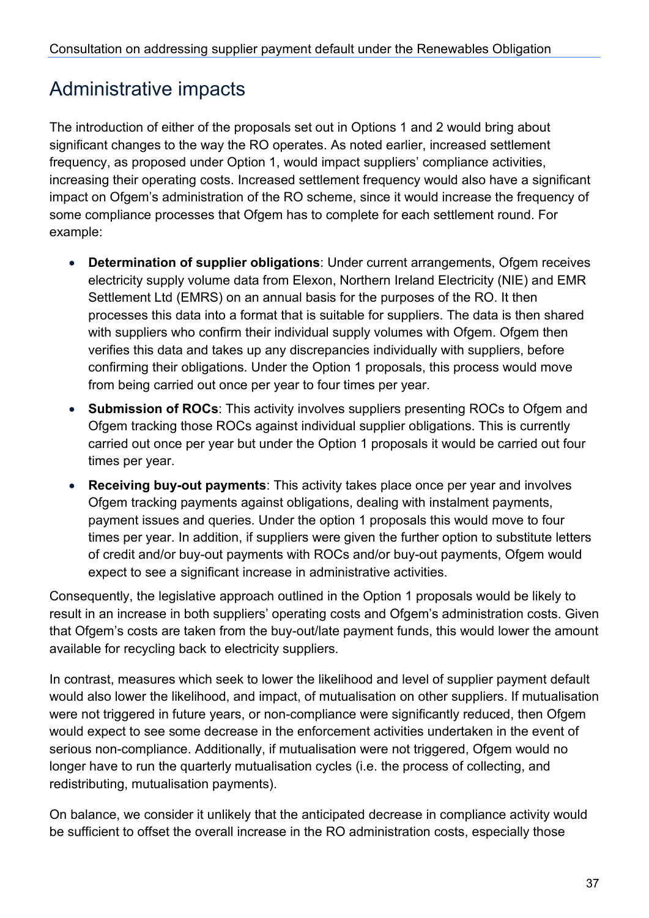## Administrative impacts

The introduction of either of the proposals set out in Options 1 and 2 would bring about significant changes to the way the RO operates. As noted earlier, increased settlement frequency, as proposed under Option 1, would impact suppliers' compliance activities, increasing their operating costs. Increased settlement frequency would also have a significant impact on Ofgem's administration of the RO scheme, since it would increase the frequency of some compliance processes that Ofgem has to complete for each settlement round. For example:

- **Determination of supplier obligations**: Under current arrangements, Ofgem receives electricity supply volume data from Elexon, Northern Ireland Electricity (NIE) and EMR Settlement Ltd (EMRS) on an annual basis for the purposes of the RO. It then processes this data into a format that is suitable for suppliers. The data is then shared with suppliers who confirm their individual supply volumes with Ofgem. Ofgem then verifies this data and takes up any discrepancies individually with suppliers, before confirming their obligations. Under the Option 1 proposals, this process would move from being carried out once per year to four times per year.
- **Submission of ROCs**: This activity involves suppliers presenting ROCs to Ofgem and Ofgem tracking those ROCs against individual supplier obligations. This is currently carried out once per year but under the Option 1 proposals it would be carried out four times per year.
- **Receiving buy-out payments**: This activity takes place once per year and involves Ofgem tracking payments against obligations, dealing with instalment payments, payment issues and queries. Under the option 1 proposals this would move to four times per year. In addition, if suppliers were given the further option to substitute letters of credit and/or buy-out payments with ROCs and/or buy-out payments, Ofgem would expect to see a significant increase in administrative activities.

Consequently, the legislative approach outlined in the Option 1 proposals would be likely to result in an increase in both suppliers' operating costs and Ofgem's administration costs. Given that Ofgem's costs are taken from the buy-out/late payment funds, this would lower the amount available for recycling back to electricity suppliers.

In contrast, measures which seek to lower the likelihood and level of supplier payment default would also lower the likelihood, and impact, of mutualisation on other suppliers. If mutualisation were not triggered in future years, or non-compliance were significantly reduced, then Ofgem would expect to see some decrease in the enforcement activities undertaken in the event of serious non-compliance. Additionally, if mutualisation were not triggered, Ofgem would no longer have to run the quarterly mutualisation cycles (i.e. the process of collecting, and redistributing, mutualisation payments).

On balance, we consider it unlikely that the anticipated decrease in compliance activity would be sufficient to offset the overall increase in the RO administration costs, especially those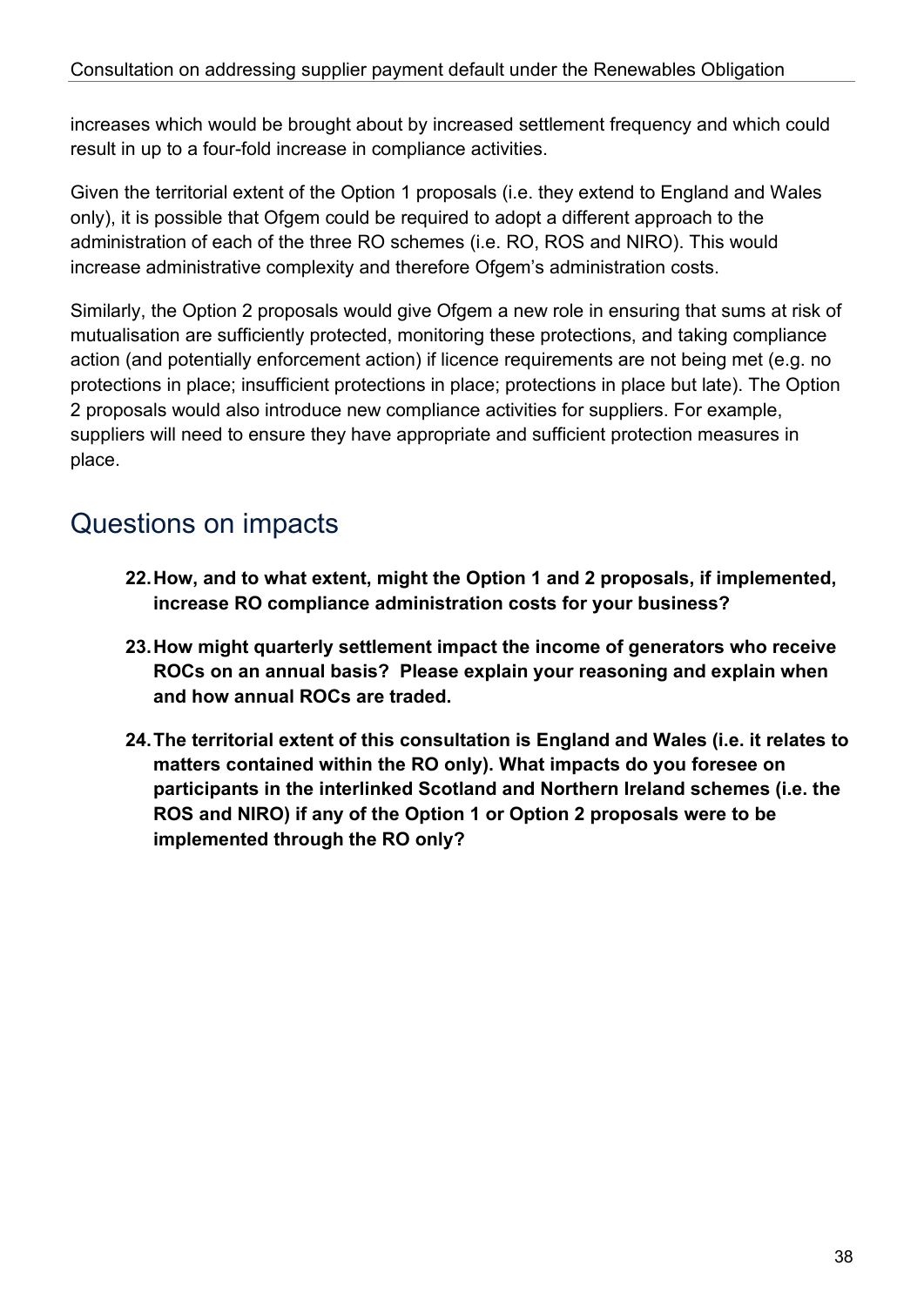increases which would be brought about by increased settlement frequency and which could result in up to a four-fold increase in compliance activities.

Given the territorial extent of the Option 1 proposals (i.e. they extend to England and Wales only), it is possible that Ofgem could be required to adopt a different approach to the administration of each of the three RO schemes (i.e. RO, ROS and NIRO). This would increase administrative complexity and therefore Ofgem's administration costs.

Similarly, the Option 2 proposals would give Ofgem a new role in ensuring that sums at risk of mutualisation are sufficiently protected, monitoring these protections, and taking compliance action (and potentially enforcement action) if licence requirements are not being met (e.g. no protections in place; insufficient protections in place; protections in place but late). The Option 2 proposals would also introduce new compliance activities for suppliers. For example, suppliers will need to ensure they have appropriate and sufficient protection measures in place.

## Questions on impacts

22. **How, and to what extent, might the Option 1 and 2 proposals, if implemented, increase RO compliance administration costs for your business?**
23. **How might quarterly settlement impact the income of generators who receive ROCs on an annual basis? Please explain your reasoning and explain when and how annual ROCs are traded.**
24. **The territorial extent of this consultation is England and Wales (i.e. it relates to matters contained within the RO only). What impacts do you foresee on participants in the interlinked Scotland and Northern Ireland schemes (i.e. the ROS and NIRO) if any of the Option 1 or Option 2 proposals were to be implemented through the RO only?**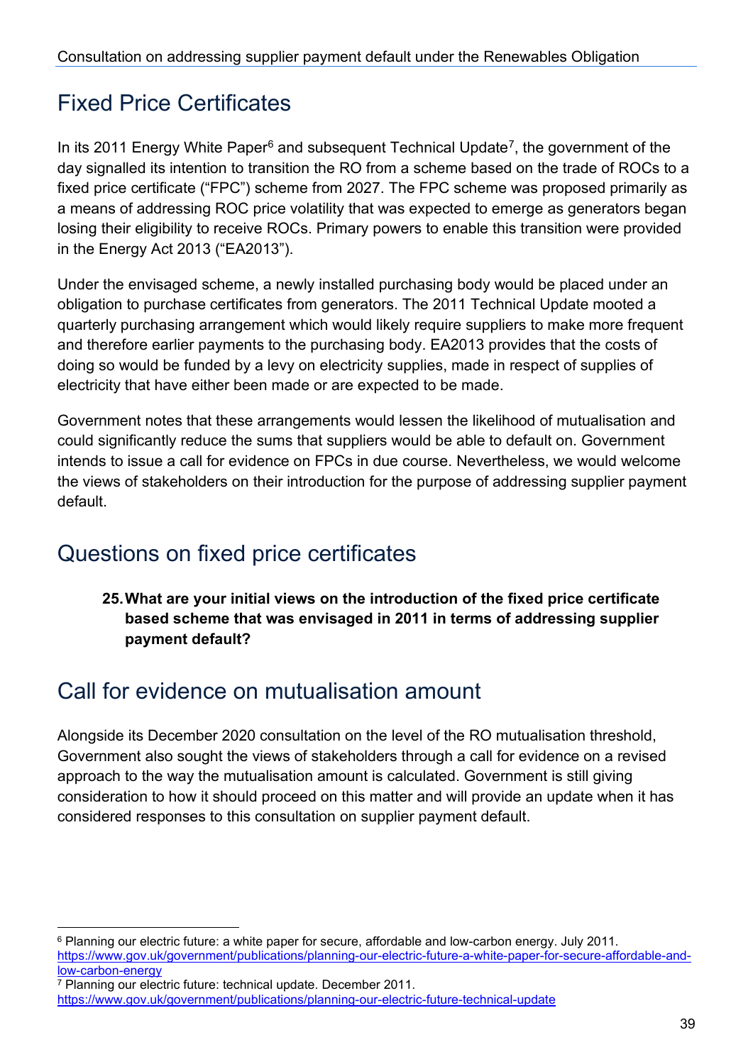## Fixed Price Certificates

In its 2011 Energy White Paper[6] and subsequent Technical Update[7], the government of the day signalled its intention to transition the RO from a scheme based on the trade of ROCs to a fixed price certificate ("FPC") scheme from 2027. The FPC scheme was proposed primarily as a means of addressing ROC price volatility that was expected to emerge as generators began losing their eligibility to receive ROCs. Primary powers to enable this transition were provided in the Energy Act 2013 ("EA2013").

Under the envisaged scheme, a newly installed purchasing body would be placed under an obligation to purchase certificates from generators. The 2011 Technical Update mooted a quarterly purchasing arrangement which would likely require suppliers to make more frequent and therefore earlier payments to the purchasing body. EA2013 provides that the costs of doing so would be funded by a levy on electricity supplies, made in respect of supplies of electricity that have either been made or are expected to be made.

Government notes that these arrangements would lessen the likelihood of mutualisation and could significantly reduce the sums that suppliers would be able to default on. Government intends to issue a call for evidence on FPCs in due course. Nevertheless, we would welcome the views of stakeholders on their introduction for the purpose of addressing supplier payment default.

## Questions on fixed price certificates

25. **What are your initial views on the introduction of the fixed price certificate based scheme that was envisaged in 2011 in terms of addressing supplier payment default?**

## Call for evidence on mutualisation amount

Alongside its December 2020 consultation on the level of the RO mutualisation threshold, Government also sought the views of stakeholders through a call for evidence on a revised approach to the way the mutualisation amount is calculated. Government is still giving consideration to how it should proceed on this matter and will provide an update when it has considered responses to this consultation on supplier payment default.

---

[6] Planning our electric future: a white paper for secure, affordable and low-carbon energy. July 2011. https://www.gov.uk/government/publications/planning-our-electric-future-a-white-paper-for-secure-affordable-and-low-carbon-energy

[7] Planning our electric future: technical update. December 2011. https://www.gov.uk/government/publications/planning-our-electric-future-technical-update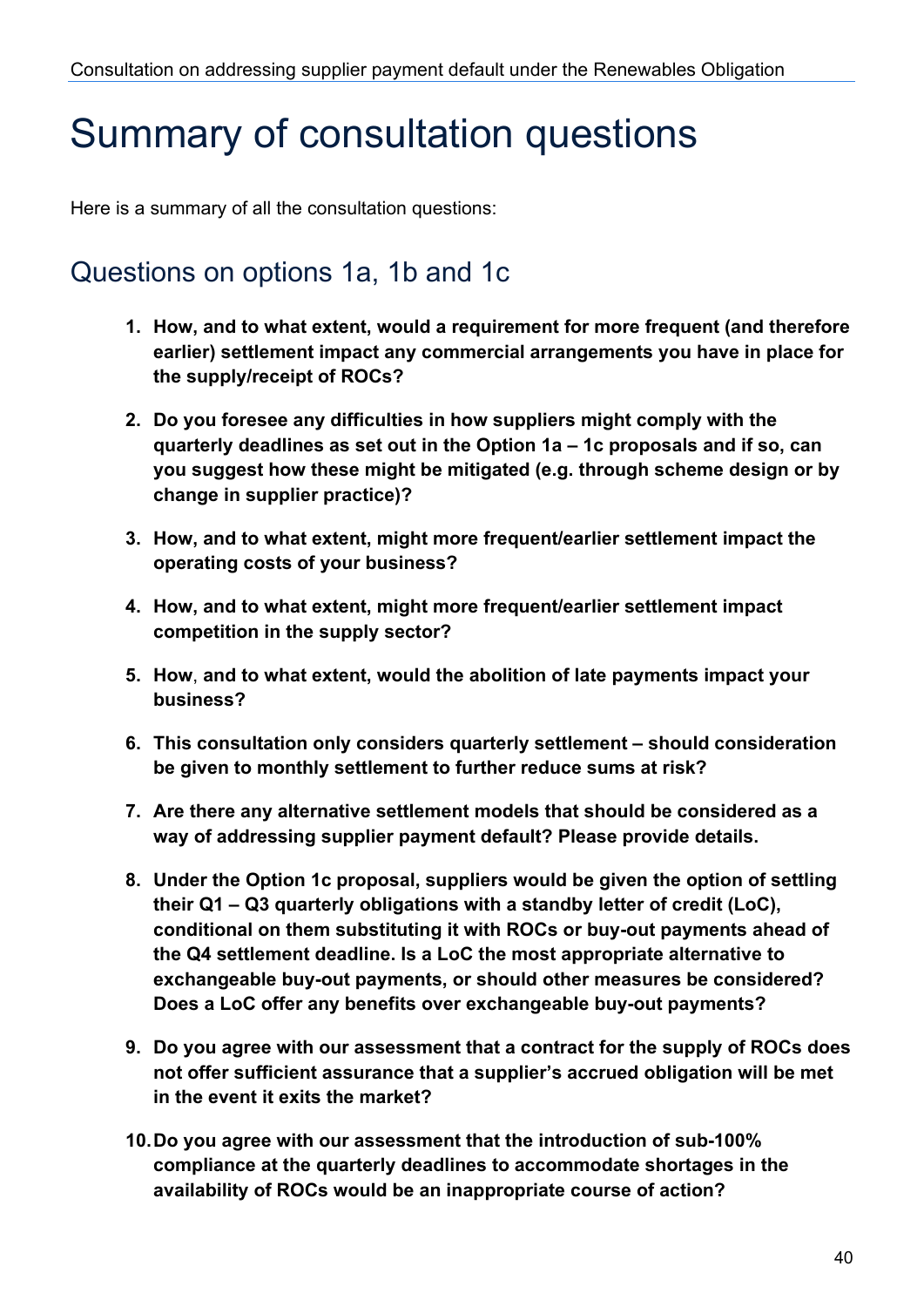# Summary of consultation questions

Here is a summary of all the consultation questions:

## Questions on options 1a, 1b and 1c

1. **How, and to what extent, would a requirement for more frequent (and therefore earlier) settlement impact any commercial arrangements you have in place for the supply/receipt of ROCs?**

2. **Do you foresee any difficulties in how suppliers might comply with the quarterly deadlines as set out in the Option 1a – 1c proposals and if so, can you suggest how these might be mitigated (e.g. through scheme design or by change in supplier practice)?**

3. **How, and to what extent, might more frequent/earlier settlement impact the operating costs of your business?**

4. **How, and to what extent, might more frequent/earlier settlement impact competition in the supply sector?**

5. **How, and to what extent, would the abolition of late payments impact your business?**

6. **This consultation only considers quarterly settlement – should consideration be given to monthly settlement to further reduce sums at risk?**

7. **Are there any alternative settlement models that should be considered as a way of addressing supplier payment default? Please provide details.**

8. **Under the Option 1c proposal, suppliers would be given the option of settling their Q1 – Q3 quarterly obligations with a standby letter of credit (LoC), conditional on them substituting it with ROCs or buy-out payments ahead of the Q4 settlement deadline. Is a LoC the most appropriate alternative to exchangeable buy-out payments, or should other measures be considered? Does a LoC offer any benefits over exchangeable buy-out payments?**

9. **Do you agree with our assessment that a contract for the supply of ROCs does not offer sufficient assurance that a supplier's accrued obligation will be met in the event it exits the market?**

10. **Do you agree with our assessment that the introduction of sub-100% compliance at the quarterly deadlines to accommodate shortages in the availability of ROCs would be an inappropriate course of action?**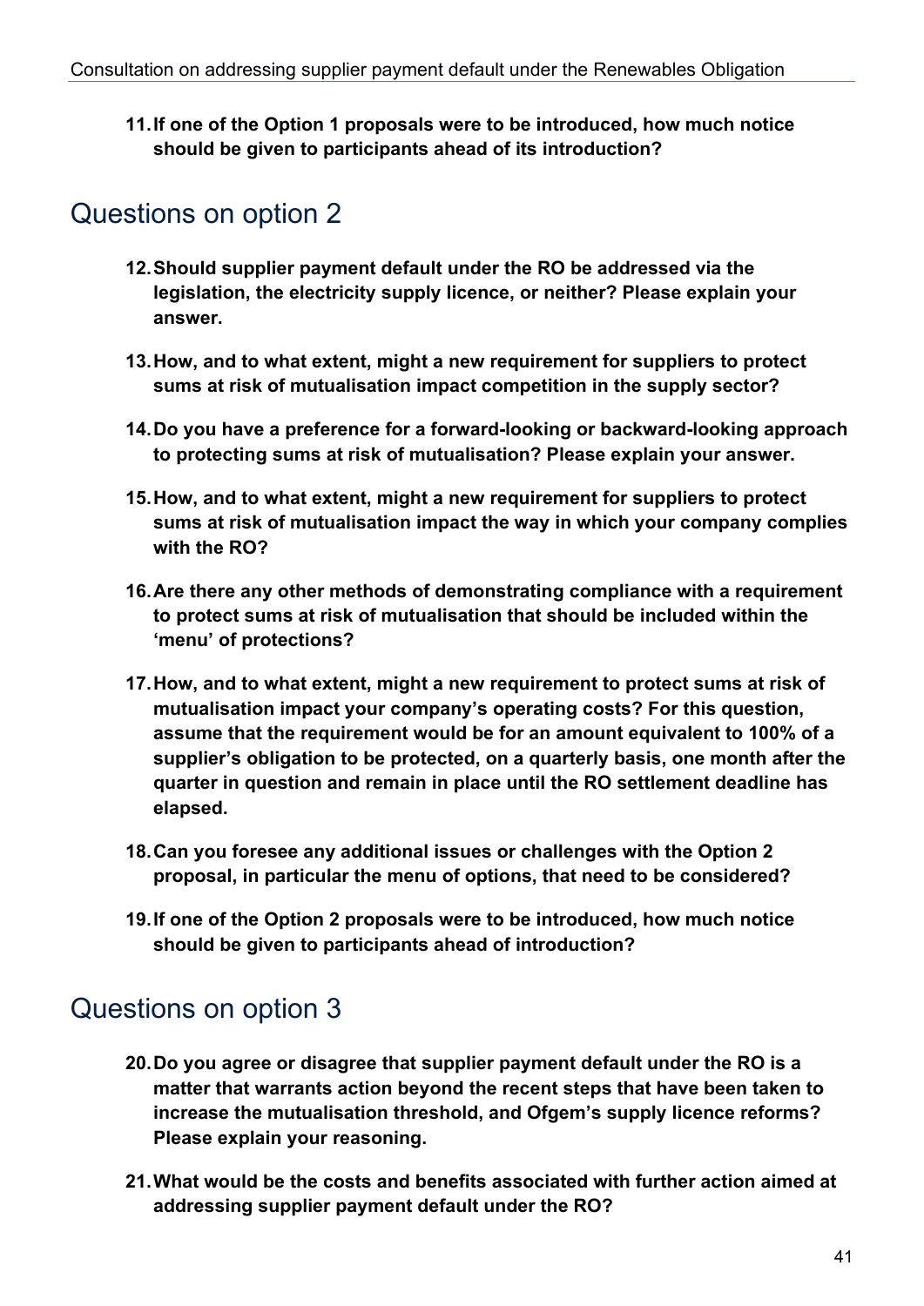11. **If one of the Option 1 proposals were to be introduced, how much notice should be given to participants ahead of its introduction?**

## Questions on option 2

12. **Should supplier payment default under the RO be addressed via the legislation, the electricity supply licence, or neither? Please explain your answer.**

13. **How, and to what extent, might a new requirement for suppliers to protect sums at risk of mutualisation impact competition in the supply sector?**

14. **Do you have a preference for a forward-looking or backward-looking approach to protecting sums at risk of mutualisation? Please explain your answer.**

15. **How, and to what extent, might a new requirement for suppliers to protect sums at risk of mutualisation impact the way in which your company complies with the RO?**

16. **Are there any other methods of demonstrating compliance with a requirement to protect sums at risk of mutualisation that should be included within the 'menu' of protections?**

17. **How, and to what extent, might a new requirement to protect sums at risk of mutualisation impact your company's operating costs? For this question, assume that the requirement would be for an amount equivalent to 100% of a supplier's obligation to be protected, on a quarterly basis, one month after the quarter in question and remain in place until the RO settlement deadline has elapsed.**

18. **Can you foresee any additional issues or challenges with the Option 2 proposal, in particular the menu of options, that need to be considered?**

19. **If one of the Option 2 proposals were to be introduced, how much notice should be given to participants ahead of introduction?**

## Questions on option 3

20. **Do you agree or disagree that supplier payment default under the RO is a matter that warrants action beyond the recent steps that have been taken to increase the mutualisation threshold, and Ofgem's supply licence reforms? Please explain your reasoning.**

21. **What would be the costs and benefits associated with further action aimed at addressing supplier payment default under the RO?**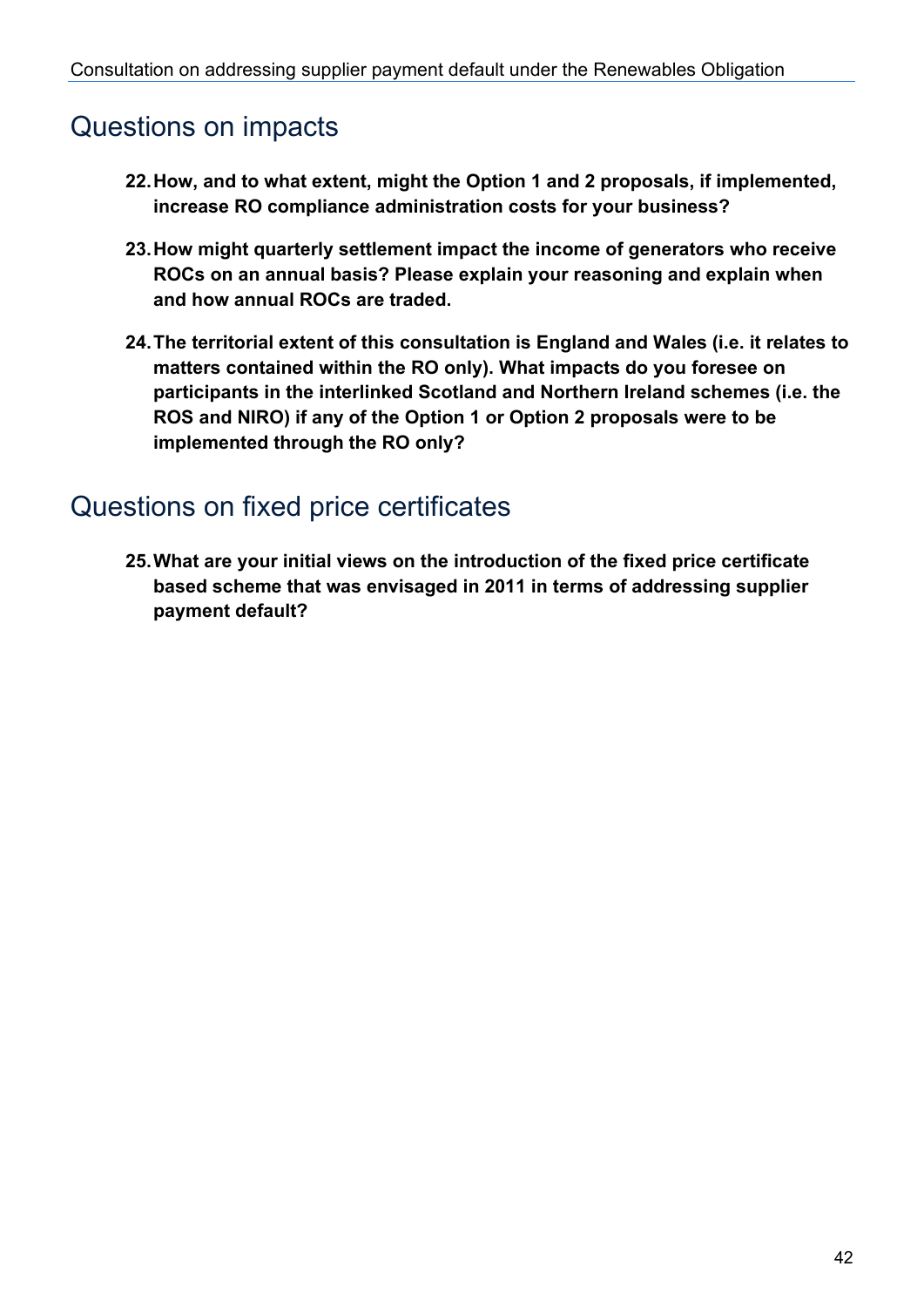## Questions on impacts

22. **How, and to what extent, might the Option 1 and 2 proposals, if implemented, increase RO compliance administration costs for your business?**

23. **How might quarterly settlement impact the income of generators who receive ROCs on an annual basis? Please explain your reasoning and explain when and how annual ROCs are traded.**

24. **The territorial extent of this consultation is England and Wales (i.e. it relates to matters contained within the RO only). What impacts do you foresee on participants in the interlinked Scotland and Northern Ireland schemes (i.e. the ROS and NIRO) if any of the Option 1 or Option 2 proposals were to be implemented through the RO only?**

## Questions on fixed price certificates

25. **What are your initial views on the introduction of the fixed price certificate based scheme that was envisaged in 2011 in terms of addressing supplier payment default?**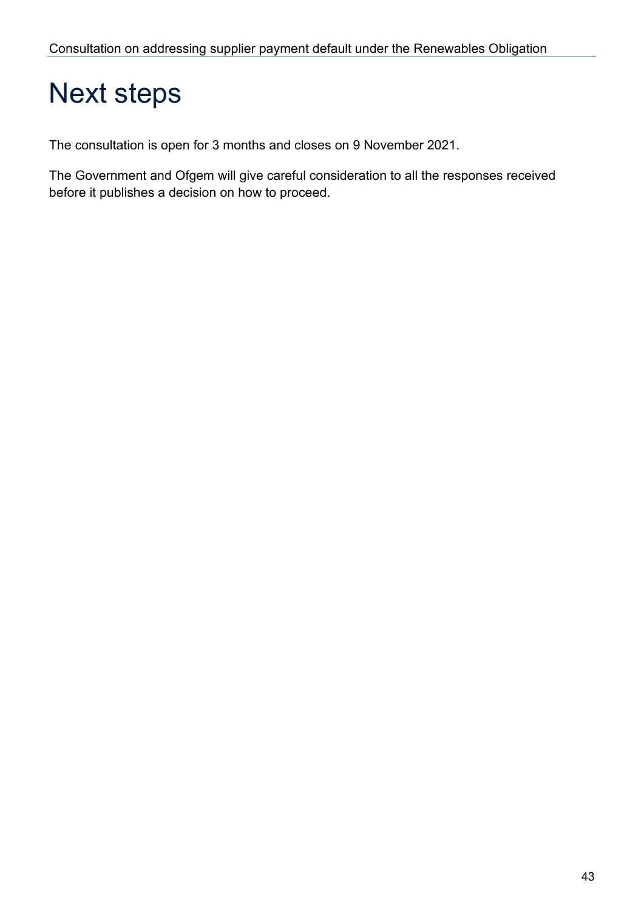# Next steps

The consultation is open for 3 months and closes on 9 November 2021.

The Government and Ofgem will give careful consideration to all the responses received before it publishes a decision on how to proceed.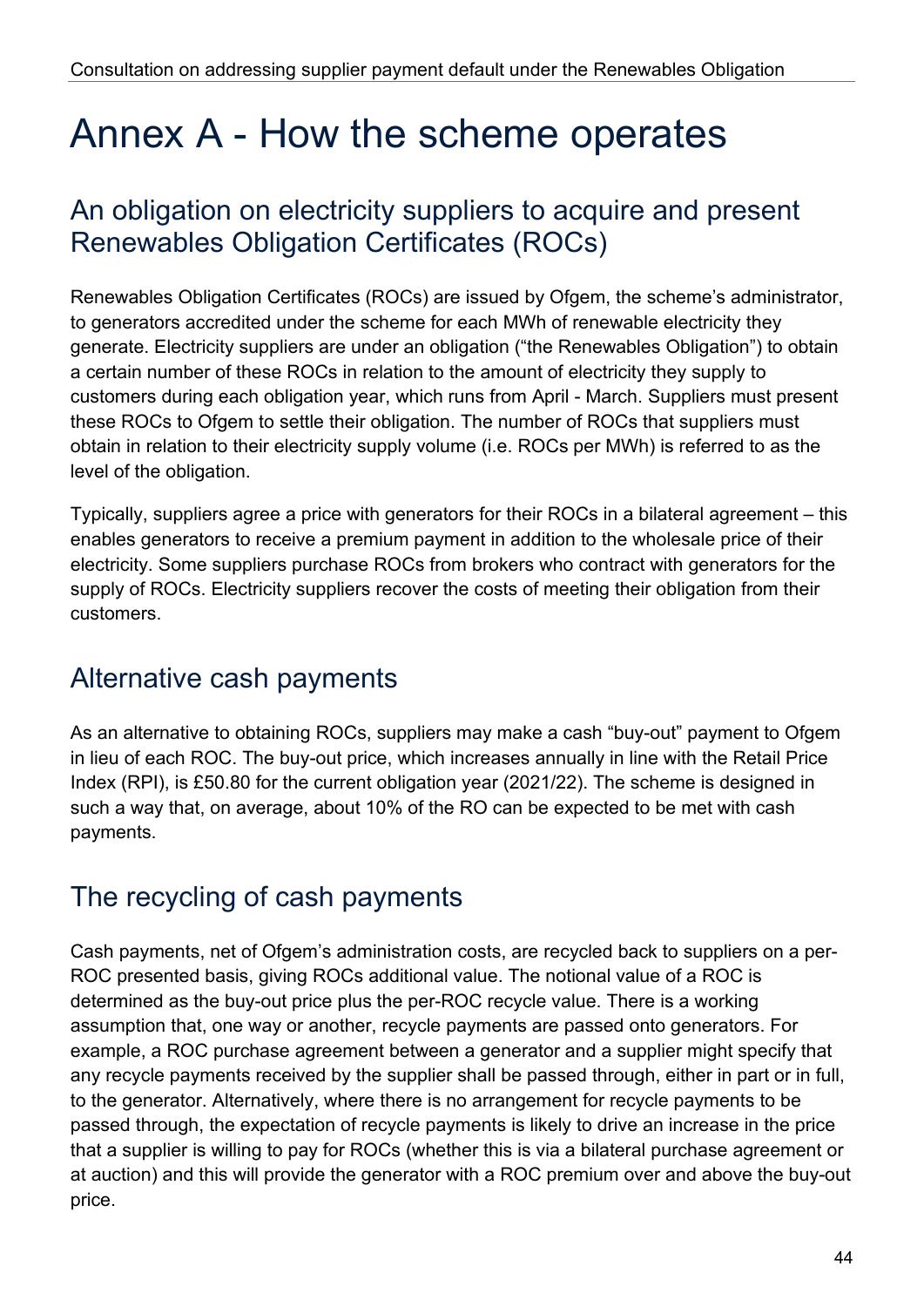# Annex A - How the scheme operates

## An obligation on electricity suppliers to acquire and present Renewables Obligation Certificates (ROCs)

Renewables Obligation Certificates (ROCs) are issued by Ofgem, the scheme's administrator, to generators accredited under the scheme for each MWh of renewable electricity they generate. Electricity suppliers are under an obligation ("the Renewables Obligation") to obtain a certain number of these ROCs in relation to the amount of electricity they supply to customers during each obligation year, which runs from April - March. Suppliers must present these ROCs to Ofgem to settle their obligation. The number of ROCs that suppliers must obtain in relation to their electricity supply volume (i.e. ROCs per MWh) is referred to as the level of the obligation.

Typically, suppliers agree a price with generators for their ROCs in a bilateral agreement – this enables generators to receive a premium payment in addition to the wholesale price of their electricity. Some suppliers purchase ROCs from brokers who contract with generators for the supply of ROCs. Electricity suppliers recover the costs of meeting their obligation from their customers.

## Alternative cash payments

As an alternative to obtaining ROCs, suppliers may make a cash "buy-out" payment to Ofgem in lieu of each ROC. The buy-out price, which increases annually in line with the Retail Price Index (RPI), is £50.80 for the current obligation year (2021/22). The scheme is designed in such a way that, on average, about 10% of the RO can be expected to be met with cash payments.

## The recycling of cash payments

Cash payments, net of Ofgem's administration costs, are recycled back to suppliers on a per-ROC presented basis, giving ROCs additional value. The notional value of a ROC is determined as the buy-out price plus the per-ROC recycle value. There is a working assumption that, one way or another, recycle payments are passed onto generators. For example, a ROC purchase agreement between a generator and a supplier might specify that any recycle payments received by the supplier shall be passed through, either in part or in full, to the generator. Alternatively, where there is no arrangement for recycle payments to be passed through, the expectation of recycle payments is likely to drive an increase in the price that a supplier is willing to pay for ROCs (whether this is via a bilateral purchase agreement or at auction) and this will provide the generator with a ROC premium over and above the buy-out price.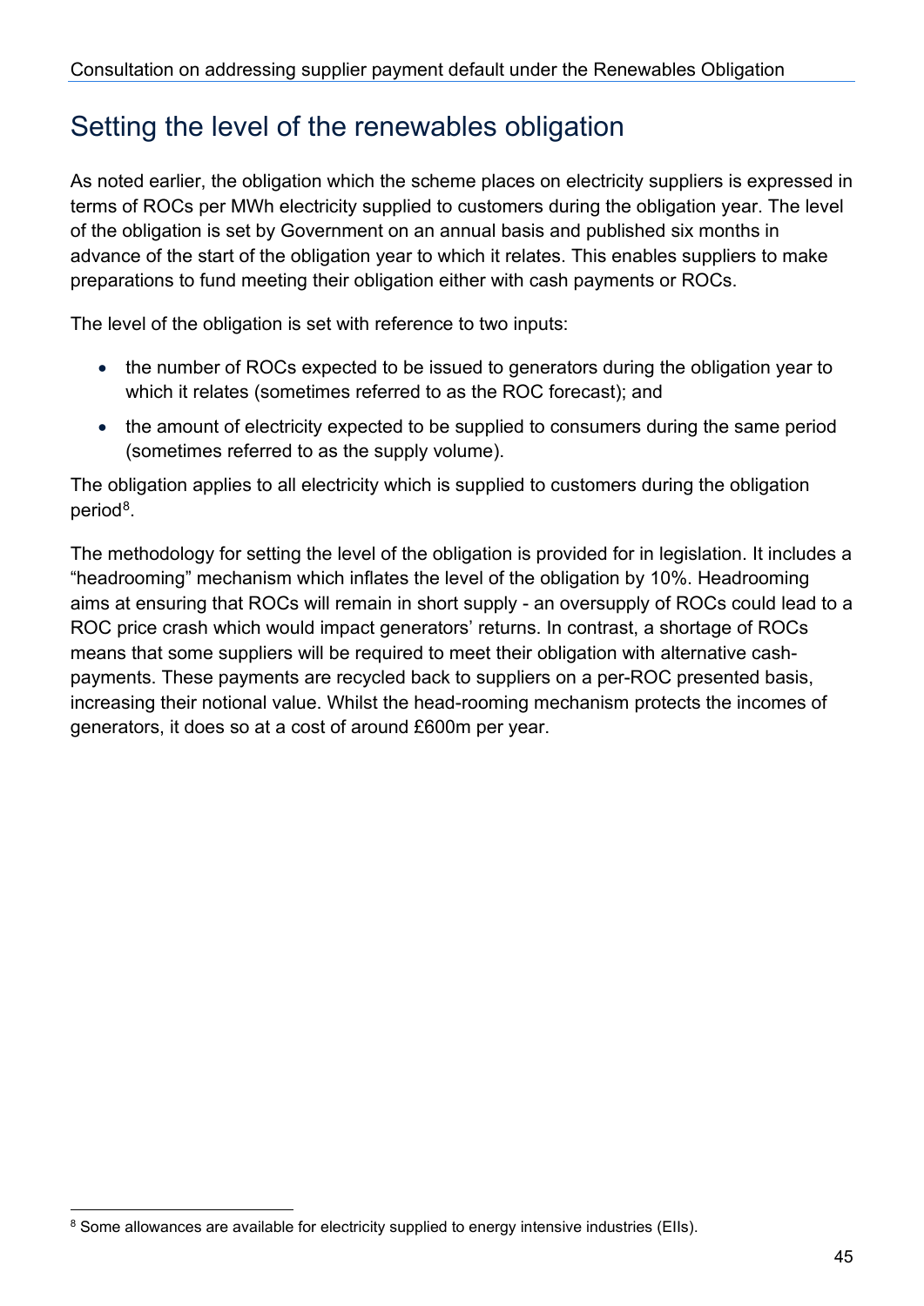## Setting the level of the renewables obligation

As noted earlier, the obligation which the scheme places on electricity suppliers is expressed in terms of ROCs per MWh electricity supplied to customers during the obligation year. The level of the obligation is set by Government on an annual basis and published six months in advance of the start of the obligation year to which it relates. This enables suppliers to make preparations to fund meeting their obligation either with cash payments or ROCs.

The level of the obligation is set with reference to two inputs:

- the number of ROCs expected to be issued to generators during the obligation year to which it relates (sometimes referred to as the ROC forecast); and
- the amount of electricity expected to be supplied to consumers during the same period (sometimes referred to as the supply volume).

The obligation applies to all electricity which is supplied to customers during the obligation period[8].

The methodology for setting the level of the obligation is provided for in legislation. It includes a "headrooming" mechanism which inflates the level of the obligation by 10%. Headrooming aims at ensuring that ROCs will remain in short supply - an oversupply of ROCs could lead to a ROC price crash which would impact generators' returns. In contrast, a shortage of ROCs means that some suppliers will be required to meet their obligation with alternative cash-payments. These payments are recycled back to suppliers on a per-ROC presented basis, increasing their notional value. Whilst the head-rooming mechanism protects the incomes of generators, it does so at a cost of around £600m per year.

[8] Some allowances are available for electricity supplied to energy intensive industries (EIIs).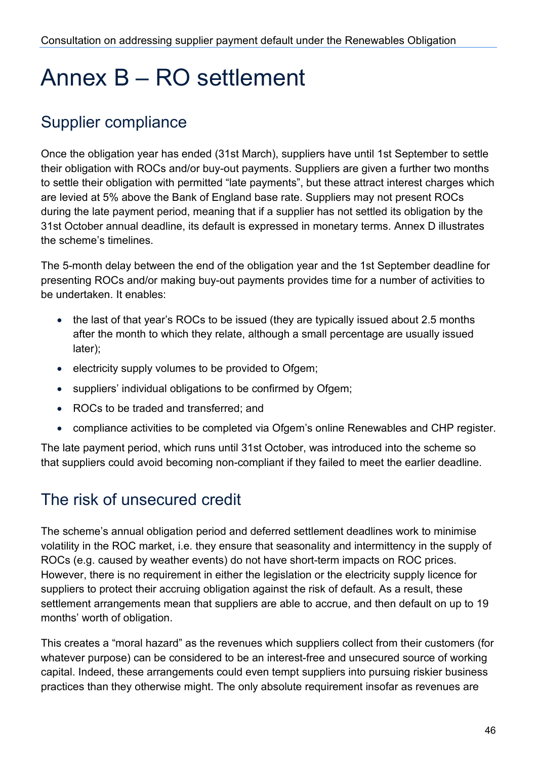# Annex B – RO settlement

## Supplier compliance

Once the obligation year has ended (31st March), suppliers have until 1st September to settle their obligation with ROCs and/or buy-out payments. Suppliers are given a further two months to settle their obligation with permitted "late payments", but these attract interest charges which are levied at 5% above the Bank of England base rate. Suppliers may not present ROCs during the late payment period, meaning that if a supplier has not settled its obligation by the 31st October annual deadline, its default is expressed in monetary terms. Annex D illustrates the scheme's timelines.

The 5-month delay between the end of the obligation year and the 1st September deadline for presenting ROCs and/or making buy-out payments provides time for a number of activities to be undertaken. It enables:

- the last of that year's ROCs to be issued (they are typically issued about 2.5 months after the month to which they relate, although a small percentage are usually issued later);
- electricity supply volumes to be provided to Ofgem;
- suppliers' individual obligations to be confirmed by Ofgem;
- ROCs to be traded and transferred; and
- compliance activities to be completed via Ofgem's online Renewables and CHP register.

The late payment period, which runs until 31st October, was introduced into the scheme so that suppliers could avoid becoming non-compliant if they failed to meet the earlier deadline.

## The risk of unsecured credit

The scheme's annual obligation period and deferred settlement deadlines work to minimise volatility in the ROC market, i.e. they ensure that seasonality and intermittency in the supply of ROCs (e.g. caused by weather events) do not have short-term impacts on ROC prices. However, there is no requirement in either the legislation or the electricity supply licence for suppliers to protect their accruing obligation against the risk of default. As a result, these settlement arrangements mean that suppliers are able to accrue, and then default on up to 19 months' worth of obligation.

This creates a "moral hazard" as the revenues which suppliers collect from their customers (for whatever purpose) can be considered to be an interest-free and unsecured source of working capital. Indeed, these arrangements could even tempt suppliers into pursuing riskier business practices than they otherwise might. The only absolute requirement insofar as revenues are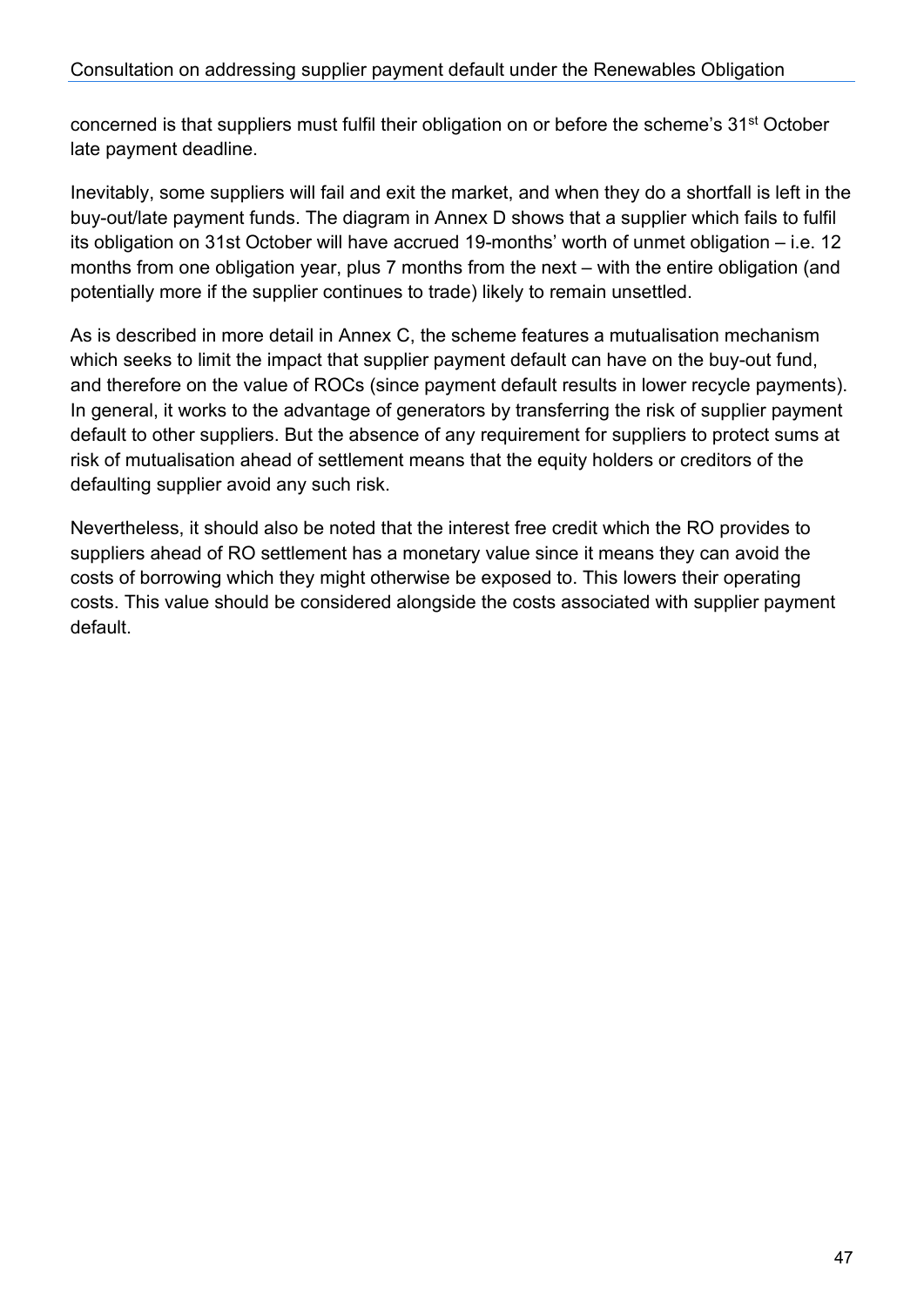concerned is that suppliers must fulfil their obligation on or before the scheme's 31st October late payment deadline.

Inevitably, some suppliers will fail and exit the market, and when they do a shortfall is left in the buy-out/late payment funds. The diagram in Annex D shows that a supplier which fails to fulfil its obligation on 31st October will have accrued 19-months' worth of unmet obligation – i.e. 12 months from one obligation year, plus 7 months from the next – with the entire obligation (and potentially more if the supplier continues to trade) likely to remain unsettled.

As is described in more detail in Annex C, the scheme features a mutualisation mechanism which seeks to limit the impact that supplier payment default can have on the buy-out fund, and therefore on the value of ROCs (since payment default results in lower recycle payments). In general, it works to the advantage of generators by transferring the risk of supplier payment default to other suppliers. But the absence of any requirement for suppliers to protect sums at risk of mutualisation ahead of settlement means that the equity holders or creditors of the defaulting supplier avoid any such risk.

Nevertheless, it should also be noted that the interest free credit which the RO provides to suppliers ahead of RO settlement has a monetary value since it means they can avoid the costs of borrowing which they might otherwise be exposed to. This lowers their operating costs. This value should be considered alongside the costs associated with supplier payment default.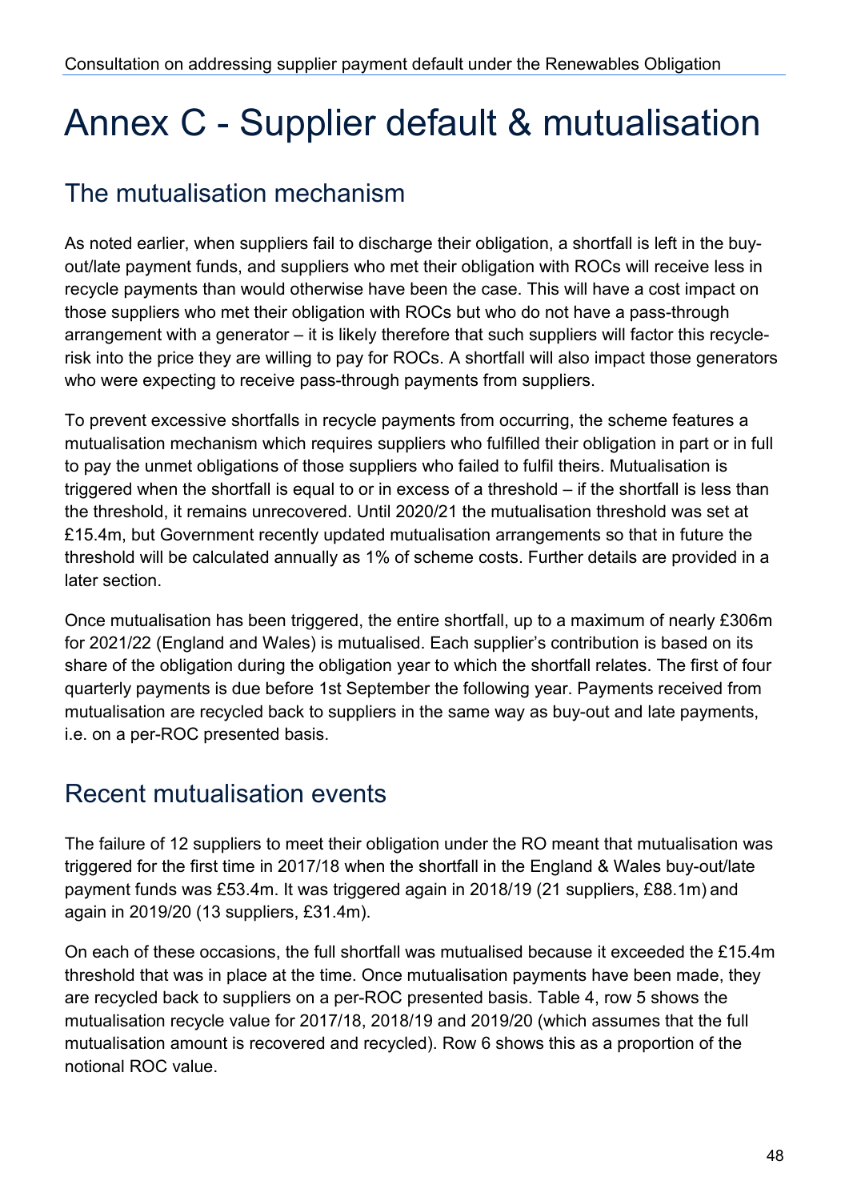# Annex C - Supplier default & mutualisation

## The mutualisation mechanism

As noted earlier, when suppliers fail to discharge their obligation, a shortfall is left in the buy-out/late payment funds, and suppliers who met their obligation with ROCs will receive less in recycle payments than would otherwise have been the case. This will have a cost impact on those suppliers who met their obligation with ROCs but who do not have a pass-through arrangement with a generator – it is likely therefore that such suppliers will factor this recycle-risk into the price they are willing to pay for ROCs. A shortfall will also impact those generators who were expecting to receive pass-through payments from suppliers.

To prevent excessive shortfalls in recycle payments from occurring, the scheme features a mutualisation mechanism which requires suppliers who fulfilled their obligation in part or in full to pay the unmet obligations of those suppliers who failed to fulfil theirs. Mutualisation is triggered when the shortfall is equal to or in excess of a threshold – if the shortfall is less than the threshold, it remains unrecovered. Until 2020/21 the mutualisation threshold was set at £15.4m, but Government recently updated mutualisation arrangements so that in future the threshold will be calculated annually as 1% of scheme costs. Further details are provided in a later section.

Once mutualisation has been triggered, the entire shortfall, up to a maximum of nearly £306m for 2021/22 (England and Wales) is mutualised. Each supplier's contribution is based on its share of the obligation during the obligation year to which the shortfall relates. The first of four quarterly payments is due before 1st September the following year. Payments received from mutualisation are recycled back to suppliers in the same way as buy-out and late payments, i.e. on a per-ROC presented basis.

## Recent mutualisation events

The failure of 12 suppliers to meet their obligation under the RO meant that mutualisation was triggered for the first time in 2017/18 when the shortfall in the England & Wales buy-out/late payment funds was £53.4m. It was triggered again in 2018/19 (21 suppliers, £88.1m) and again in 2019/20 (13 suppliers, £31.4m).

On each of these occasions, the full shortfall was mutualised because it exceeded the £15.4m threshold that was in place at the time. Once mutualisation payments have been made, they are recycled back to suppliers on a per-ROC presented basis. Table 4, row 5 shows the mutualisation recycle value for 2017/18, 2018/19 and 2019/20 (which assumes that the full mutualisation amount is recovered and recycled). Row 6 shows this as a proportion of the notional ROC value.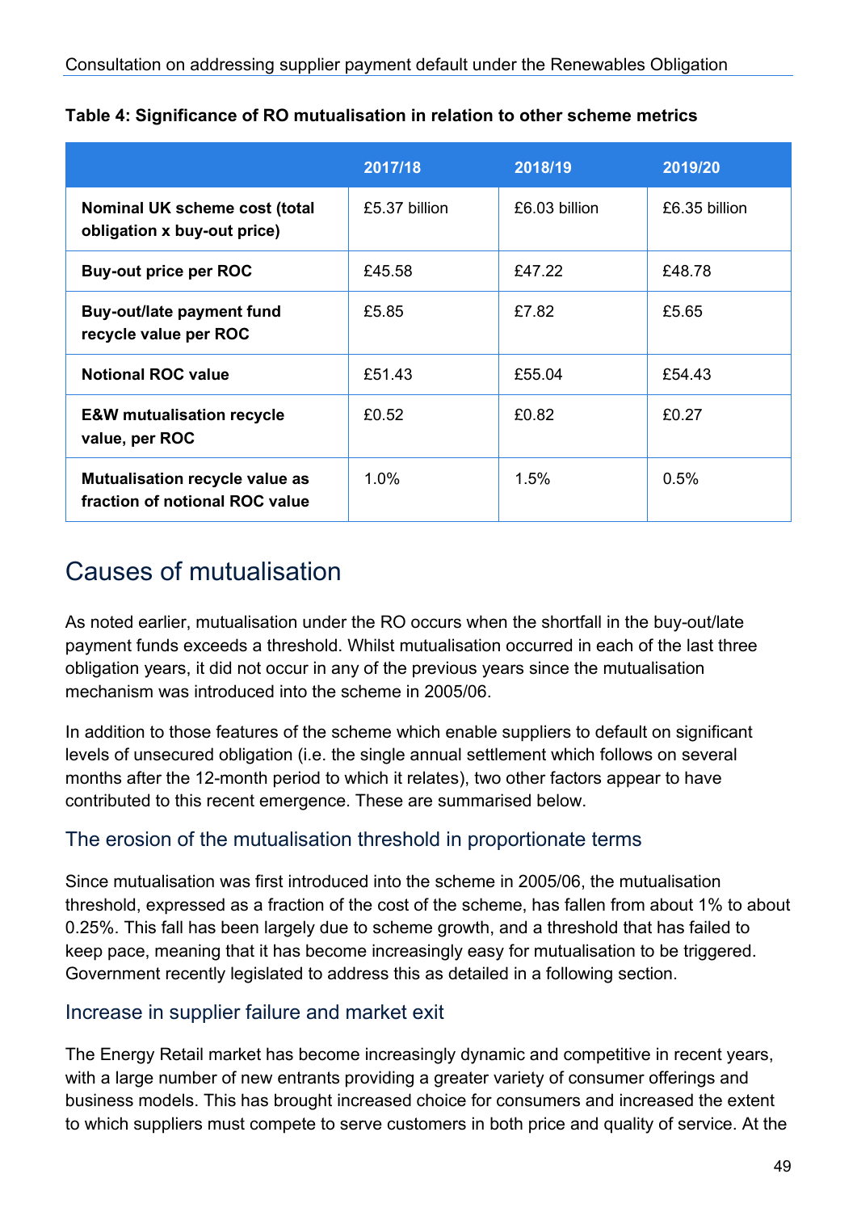**Table 4: Significance of RO mutualisation in relation to other scheme metrics**

| | 2017/18 | 2018/19 | 2019/20 |
|---|---|---|---|
| **Nominal UK scheme cost (total obligation x buy-out price)** | £5.37 billion | £6.03 billion | £6.35 billion |
| **Buy-out price per ROC** | £45.58 | £47.22 | £48.78 |
| **Buy-out/late payment fund recycle value per ROC** | £5.85 | £7.82 | £5.65 |
| **Notional ROC value** | £51.43 | £55.04 | £54.43 |
| **E&W mutualisation recycle value, per ROC** | £0.52 | £0.82 | £0.27 |
| **Mutualisation recycle value as fraction of notional ROC value** | 1.0% | 1.5% | 0.5% |

# Causes of mutualisation

As noted earlier, mutualisation under the RO occurs when the shortfall in the buy-out/late payment funds exceeds a threshold. Whilst mutualisation occurred in each of the last three obligation years, it did not occur in any of the previous years since the mutualisation mechanism was introduced into the scheme in 2005/06.

In addition to those features of the scheme which enable suppliers to default on significant levels of unsecured obligation (i.e. the single annual settlement which follows on several months after the 12-month period to which it relates), two other factors appear to have contributed to this recent emergence. These are summarised below.

## The erosion of the mutualisation threshold in proportionate terms

Since mutualisation was first introduced into the scheme in 2005/06, the mutualisation threshold, expressed as a fraction of the cost of the scheme, has fallen from about 1% to about 0.25%. This fall has been largely due to scheme growth, and a threshold that has failed to keep pace, meaning that it has become increasingly easy for mutualisation to be triggered. Government recently legislated to address this as detailed in a following section.

## Increase in supplier failure and market exit

The Energy Retail market has become increasingly dynamic and competitive in recent years, with a large number of new entrants providing a greater variety of consumer offerings and business models. This has brought increased choice for consumers and increased the extent to which suppliers must compete to serve customers in both price and quality of service. At the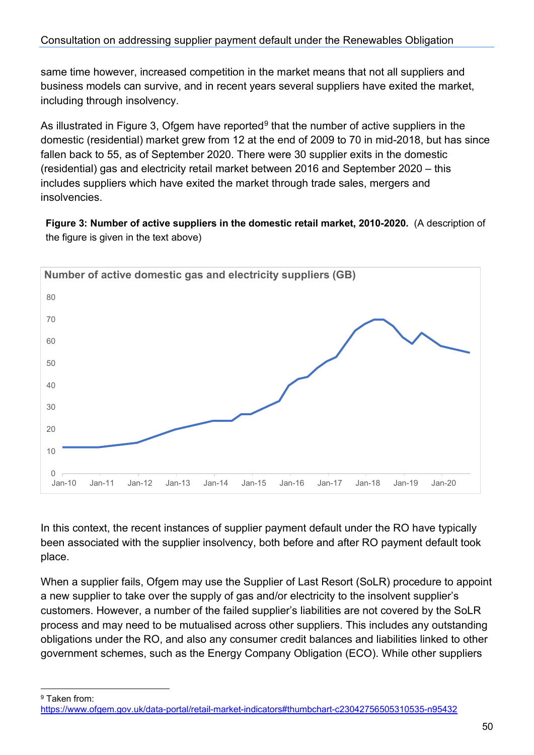same time however, increased competition in the market means that not all suppliers and business models can survive, and in recent years several suppliers have exited the market, including through insolvency.

As illustrated in Figure 3, Ofgem have reported[9] that the number of active suppliers in the domestic (residential) market grew from 12 at the end of 2009 to 70 in mid-2018, but has since fallen back to 55, as of September 2020. There were 30 supplier exits in the domestic (residential) gas and electricity retail market between 2016 and September 2020 – this includes suppliers which have exited the market through trade sales, mergers and insolvencies.

**Figure 3: Number of active suppliers in the domestic retail market, 2010-2020.** (A description of the figure is given in the text above)

Number of active domestic gas and electricity suppliers (GB)

80
70
60
50
40
30
20
10
0

Jan-10 Jan-11 Jan-12 Jan-13 Jan-14 Jan-15 Jan-16 Jan-17 Jan-18 Jan-19 Jan-20

In this context, the recent instances of supplier payment default under the RO have typically been associated with the supplier insolvency, both before and after RO payment default took place.

When a supplier fails, Ofgem may use the Supplier of Last Resort (SoLR) procedure to appoint a new supplier to take over the supply of gas and/or electricity to the insolvent supplier's customers. However, a number of the failed supplier's liabilities are not covered by the SoLR process and may need to be mutualised across other suppliers. This includes any outstanding obligations under the RO, and also any consumer credit balances and liabilities linked to other government schemes, such as the Energy Company Obligation (ECO). While other suppliers

[9] Taken from: https://www.ofgem.gov.uk/data-portal/retail-market-indicators#thumbchart-c23042756505310535-n95432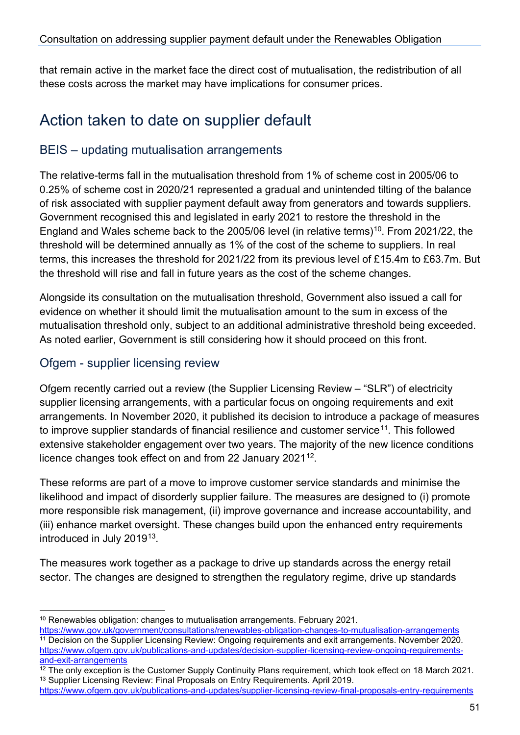that remain active in the market face the direct cost of mutualisation, the redistribution of all these costs across the market may have implications for consumer prices.

# Action taken to date on supplier default

## BEIS – updating mutualisation arrangements

The relative-terms fall in the mutualisation threshold from 1% of scheme cost in 2005/06 to 0.25% of scheme cost in 2020/21 represented a gradual and unintended tilting of the balance of risk associated with supplier payment default away from generators and towards suppliers. Government recognised this and legislated in early 2021 to restore the threshold in the England and Wales scheme back to the 2005/06 level (in relative terms)[10]. From 2021/22, the threshold will be determined annually as 1% of the cost of the scheme to suppliers. In real terms, this increases the threshold for 2021/22 from its previous level of £15.4m to £63.7m. But the threshold will rise and fall in future years as the cost of the scheme changes.

Alongside its consultation on the mutualisation threshold, Government also issued a call for evidence on whether it should limit the mutualisation amount to the sum in excess of the mutualisation threshold only, subject to an additional administrative threshold being exceeded. As noted earlier, Government is still considering how it should proceed on this front.

## Ofgem - supplier licensing review

Ofgem recently carried out a review (the Supplier Licensing Review – "SLR") of electricity supplier licensing arrangements, with a particular focus on ongoing requirements and exit arrangements. In November 2020, it published its decision to introduce a package of measures to improve supplier standards of financial resilience and customer service[11]. This followed extensive stakeholder engagement over two years. The majority of the new licence conditions licence changes took effect on and from 22 January 2021[12].

These reforms are part of a move to improve customer service standards and minimise the likelihood and impact of disorderly supplier failure. The measures are designed to (i) promote more responsible risk management, (ii) improve governance and increase accountability, and (iii) enhance market oversight. These changes build upon the enhanced entry requirements introduced in July 2019[13].

The measures work together as a package to drive up standards across the energy retail sector. The changes are designed to strengthen the regulatory regime, drive up standards

---

[10] Renewables obligation: changes to mutualisation arrangements. February 2021. https://www.gov.uk/government/consultations/renewables-obligation-changes-to-mutualisation-arrangements

[11] Decision on the Supplier Licensing Review: Ongoing requirements and exit arrangements. November 2020. https://www.ofgem.gov.uk/publications-and-updates/decision-supplier-licensing-review-ongoing-requirements-and-exit-arrangements

[12] The only exception is the Customer Supply Continuity Plans requirement, which took effect on 18 March 2021.

[13] Supplier Licensing Review: Final Proposals on Entry Requirements. April 2019. https://www.ofgem.gov.uk/publications-and-updates/supplier-licensing-review-final-proposals-entry-requirements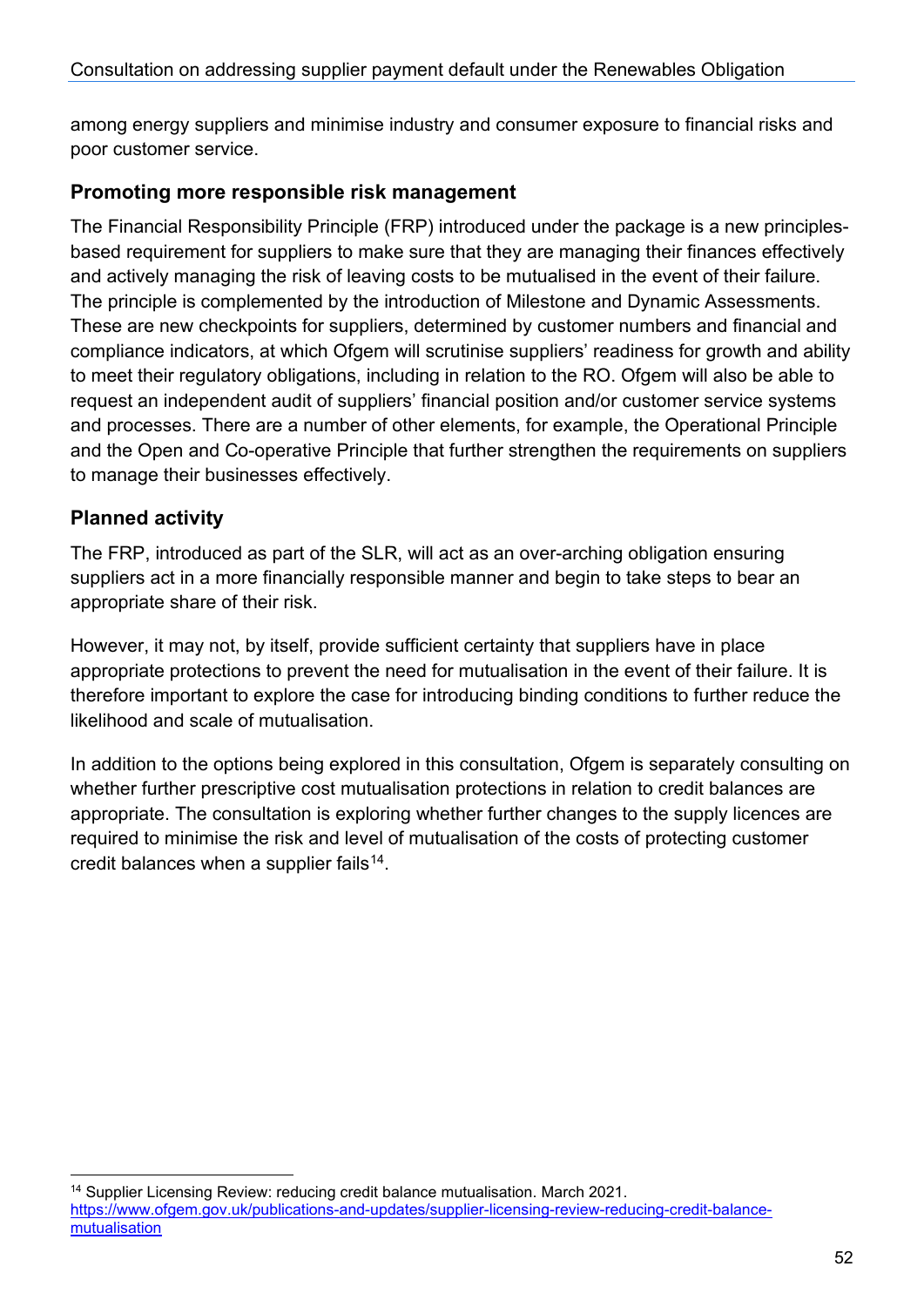among energy suppliers and minimise industry and consumer exposure to financial risks and poor customer service.

### Promoting more responsible risk management

The Financial Responsibility Principle (FRP) introduced under the package is a new principles-based requirement for suppliers to make sure that they are managing their finances effectively and actively managing the risk of leaving costs to be mutualised in the event of their failure. The principle is complemented by the introduction of Milestone and Dynamic Assessments. These are new checkpoints for suppliers, determined by customer numbers and financial and compliance indicators, at which Ofgem will scrutinise suppliers' readiness for growth and ability to meet their regulatory obligations, including in relation to the RO. Ofgem will also be able to request an independent audit of suppliers' financial position and/or customer service systems and processes. There are a number of other elements, for example, the Operational Principle and the Open and Co-operative Principle that further strengthen the requirements on suppliers to manage their businesses effectively.

### Planned activity

The FRP, introduced as part of the SLR, will act as an over-arching obligation ensuring suppliers act in a more financially responsible manner and begin to take steps to bear an appropriate share of their risk.

However, it may not, by itself, provide sufficient certainty that suppliers have in place appropriate protections to prevent the need for mutualisation in the event of their failure. It is therefore important to explore the case for introducing binding conditions to further reduce the likelihood and scale of mutualisation.

In addition to the options being explored in this consultation, Ofgem is separately consulting on whether further prescriptive cost mutualisation protections in relation to credit balances are appropriate. The consultation is exploring whether further changes to the supply licences are required to minimise the risk and level of mutualisation of the costs of protecting customer credit balances when a supplier fails[14].

[14] Supplier Licensing Review: reducing credit balance mutualisation. March 2021. https://www.ofgem.gov.uk/publications-and-updates/supplier-licensing-review-reducing-credit-balance-mutualisation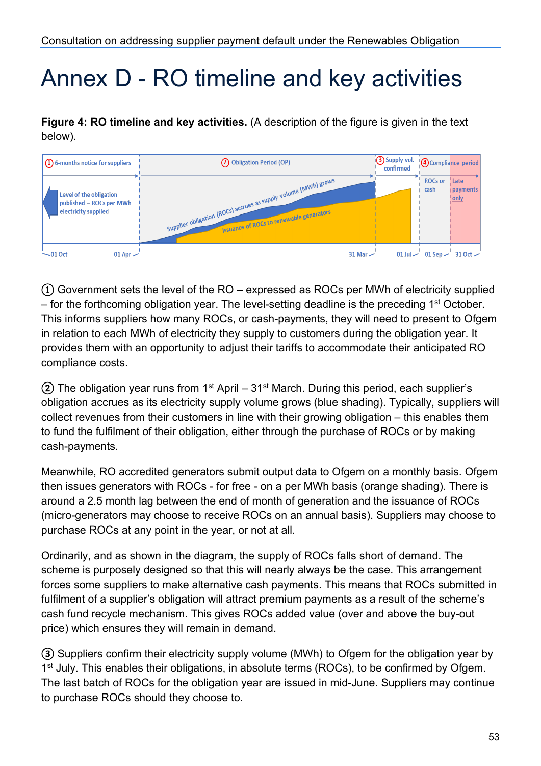# Annex D - RO timeline and key activities

**Figure 4: RO timeline and key activities.** (A description of the figure is given in the text below).

① 6-months notice for suppliers

② Obligation Period (OP)

③ Supply vol. confirmed

④ Compliance period

Level of the obligation published – ROCs per MWh electricity supplied

Supplier obligation (ROCs) accrues as supply volume (MWh) grows

Issuance of ROCs to renewable generators

ROCs or cash

Late payments only

01 Oct

01 Apr

31 Mar

01 Jul

01 Sep

31 Oct

① Government sets the level of the RO – expressed as ROCs per MWh of electricity supplied – for the forthcoming obligation year. The level-setting deadline is the preceding 1st October. This informs suppliers how many ROCs, or cash-payments, they will need to present to Ofgem in relation to each MWh of electricity they supply to customers during the obligation year. It provides them with an opportunity to adjust their tariffs to accommodate their anticipated RO compliance costs.

② The obligation year runs from 1st April – 31st March. During this period, each supplier's obligation accrues as its electricity supply volume grows (blue shading). Typically, suppliers will collect revenues from their customers in line with their growing obligation – this enables them to fund the fulfilment of their obligation, either through the purchase of ROCs or by making cash-payments.

Meanwhile, RO accredited generators submit output data to Ofgem on a monthly basis. Ofgem then issues generators with ROCs - for free - on a per MWh basis (orange shading). There is around a 2.5 month lag between the end of month of generation and the issuance of ROCs (micro-generators may choose to receive ROCs on an annual basis). Suppliers may choose to purchase ROCs at any point in the year, or not at all.

Ordinarily, and as shown in the diagram, the supply of ROCs falls short of demand. The scheme is purposely designed so that this will nearly always be the case. This arrangement forces some suppliers to make alternative cash payments. This means that ROCs submitted in fulfilment of a supplier's obligation will attract premium payments as a result of the scheme's cash fund recycle mechanism. This gives ROCs added value (over and above the buy-out price) which ensures they will remain in demand.

③ Suppliers confirm their electricity supply volume (MWh) to Ofgem for the obligation year by 1st July. This enables their obligations, in absolute terms (ROCs), to be confirmed by Ofgem. The last batch of ROCs for the obligation year are issued in mid-June. Suppliers may continue to purchase ROCs should they choose to.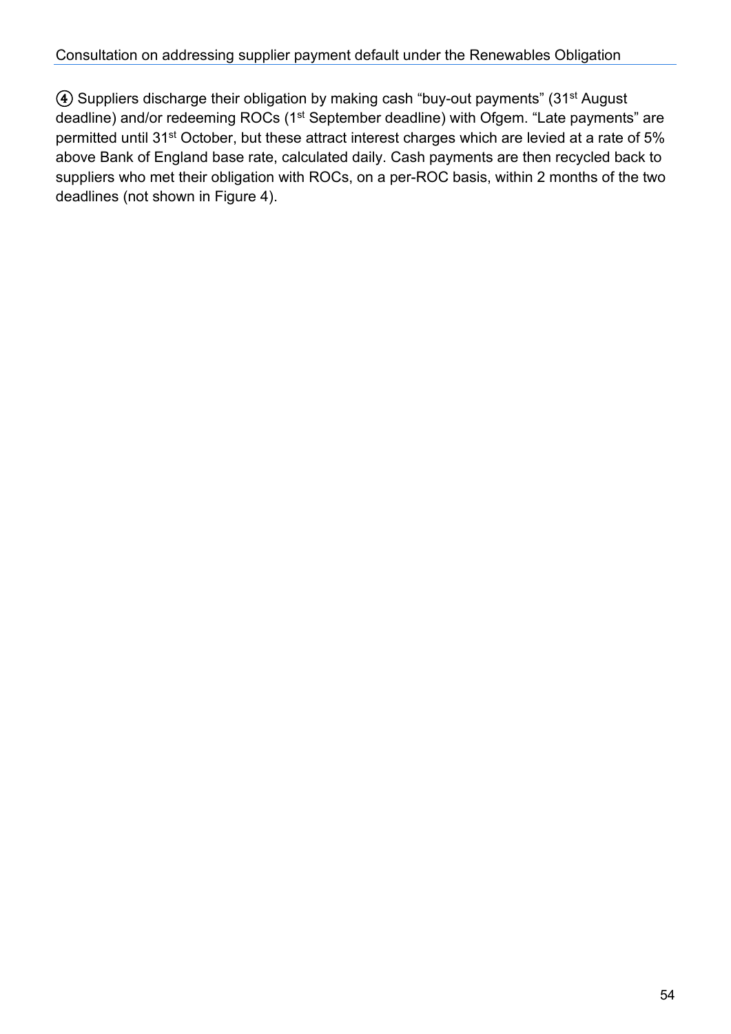④ Suppliers discharge their obligation by making cash "buy-out payments" (31st August deadline) and/or redeeming ROCs (1st September deadline) with Ofgem. "Late payments" are permitted until 31st October, but these attract interest charges which are levied at a rate of 5% above Bank of England base rate, calculated daily. Cash payments are then recycled back to suppliers who met their obligation with ROCs, on a per-ROC basis, within 2 months of the two deadlines (not shown in Figure 4).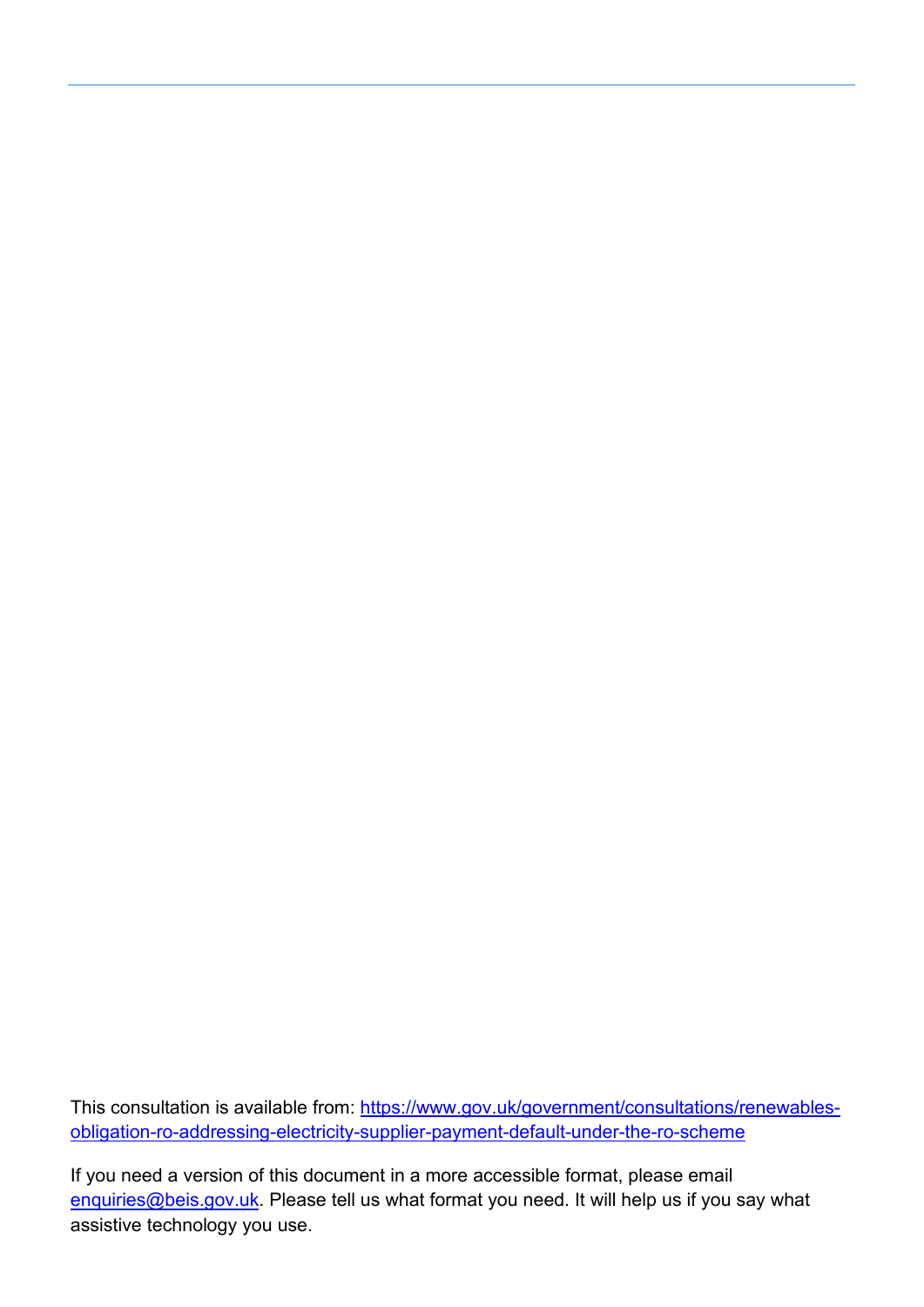This consultation is available from: [https://www.gov.uk/government/consultations/renewables-obligation-ro-addressing-electricity-supplier-payment-default-under-the-ro-scheme](https://www.gov.uk/government/consultations/renewables-obligation-ro-addressing-electricity-supplier-payment-default-under-the-ro-scheme)

If you need a version of this document in a more accessible format, please email [enquiries@beis.gov.uk](mailto:enquiries@beis.gov.uk). Please tell us what format you need. It will help us if you say what assistive technology you use.